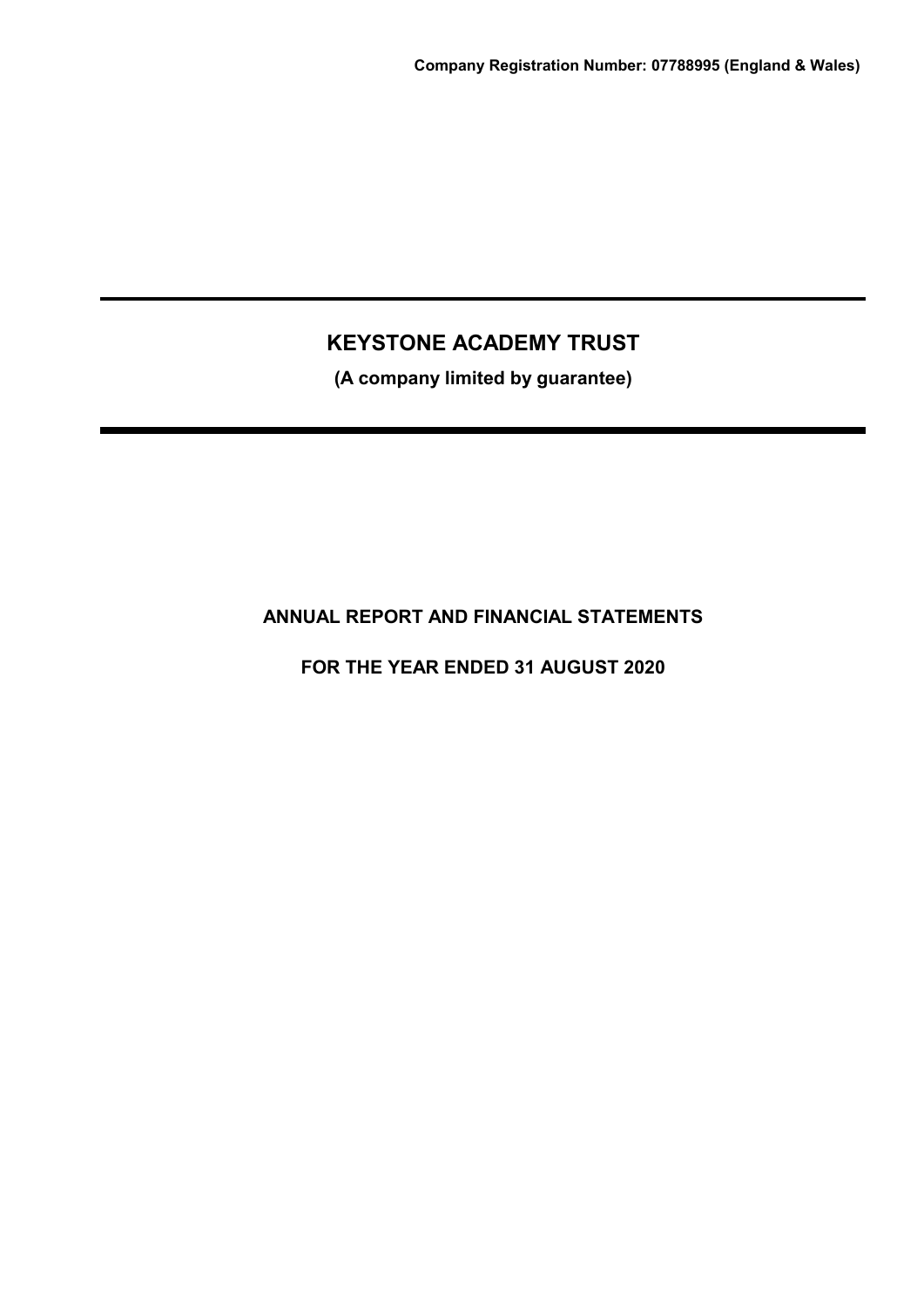**Company Registration Number: 07788995 (England & Wales)**

# KEYSTONE ACADEMY TRUST

**(A company limited by guarantee)**

## ANNUAL REPORT AND FINANCIAL STATEMENTS

## FOR THE YEAR ENDED 31 AUGUST 2020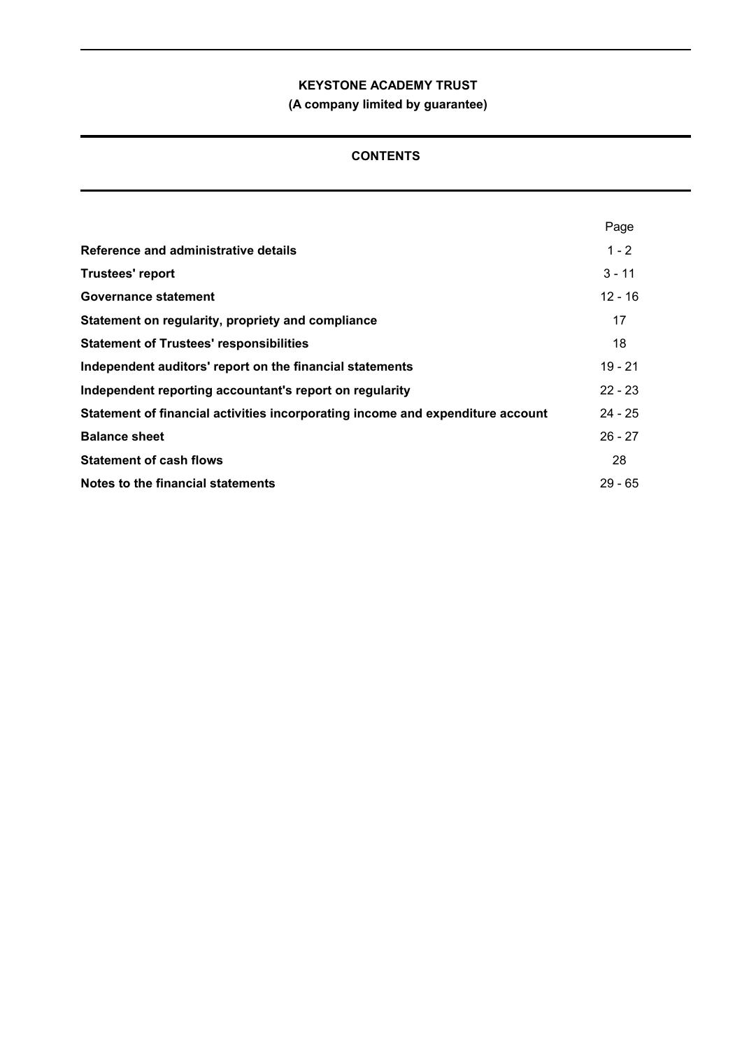**KEYSTONE ACADEMY TRUST**

**(A company limited by guarantee)**

## CONTENTS

| | Page |
|---|---|
| **Reference and administrative details** | 1 - 2 |
| **Trustees' report** | 3 - 11 |
| **Governance statement** | 12 - 16 |
| **Statement on regularity, propriety and compliance** | 17 |
| **Statement of Trustees' responsibilities** | 18 |
| **Independent auditors' report on the financial statements** | 19 - 21 |
| **Independent reporting accountant's report on regularity** | 22 - 23 |
| **Statement of financial activities incorporating income and expenditure account** | 24 - 25 |
| **Balance sheet** | 26 - 27 |
| **Statement of cash flows** | 28 |
| **Notes to the financial statements** | 29 - 65 |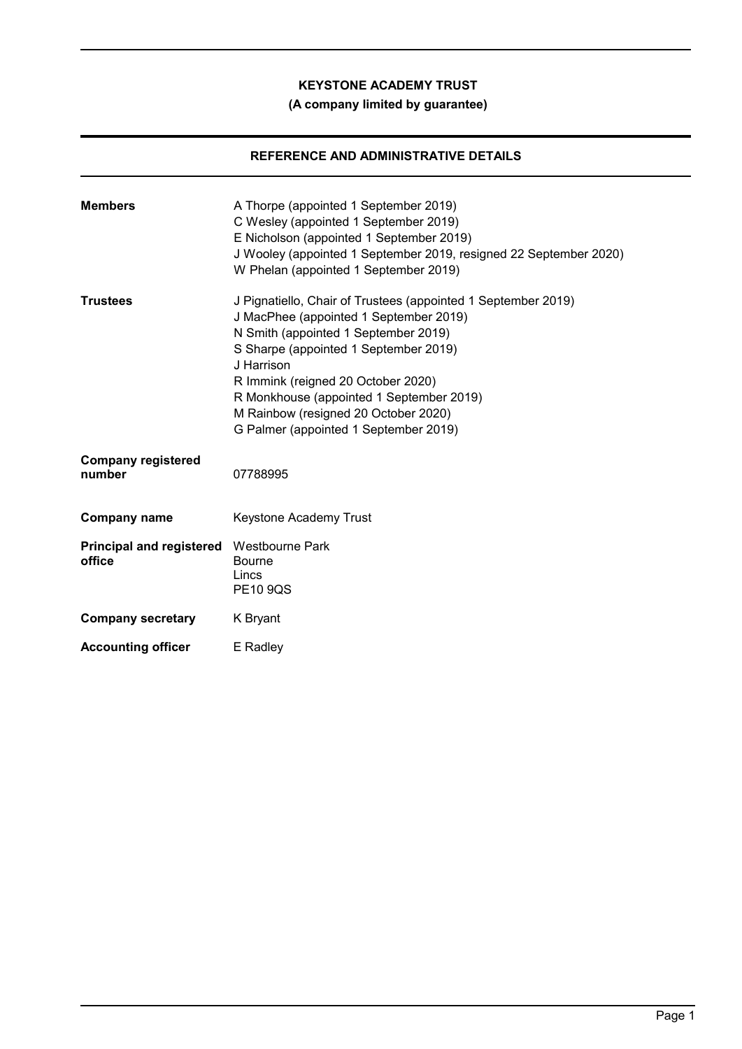**KEYSTONE ACADEMY TRUST**

**(A company limited by guarantee)**

## REFERENCE AND ADMINISTRATIVE DETAILS

| | |
|---|---|
| **Members** | A Thorpe (appointed 1 September 2019)<br>C Wesley (appointed 1 September 2019)<br>E Nicholson (appointed 1 September 2019)<br>J Wooley (appointed 1 September 2019, resigned 22 September 2020)<br>W Phelan (appointed 1 September 2019) |
| **Trustees** | J Pignatiello, Chair of Trustees (appointed 1 September 2019)<br>J MacPhee (appointed 1 September 2019)<br>N Smith (appointed 1 September 2019)<br>S Sharpe (appointed 1 September 2019)<br>J Harrison<br>R Immink (reigned 20 October 2020)<br>R Monkhouse (appointed 1 September 2019)<br>M Rainbow (resigned 20 October 2020)<br>G Palmer (appointed 1 September 2019) |
| **Company registered number** | 07788995 |
| **Company name** | Keystone Academy Trust |
| **Principal and registered office** | Westbourne Park<br>Bourne<br>Lincs<br>PE10 9QS |
| **Company secretary** | K Bryant |
| **Accounting officer** | E Radley |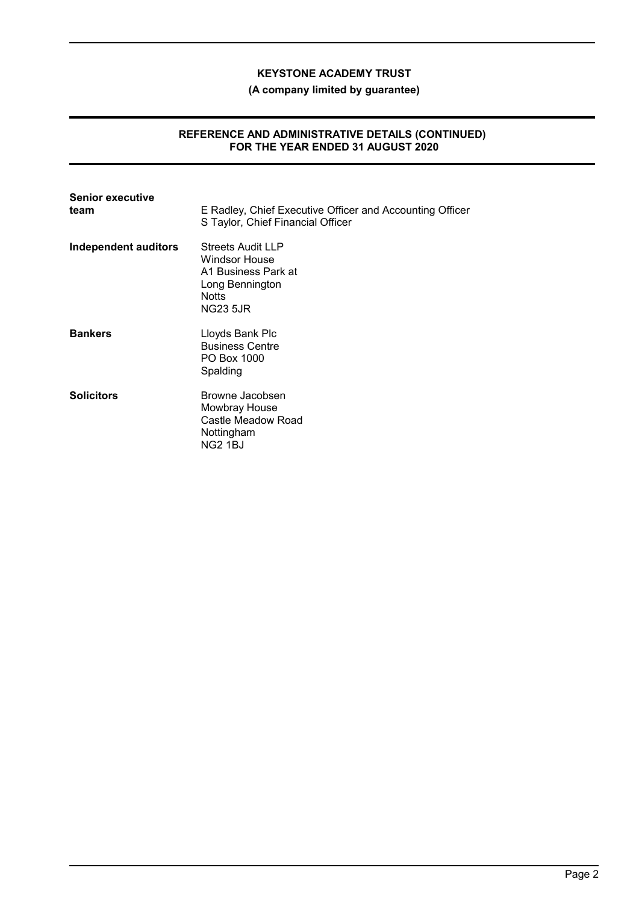**KEYSTONE ACADEMY TRUST**

**(A company limited by guarantee)**

## REFERENCE AND ADMINISTRATIVE DETAILS (CONTINUED) FOR THE YEAR ENDED 31 AUGUST 2020

**Senior executive team**
E Radley, Chief Executive Officer and Accounting Officer
S Taylor, Chief Financial Officer

**Independent auditors**
Streets Audit LLP
Windsor House
A1 Business Park at
Long Bennington
Notts
NG23 5JR

**Bankers**
Lloyds Bank Plc
Business Centre
PO Box 1000
Spalding

**Solicitors**
Browne Jacobsen
Mowbray House
Castle Meadow Road
Nottingham
NG2 1BJ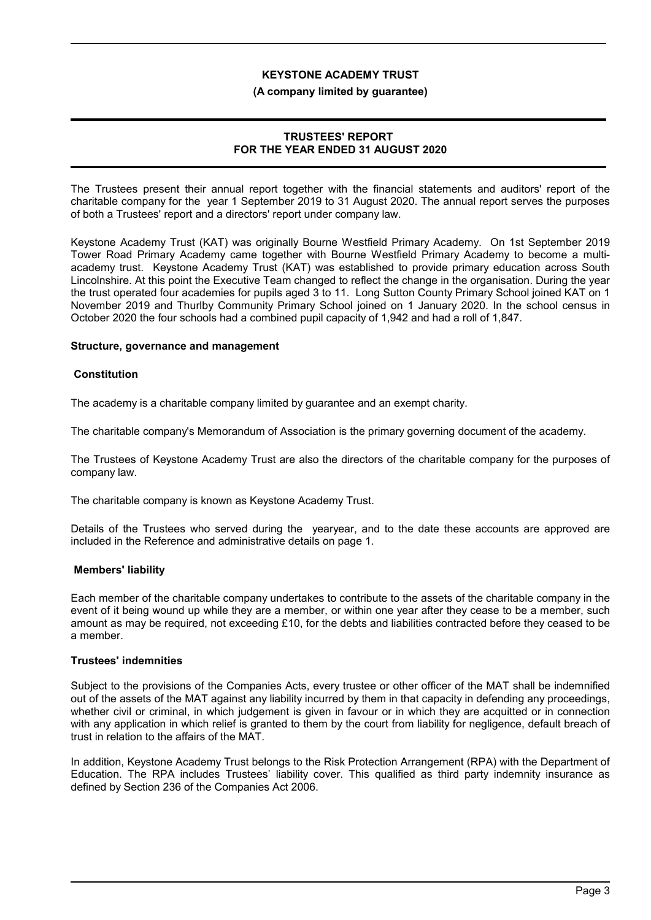# KEYSTONE ACADEMY TRUST

**(A company limited by guarantee)**

## TRUSTEES' REPORT
## FOR THE YEAR ENDED 31 AUGUST 2020

The Trustees present their annual report together with the financial statements and auditors' report of the charitable company for the year 1 September 2019 to 31 August 2020. The annual report serves the purposes of both a Trustees' report and a directors' report under company law.

Keystone Academy Trust (KAT) was originally Bourne Westfield Primary Academy. On 1st September 2019 Tower Road Primary Academy came together with Bourne Westfield Primary Academy to become a multi-academy trust. Keystone Academy Trust (KAT) was established to provide primary education across South Lincolnshire. At this point the Executive Team changed to reflect the change in the organisation. During the year the trust operated four academies for pupils aged 3 to 11. Long Sutton County Primary School joined KAT on 1 November 2019 and Thurlby Community Primary School joined on 1 January 2020. In the school census in October 2020 the four schools had a combined pupil capacity of 1,942 and had a roll of 1,847.

### Structure, governance and management

#### Constitution

The academy is a charitable company limited by guarantee and an exempt charity.

The charitable company's Memorandum of Association is the primary governing document of the academy.

The Trustees of Keystone Academy Trust are also the directors of the charitable company for the purposes of company law.

The charitable company is known as Keystone Academy Trust.

Details of the Trustees who served during the yearyear, and to the date these accounts are approved are included in the Reference and administrative details on page 1.

#### Members' liability

Each member of the charitable company undertakes to contribute to the assets of the charitable company in the event of it being wound up while they are a member, or within one year after they cease to be a member, such amount as may be required, not exceeding £10, for the debts and liabilities contracted before they ceased to be a member.

#### Trustees' indemnities

Subject to the provisions of the Companies Acts, every trustee or other officer of the MAT shall be indemnified out of the assets of the MAT against any liability incurred by them in that capacity in defending any proceedings, whether civil or criminal, in which judgement is given in favour or in which they are acquitted or in connection with any application in which relief is granted to them by the court from liability for negligence, default breach of trust in relation to the affairs of the MAT.

In addition, Keystone Academy Trust belongs to the Risk Protection Arrangement (RPA) with the Department of Education. The RPA includes Trustees' liability cover. This qualified as third party indemnity insurance as defined by Section 236 of the Companies Act 2006.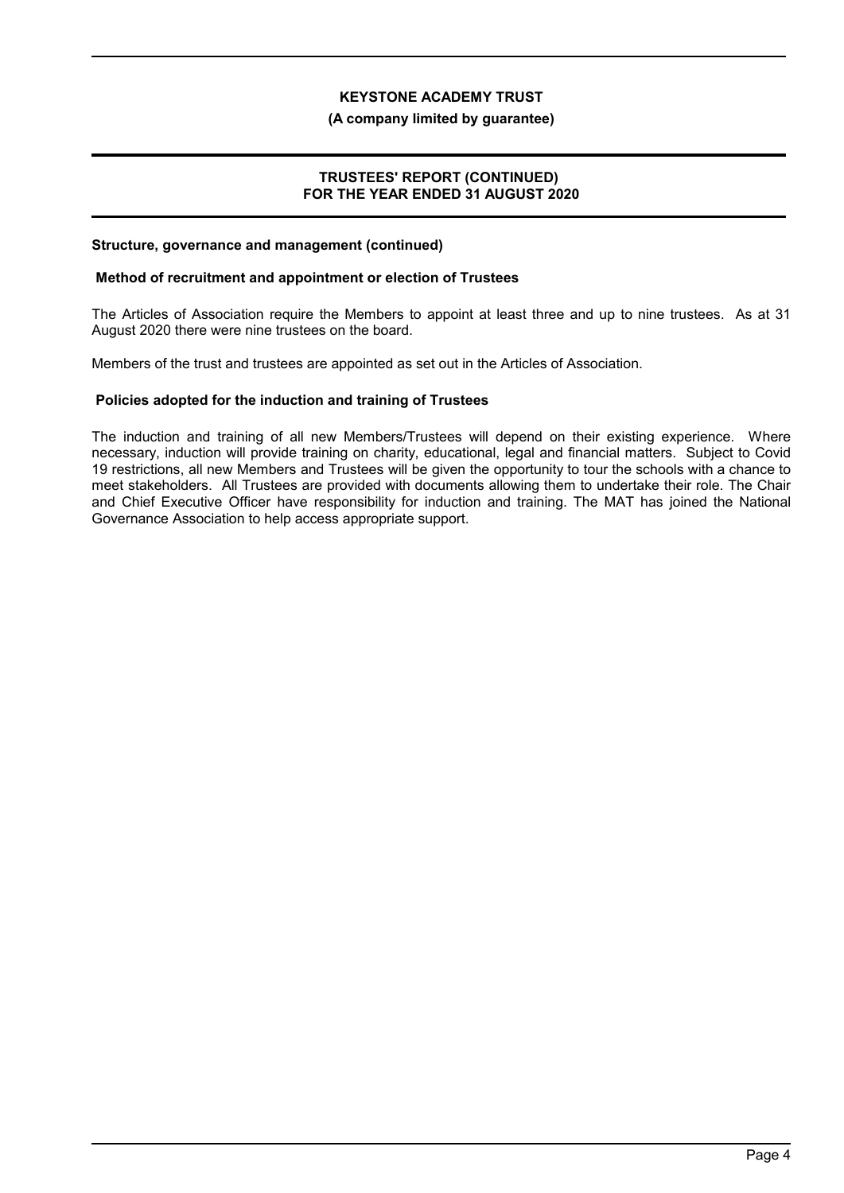## Structure, governance and management (continued)

### Method of recruitment and appointment or election of Trustees

The Articles of Association require the Members to appoint at least three and up to nine trustees. As at 31 August 2020 there were nine trustees on the board.

Members of the trust and trustees are appointed as set out in the Articles of Association.

### Policies adopted for the induction and training of Trustees

The induction and training of all new Members/Trustees will depend on their existing experience. Where necessary, induction will provide training on charity, educational, legal and financial matters. Subject to Covid 19 restrictions, all new Members and Trustees will be given the opportunity to tour the schools with a chance to meet stakeholders. All Trustees are provided with documents allowing them to undertake their role. The Chair and Chief Executive Officer have responsibility for induction and training. The MAT has joined the National Governance Association to help access appropriate support.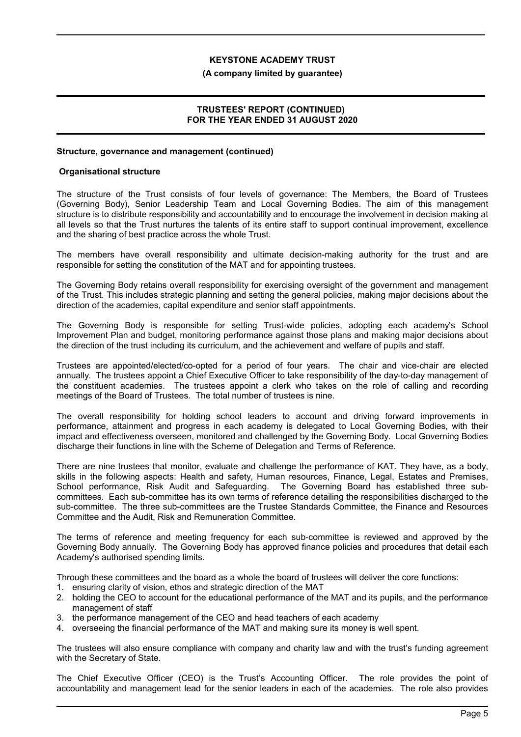### Structure, governance and management (continued)

#### Organisational structure

The structure of the Trust consists of four levels of governance: The Members, the Board of Trustees (Governing Body), Senior Leadership Team and Local Governing Bodies. The aim of this management structure is to distribute responsibility and accountability and to encourage the involvement in decision making at all levels so that the Trust nurtures the talents of its entire staff to support continual improvement, excellence and the sharing of best practice across the whole Trust.

The members have overall responsibility and ultimate decision-making authority for the trust and are responsible for setting the constitution of the MAT and for appointing trustees.

The Governing Body retains overall responsibility for exercising oversight of the government and management of the Trust. This includes strategic planning and setting the general policies, making major decisions about the direction of the academies, capital expenditure and senior staff appointments.

The Governing Body is responsible for setting Trust-wide policies, adopting each academy's School Improvement Plan and budget, monitoring performance against those plans and making major decisions about the direction of the trust including its curriculum, and the achievement and welfare of pupils and staff.

Trustees are appointed/elected/co-opted for a period of four years. The chair and vice-chair are elected annually. The trustees appoint a Chief Executive Officer to take responsibility of the day-to-day management of the constituent academies. The trustees appoint a clerk who takes on the role of calling and recording meetings of the Board of Trustees. The total number of trustees is nine.

The overall responsibility for holding school leaders to account and driving forward improvements in performance, attainment and progress in each academy is delegated to Local Governing Bodies, with their impact and effectiveness overseen, monitored and challenged by the Governing Body. Local Governing Bodies discharge their functions in line with the Scheme of Delegation and Terms of Reference.

There are nine trustees that monitor, evaluate and challenge the performance of KAT. They have, as a body, skills in the following aspects: Health and safety, Human resources, Finance, Legal, Estates and Premises, School performance, Risk Audit and Safeguarding. The Governing Board has established three sub-committees. Each sub-committee has its own terms of reference detailing the responsibilities discharged to the sub-committee. The three sub-committees are the Trustee Standards Committee, the Finance and Resources Committee and the Audit, Risk and Remuneration Committee.

The terms of reference and meeting frequency for each sub-committee is reviewed and approved by the Governing Body annually. The Governing Body has approved finance policies and procedures that detail each Academy's authorised spending limits.

Through these committees and the board as a whole the board of trustees will deliver the core functions:

1. ensuring clarity of vision, ethos and strategic direction of the MAT
2. holding the CEO to account for the educational performance of the MAT and its pupils, and the performance management of staff
3. the performance management of the CEO and head teachers of each academy
4. overseeing the financial performance of the MAT and making sure its money is well spent.

The trustees will also ensure compliance with company and charity law and with the trust's funding agreement with the Secretary of State.

The Chief Executive Officer (CEO) is the Trust's Accounting Officer. The role provides the point of accountability and management lead for the senior leaders in each of the academies. The role also provides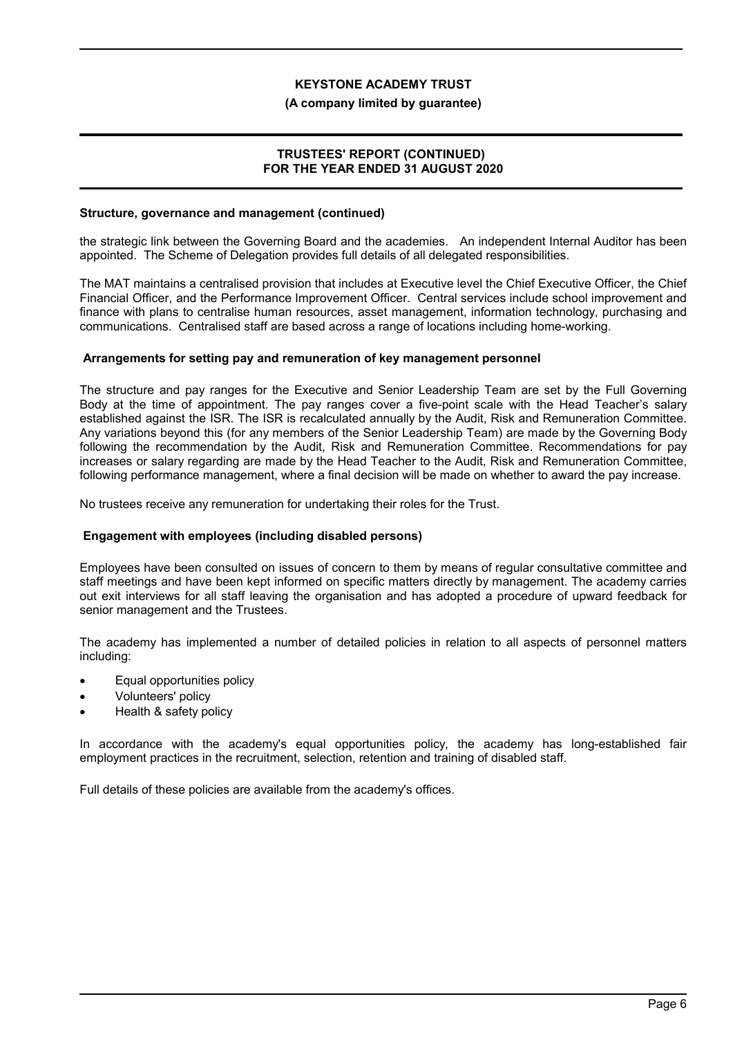### Structure, governance and management (continued)

the strategic link between the Governing Board and the academies. An independent Internal Auditor has been appointed. The Scheme of Delegation provides full details of all delegated responsibilities.

The MAT maintains a centralised provision that includes at Executive level the Chief Executive Officer, the Chief Financial Officer, and the Performance Improvement Officer. Central services include school improvement and finance with plans to centralise human resources, asset management, information technology, purchasing and communications. Centralised staff are based across a range of locations including home-working.

### Arrangements for setting pay and remuneration of key management personnel

The structure and pay ranges for the Executive and Senior Leadership Team are set by the Full Governing Body at the time of appointment. The pay ranges cover a five-point scale with the Head Teacher's salary established against the ISR. The ISR is recalculated annually by the Audit, Risk and Remuneration Committee. Any variations beyond this (for any members of the Senior Leadership Team) are made by the Governing Body following the recommendation by the Audit, Risk and Remuneration Committee. Recommendations for pay increases or salary regarding are made by the Head Teacher to the Audit, Risk and Remuneration Committee, following performance management, where a final decision will be made on whether to award the pay increase.

No trustees receive any remuneration for undertaking their roles for the Trust.

### Engagement with employees (including disabled persons)

Employees have been consulted on issues of concern to them by means of regular consultative committee and staff meetings and have been kept informed on specific matters directly by management. The academy carries out exit interviews for all staff leaving the organisation and has adopted a procedure of upward feedback for senior management and the Trustees.

The academy has implemented a number of detailed policies in relation to all aspects of personnel matters including:

- Equal opportunities policy
- Volunteers' policy
- Health & safety policy

In accordance with the academy's equal opportunities policy, the academy has long-established fair employment practices in the recruitment, selection, retention and training of disabled staff.

Full details of these policies are available from the academy's offices.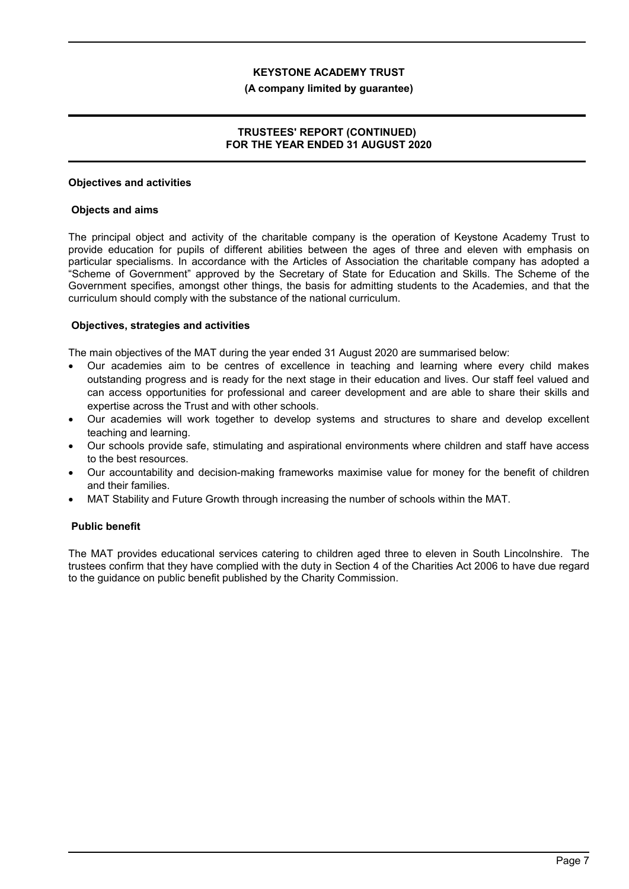## Objectives and activities

### Objects and aims

The principal object and activity of the charitable company is the operation of Keystone Academy Trust to provide education for pupils of different abilities between the ages of three and eleven with emphasis on particular specialisms. In accordance with the Articles of Association the charitable company has adopted a "Scheme of Government" approved by the Secretary of State for Education and Skills. The Scheme of the Government specifies, amongst other things, the basis for admitting students to the Academies, and that the curriculum should comply with the substance of the national curriculum.

### Objectives, strategies and activities

The main objectives of the MAT during the year ended 31 August 2020 are summarised below:

- Our academies aim to be centres of excellence in teaching and learning where every child makes outstanding progress and is ready for the next stage in their education and lives. Our staff feel valued and can access opportunities for professional and career development and are able to share their skills and expertise across the Trust and with other schools.
- Our academies will work together to develop systems and structures to share and develop excellent teaching and learning.
- Our schools provide safe, stimulating and aspirational environments where children and staff have access to the best resources.
- Our accountability and decision-making frameworks maximise value for money for the benefit of children and their families.
- MAT Stability and Future Growth through increasing the number of schools within the MAT.

### Public benefit

The MAT provides educational services catering to children aged three to eleven in South Lincolnshire. The trustees confirm that they have complied with the duty in Section 4 of the Charities Act 2006 to have due regard to the guidance on public benefit published by the Charity Commission.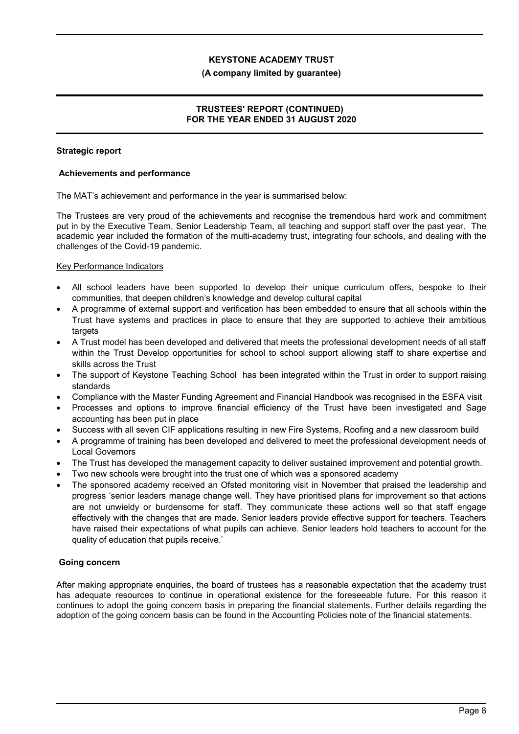**KEYSTONE ACADEMY TRUST**

**(A company limited by guarantee)**

**TRUSTEES' REPORT (CONTINUED)**
**FOR THE YEAR ENDED 31 AUGUST 2020**

**Strategic report**

**Achievements and performance**

The MAT's achievement and performance in the year is summarised below:

The Trustees are very proud of the achievements and recognise the tremendous hard work and commitment put in by the Executive Team, Senior Leadership Team, all teaching and support staff over the past year. The academic year included the formation of the multi-academy trust, integrating four schools, and dealing with the challenges of the Covid-19 pandemic.

Key Performance Indicators

- All school leaders have been supported to develop their unique curriculum offers, bespoke to their communities, that deepen children's knowledge and develop cultural capital
- A programme of external support and verification has been embedded to ensure that all schools within the Trust have systems and practices in place to ensure that they are supported to achieve their ambitious targets
- A Trust model has been developed and delivered that meets the professional development needs of all staff within the Trust Develop opportunities for school to school support allowing staff to share expertise and skills across the Trust
- The support of Keystone Teaching School has been integrated within the Trust in order to support raising standards
- Compliance with the Master Funding Agreement and Financial Handbook was recognised in the ESFA visit
- Processes and options to improve financial efficiency of the Trust have been investigated and Sage accounting has been put in place
- Success with all seven CIF applications resulting in new Fire Systems, Roofing and a new classroom build
- A programme of training has been developed and delivered to meet the professional development needs of Local Governors
- The Trust has developed the management capacity to deliver sustained improvement and potential growth.
- Two new schools were brought into the trust one of which was a sponsored academy
- The sponsored academy received an Ofsted monitoring visit in November that praised the leadership and progress 'senior leaders manage change well. They have prioritised plans for improvement so that actions are not unwieldy or burdensome for staff. They communicate these actions well so that staff engage effectively with the changes that are made. Senior leaders provide effective support for teachers. Teachers have raised their expectations of what pupils can achieve. Senior leaders hold teachers to account for the quality of education that pupils receive.'

**Going concern**

After making appropriate enquiries, the board of trustees has a reasonable expectation that the academy trust has adequate resources to continue in operational existence for the foreseeable future. For this reason it continues to adopt the going concern basis in preparing the financial statements. Further details regarding the adoption of the going concern basis can be found in the Accounting Policies note of the financial statements.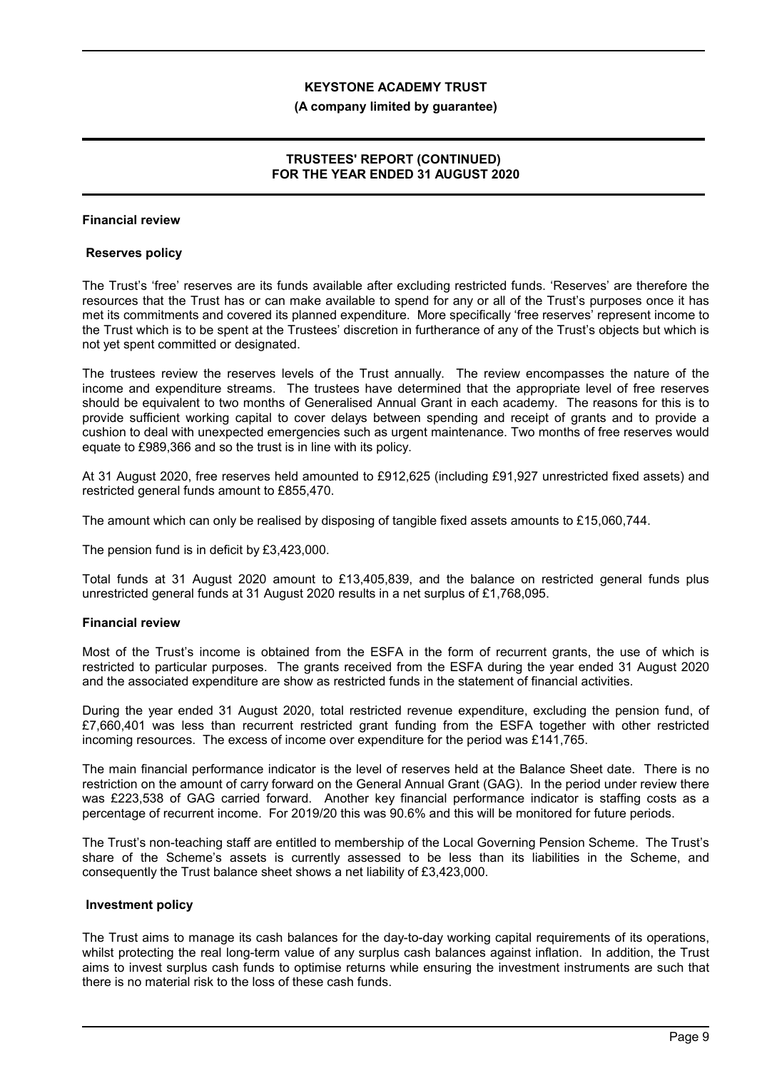**KEYSTONE ACADEMY TRUST**

**(A company limited by guarantee)**

**TRUSTEES' REPORT (CONTINUED)**
**FOR THE YEAR ENDED 31 AUGUST 2020**

## Financial review

### Reserves policy

The Trust's 'free' reserves are its funds available after excluding restricted funds. 'Reserves' are therefore the resources that the Trust has or can make available to spend for any or all of the Trust's purposes once it has met its commitments and covered its planned expenditure. More specifically 'free reserves' represent income to the Trust which is to be spent at the Trustees' discretion in furtherance of any of the Trust's objects but which is not yet spent committed or designated.

The trustees review the reserves levels of the Trust annually. The review encompasses the nature of the income and expenditure streams. The trustees have determined that the appropriate level of free reserves should be equivalent to two months of Generalised Annual Grant in each academy. The reasons for this is to provide sufficient working capital to cover delays between spending and receipt of grants and to provide a cushion to deal with unexpected emergencies such as urgent maintenance. Two months of free reserves would equate to £989,366 and so the trust is in line with its policy.

At 31 August 2020, free reserves held amounted to £912,625 (including £91,927 unrestricted fixed assets) and restricted general funds amount to £855,470.

The amount which can only be realised by disposing of tangible fixed assets amounts to £15,060,744.

The pension fund is in deficit by £3,423,000.

Total funds at 31 August 2020 amount to £13,405,839, and the balance on restricted general funds plus unrestricted general funds at 31 August 2020 results in a net surplus of £1,768,095.

## Financial review

Most of the Trust's income is obtained from the ESFA in the form of recurrent grants, the use of which is restricted to particular purposes. The grants received from the ESFA during the year ended 31 August 2020 and the associated expenditure are show as restricted funds in the statement of financial activities.

During the year ended 31 August 2020, total restricted revenue expenditure, excluding the pension fund, of £7,660,401 was less than recurrent restricted grant funding from the ESFA together with other restricted incoming resources. The excess of income over expenditure for the period was £141,765.

The main financial performance indicator is the level of reserves held at the Balance Sheet date. There is no restriction on the amount of carry forward on the General Annual Grant (GAG). In the period under review there was £223,538 of GAG carried forward. Another key financial performance indicator is staffing costs as a percentage of recurrent income. For 2019/20 this was 90.6% and this will be monitored for future periods.

The Trust's non-teaching staff are entitled to membership of the Local Governing Pension Scheme. The Trust's share of the Scheme's assets is currently assessed to be less than its liabilities in the Scheme, and consequently the Trust balance sheet shows a net liability of £3,423,000.

### Investment policy

The Trust aims to manage its cash balances for the day-to-day working capital requirements of its operations, whilst protecting the real long-term value of any surplus cash balances against inflation. In addition, the Trust aims to invest surplus cash funds to optimise returns while ensuring the investment instruments are such that there is no material risk to the loss of these cash funds.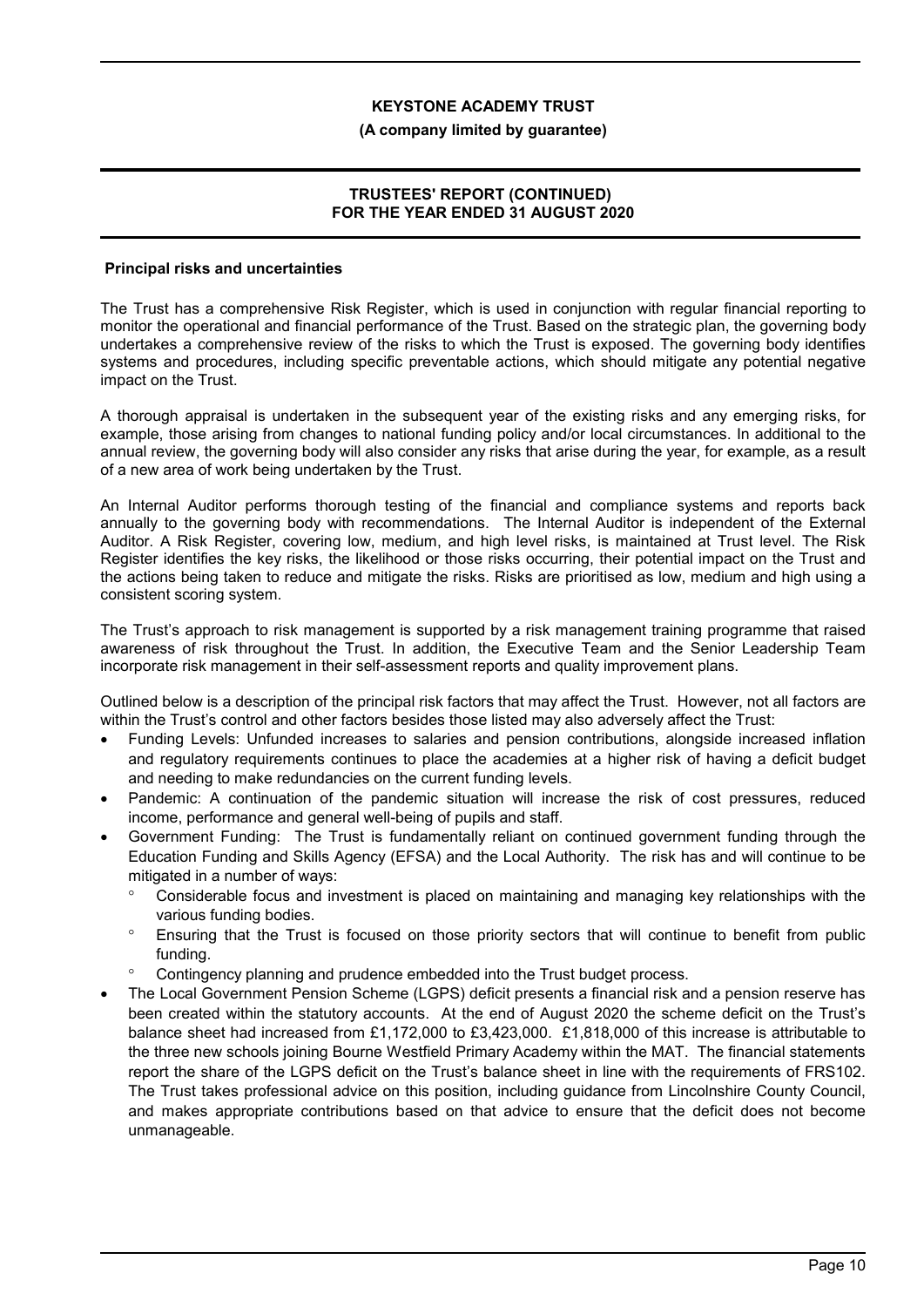## Principal risks and uncertainties

The Trust has a comprehensive Risk Register, which is used in conjunction with regular financial reporting to monitor the operational and financial performance of the Trust. Based on the strategic plan, the governing body undertakes a comprehensive review of the risks to which the Trust is exposed. The governing body identifies systems and procedures, including specific preventable actions, which should mitigate any potential negative impact on the Trust.

A thorough appraisal is undertaken in the subsequent year of the existing risks and any emerging risks, for example, those arising from changes to national funding policy and/or local circumstances. In additional to the annual review, the governing body will also consider any risks that arise during the year, for example, as a result of a new area of work being undertaken by the Trust.

An Internal Auditor performs thorough testing of the financial and compliance systems and reports back annually to the governing body with recommendations. The Internal Auditor is independent of the External Auditor. A Risk Register, covering low, medium, and high level risks, is maintained at Trust level. The Risk Register identifies the key risks, the likelihood or those risks occurring, their potential impact on the Trust and the actions being taken to reduce and mitigate the risks. Risks are prioritised as low, medium and high using a consistent scoring system.

The Trust's approach to risk management is supported by a risk management training programme that raised awareness of risk throughout the Trust. In addition, the Executive Team and the Senior Leadership Team incorporate risk management in their self-assessment reports and quality improvement plans.

Outlined below is a description of the principal risk factors that may affect the Trust. However, not all factors are within the Trust's control and other factors besides those listed may also adversely affect the Trust:

- Funding Levels: Unfunded increases to salaries and pension contributions, alongside increased inflation and regulatory requirements continues to place the academies at a higher risk of having a deficit budget and needing to make redundancies on the current funding levels.
- Pandemic: A continuation of the pandemic situation will increase the risk of cost pressures, reduced income, performance and general well-being of pupils and staff.
- Government Funding: The Trust is fundamentally reliant on continued government funding through the Education Funding and Skills Agency (EFSA) and the Local Authority. The risk has and will continue to be mitigated in a number of ways:
  - Considerable focus and investment is placed on maintaining and managing key relationships with the various funding bodies.
  - Ensuring that the Trust is focused on those priority sectors that will continue to benefit from public funding.
  - Contingency planning and prudence embedded into the Trust budget process.
- The Local Government Pension Scheme (LGPS) deficit presents a financial risk and a pension reserve has been created within the statutory accounts. At the end of August 2020 the scheme deficit on the Trust's balance sheet had increased from £1,172,000 to £3,423,000. £1,818,000 of this increase is attributable to the three new schools joining Bourne Westfield Primary Academy within the MAT. The financial statements report the share of the LGPS deficit on the Trust's balance sheet in line with the requirements of FRS102. The Trust takes professional advice on this position, including guidance from Lincolnshire County Council, and makes appropriate contributions based on that advice to ensure that the deficit does not become unmanageable.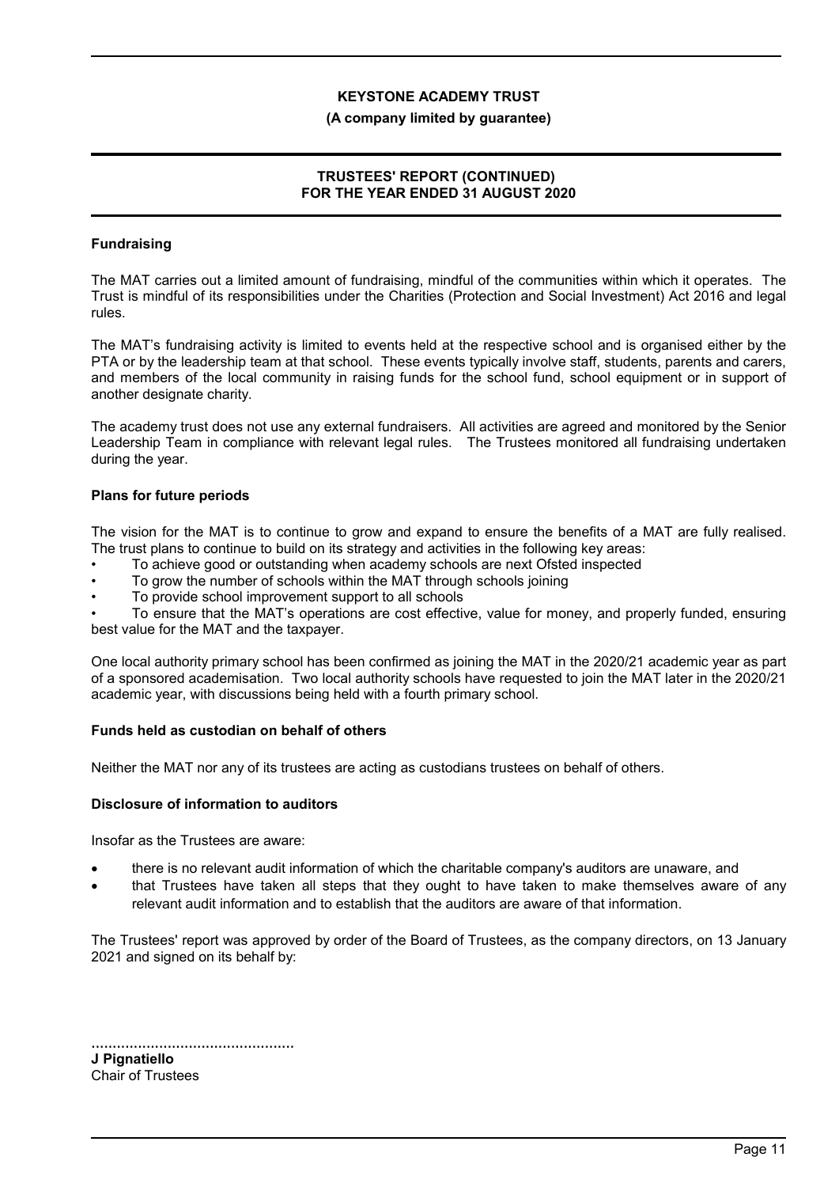## Fundraising

The MAT carries out a limited amount of fundraising, mindful of the communities within which it operates. The Trust is mindful of its responsibilities under the Charities (Protection and Social Investment) Act 2016 and legal rules.

The MAT's fundraising activity is limited to events held at the respective school and is organised either by the PTA or by the leadership team at that school. These events typically involve staff, students, parents and carers, and members of the local community in raising funds for the school fund, school equipment or in support of another designate charity.

The academy trust does not use any external fundraisers. All activities are agreed and monitored by the Senior Leadership Team in compliance with relevant legal rules. The Trustees monitored all fundraising undertaken during the year.

## Plans for future periods

The vision for the MAT is to continue to grow and expand to ensure the benefits of a MAT are fully realised. The trust plans to continue to build on its strategy and activities in the following key areas:

- To achieve good or outstanding when academy schools are next Ofsted inspected
- To grow the number of schools within the MAT through schools joining
- To provide school improvement support to all schools
- To ensure that the MAT's operations are cost effective, value for money, and properly funded, ensuring best value for the MAT and the taxpayer.

One local authority primary school has been confirmed as joining the MAT in the 2020/21 academic year as part of a sponsored academisation. Two local authority schools have requested to join the MAT later in the 2020/21 academic year, with discussions being held with a fourth primary school.

## Funds held as custodian on behalf of others

Neither the MAT nor any of its trustees are acting as custodians trustees on behalf of others.

## Disclosure of information to auditors

Insofar as the Trustees are aware:

- there is no relevant audit information of which the charitable company's auditors are unaware, and
- that Trustees have taken all steps that they ought to have taken to make themselves aware of any relevant audit information and to establish that the auditors are aware of that information.

The Trustees' report was approved by order of the Board of Trustees, as the company directors, on 13 January 2021 and signed on its behalf by:

................................................

**J Pignatiello**
Chair of Trustees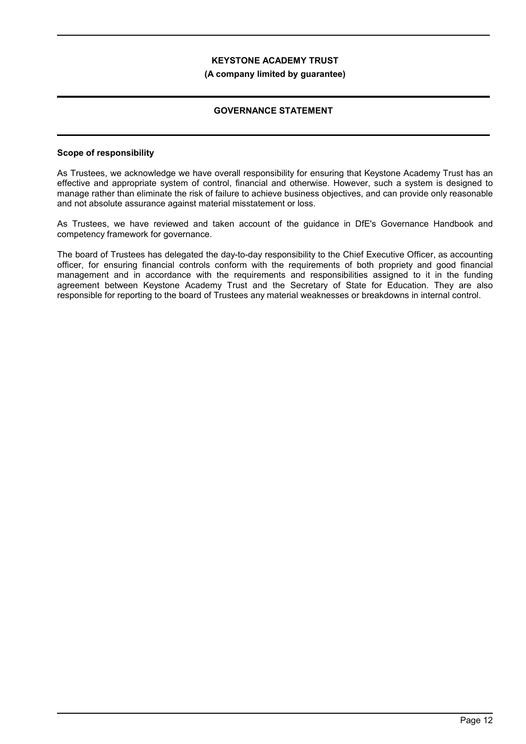# KEYSTONE ACADEMY TRUST

**(A company limited by guarantee)**

## GOVERNANCE STATEMENT

### Scope of responsibility

As Trustees, we acknowledge we have overall responsibility for ensuring that Keystone Academy Trust has an effective and appropriate system of control, financial and otherwise. However, such a system is designed to manage rather than eliminate the risk of failure to achieve business objectives, and can provide only reasonable and not absolute assurance against material misstatement or loss.

As Trustees, we have reviewed and taken account of the guidance in DfE's Governance Handbook and competency framework for governance.

The board of Trustees has delegated the day-to-day responsibility to the Chief Executive Officer, as accounting officer, for ensuring financial controls conform with the requirements of both propriety and good financial management and in accordance with the requirements and responsibilities assigned to it in the funding agreement between Keystone Academy Trust and the Secretary of State for Education. They are also responsible for reporting to the board of Trustees any material weaknesses or breakdowns in internal control.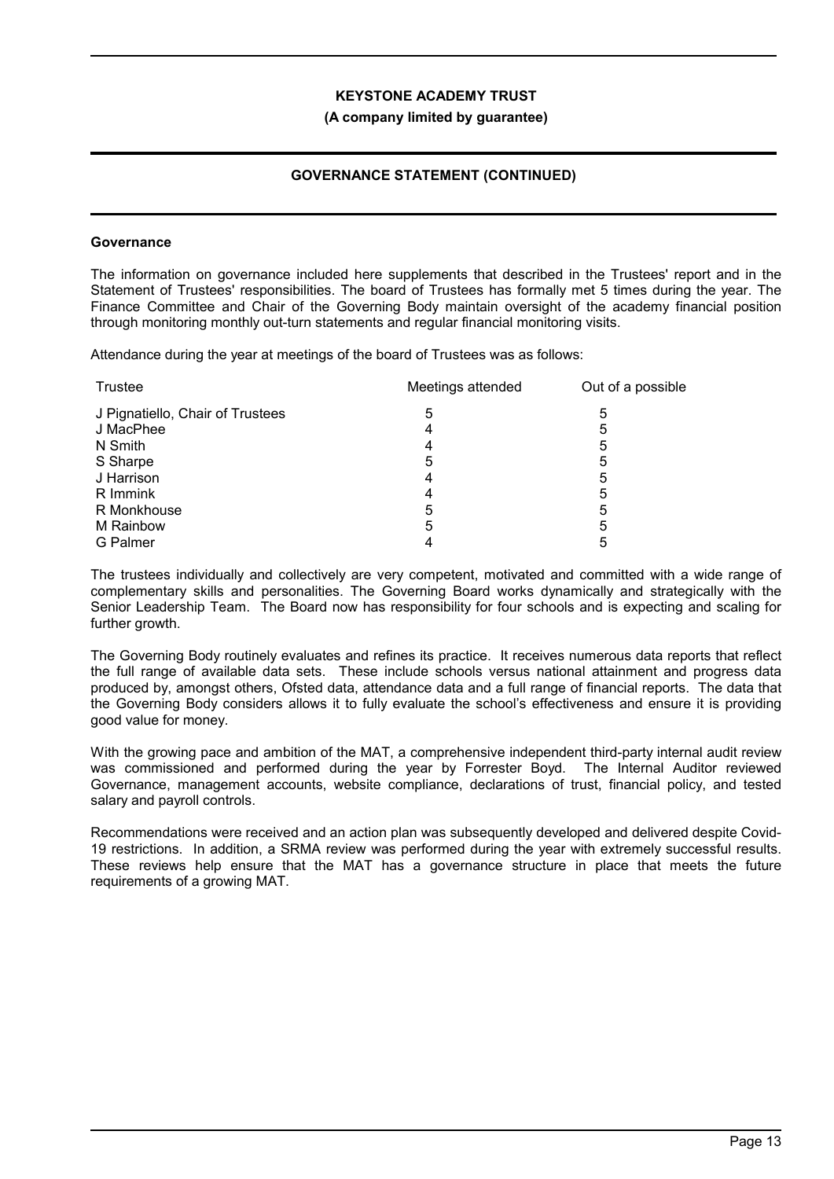**KEYSTONE ACADEMY TRUST**

**(A company limited by guarantee)**

**GOVERNANCE STATEMENT (CONTINUED)**

**Governance**

The information on governance included here supplements that described in the Trustees' report and in the Statement of Trustees' responsibilities. The board of Trustees has formally met 5 times during the year. The Finance Committee and Chair of the Governing Body maintain oversight of the academy financial position through monitoring monthly out-turn statements and regular financial monitoring visits.

Attendance during the year at meetings of the board of Trustees was as follows:

| Trustee | Meetings attended | Out of a possible |
|---|---|---|
| J Pignatiello, Chair of Trustees | 5 | 5 |
| J MacPhee | 4 | 5 |
| N Smith | 4 | 5 |
| S Sharpe | 5 | 5 |
| J Harrison | 4 | 5 |
| R Immink | 4 | 5 |
| R Monkhouse | 5 | 5 |
| M Rainbow | 5 | 5 |
| G Palmer | 4 | 5 |

The trustees individually and collectively are very competent, motivated and committed with a wide range of complementary skills and personalities. The Governing Board works dynamically and strategically with the Senior Leadership Team. The Board now has responsibility for four schools and is expecting and scaling for further growth.

The Governing Body routinely evaluates and refines its practice. It receives numerous data reports that reflect the full range of available data sets. These include schools versus national attainment and progress data produced by, amongst others, Ofsted data, attendance data and a full range of financial reports. The data that the Governing Body considers allows it to fully evaluate the school's effectiveness and ensure it is providing good value for money.

With the growing pace and ambition of the MAT, a comprehensive independent third-party internal audit review was commissioned and performed during the year by Forrester Boyd. The Internal Auditor reviewed Governance, management accounts, website compliance, declarations of trust, financial policy, and tested salary and payroll controls.

Recommendations were received and an action plan was subsequently developed and delivered despite Covid-19 restrictions. In addition, a SRMA review was performed during the year with extremely successful results. These reviews help ensure that the MAT has a governance structure in place that meets the future requirements of a growing MAT.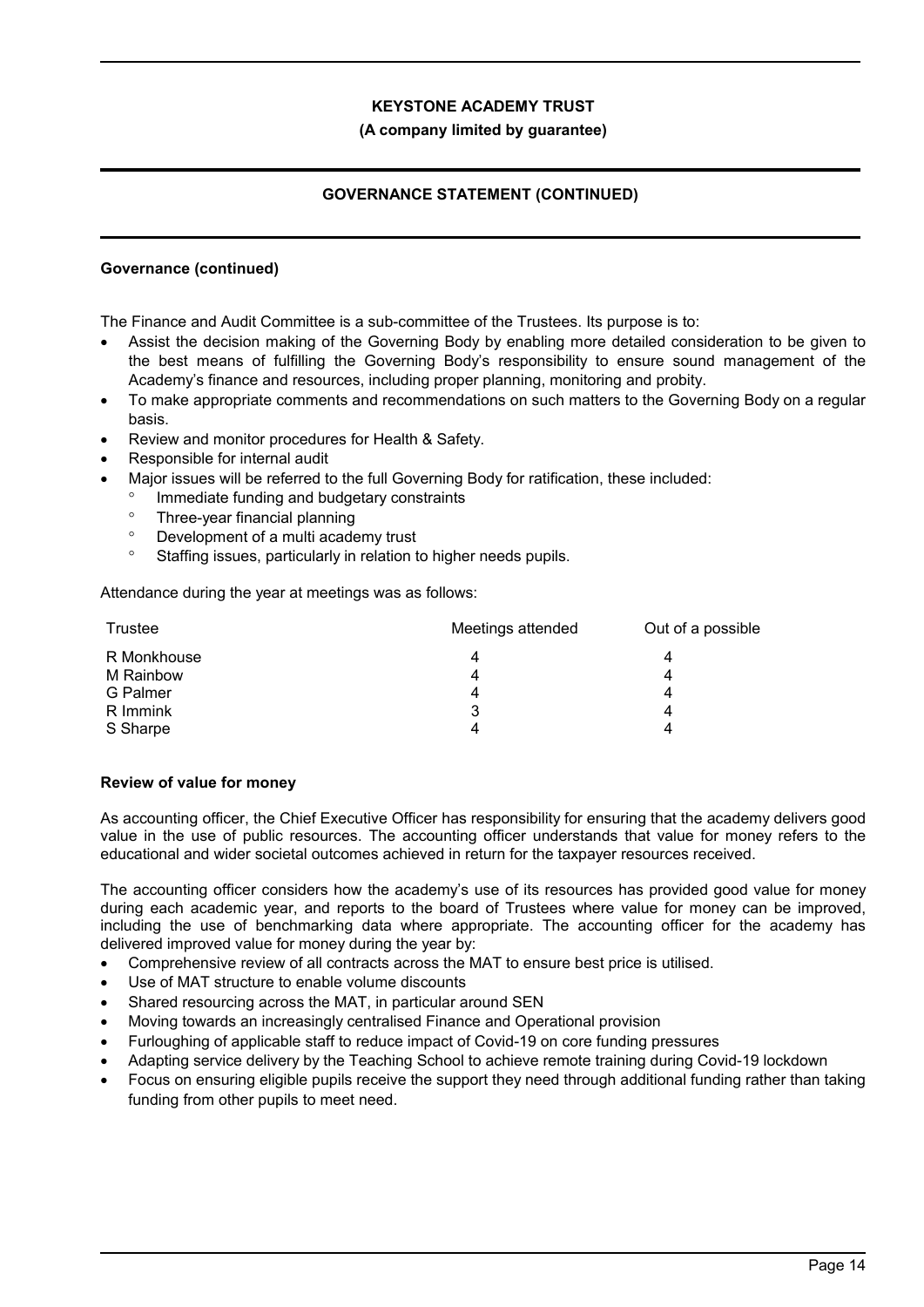**Governance (continued)**

The Finance and Audit Committee is a sub-committee of the Trustees. Its purpose is to:

- Assist the decision making of the Governing Body by enabling more detailed consideration to be given to the best means of fulfilling the Governing Body's responsibility to ensure sound management of the Academy's finance and resources, including proper planning, monitoring and probity.
- To make appropriate comments and recommendations on such matters to the Governing Body on a regular basis.
- Review and monitor procedures for Health & Safety.
- Responsible for internal audit
- Major issues will be referred to the full Governing Body for ratification, these included:
  - Immediate funding and budgetary constraints
  - Three-year financial planning
  - Development of a multi academy trust
  - Staffing issues, particularly in relation to higher needs pupils.

Attendance during the year at meetings was as follows:

| Trustee | Meetings attended | Out of a possible |
|---|---|---|
| R Monkhouse | 4 | 4 |
| M Rainbow | 4 | 4 |
| G Palmer | 4 | 4 |
| R Immink | 3 | 4 |
| S Sharpe | 4 | 4 |

**Review of value for money**

As accounting officer, the Chief Executive Officer has responsibility for ensuring that the academy delivers good value in the use of public resources. The accounting officer understands that value for money refers to the educational and wider societal outcomes achieved in return for the taxpayer resources received.

The accounting officer considers how the academy's use of its resources has provided good value for money during each academic year, and reports to the board of Trustees where value for money can be improved, including the use of benchmarking data where appropriate. The accounting officer for the academy has delivered improved value for money during the year by:

- Comprehensive review of all contracts across the MAT to ensure best price is utilised.
- Use of MAT structure to enable volume discounts
- Shared resourcing across the MAT, in particular around SEN
- Moving towards an increasingly centralised Finance and Operational provision
- Furloughing of applicable staff to reduce impact of Covid-19 on core funding pressures
- Adapting service delivery by the Teaching School to achieve remote training during Covid-19 lockdown
- Focus on ensuring eligible pupils receive the support they need through additional funding rather than taking funding from other pupils to meet need.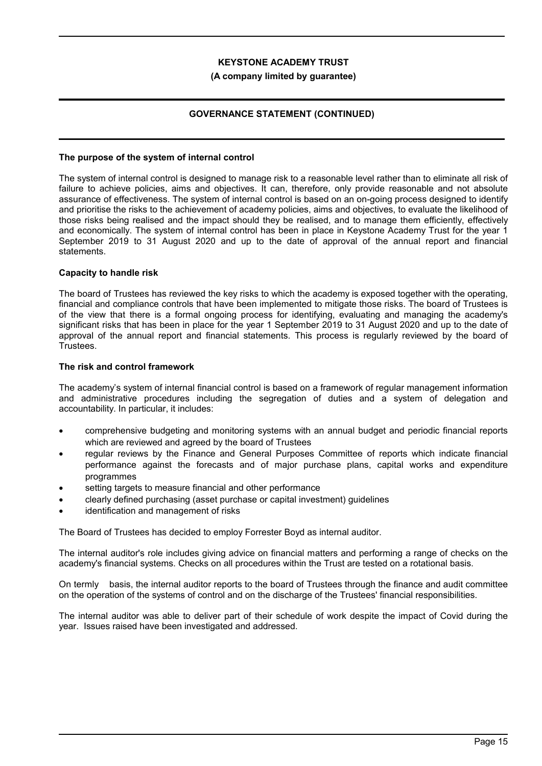**KEYSTONE ACADEMY TRUST**

**(A company limited by guarantee)**

**GOVERNANCE STATEMENT (CONTINUED)**

**The purpose of the system of internal control**

The system of internal control is designed to manage risk to a reasonable level rather than to eliminate all risk of failure to achieve policies, aims and objectives. It can, therefore, only provide reasonable and not absolute assurance of effectiveness. The system of internal control is based on an on-going process designed to identify and prioritise the risks to the achievement of academy policies, aims and objectives, to evaluate the likelihood of those risks being realised and the impact should they be realised, and to manage them efficiently, effectively and economically. The system of internal control has been in place in Keystone Academy Trust for the year 1 September 2019 to 31 August 2020 and up to the date of approval of the annual report and financial statements.

**Capacity to handle risk**

The board of Trustees has reviewed the key risks to which the academy is exposed together with the operating, financial and compliance controls that have been implemented to mitigate those risks. The board of Trustees is of the view that there is a formal ongoing process for identifying, evaluating and managing the academy's significant risks that has been in place for the year 1 September 2019 to 31 August 2020 and up to the date of approval of the annual report and financial statements. This process is regularly reviewed by the board of Trustees.

**The risk and control framework**

The academy's system of internal financial control is based on a framework of regular management information and administrative procedures including the segregation of duties and a system of delegation and accountability. In particular, it includes:

- comprehensive budgeting and monitoring systems with an annual budget and periodic financial reports which are reviewed and agreed by the board of Trustees
- regular reviews by the Finance and General Purposes Committee of reports which indicate financial performance against the forecasts and of major purchase plans, capital works and expenditure programmes
- setting targets to measure financial and other performance
- clearly defined purchasing (asset purchase or capital investment) guidelines
- identification and management of risks

The Board of Trustees has decided to employ Forrester Boyd as internal auditor.

The internal auditor's role includes giving advice on financial matters and performing a range of checks on the academy's financial systems. Checks on all procedures within the Trust are tested on a rotational basis.

On termly basis, the internal auditor reports to the board of Trustees through the finance and audit committee on the operation of the systems of control and on the discharge of the Trustees' financial responsibilities.

The internal auditor was able to deliver part of their schedule of work despite the impact of Covid during the year. Issues raised have been investigated and addressed.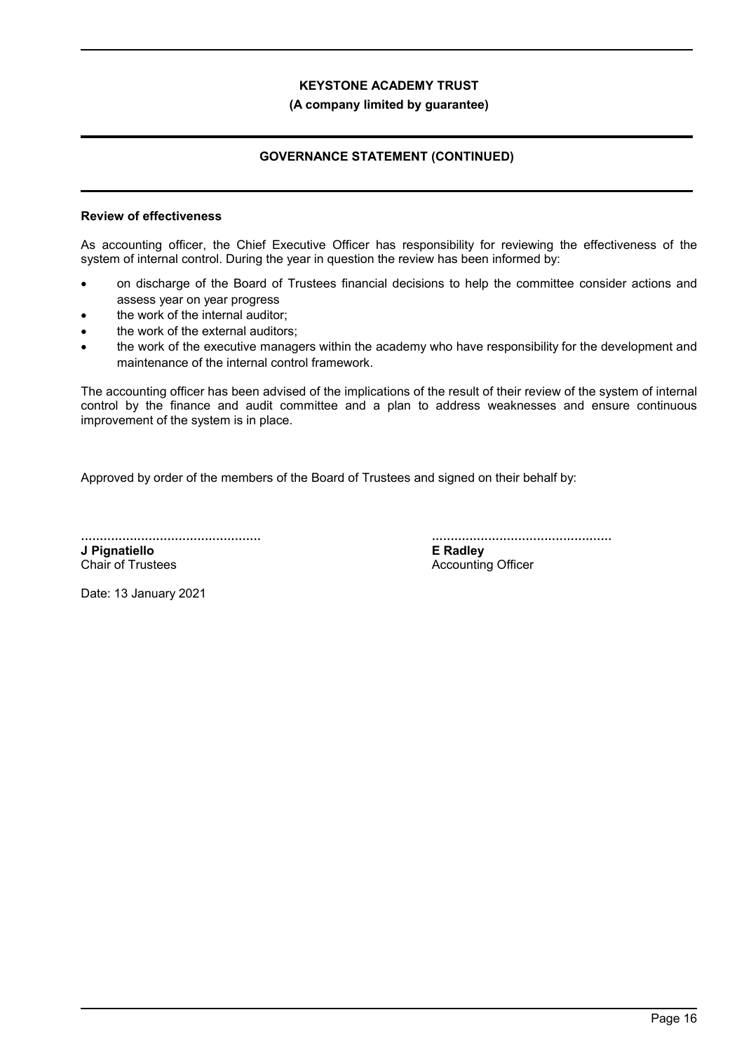**KEYSTONE ACADEMY TRUST**

**(A company limited by guarantee)**

**GOVERNANCE STATEMENT (CONTINUED)**

**Review of effectiveness**

As accounting officer, the Chief Executive Officer has responsibility for reviewing the effectiveness of the system of internal control. During the year in question the review has been informed by:

- on discharge of the Board of Trustees financial decisions to help the committee consider actions and assess year on year progress
- the work of the internal auditor;
- the work of the external auditors;
- the work of the executive managers within the academy who have responsibility for the development and maintenance of the internal control framework.

The accounting officer has been advised of the implications of the result of their review of the system of internal control by the finance and audit committee and a plan to address weaknesses and ensure continuous improvement of the system is in place.

Approved by order of the members of the Board of Trustees and signed on their behalf by:

................................................
**J Pignatiello**
Chair of Trustees

................................................
**E Radley**
Accounting Officer

Date: 13 January 2021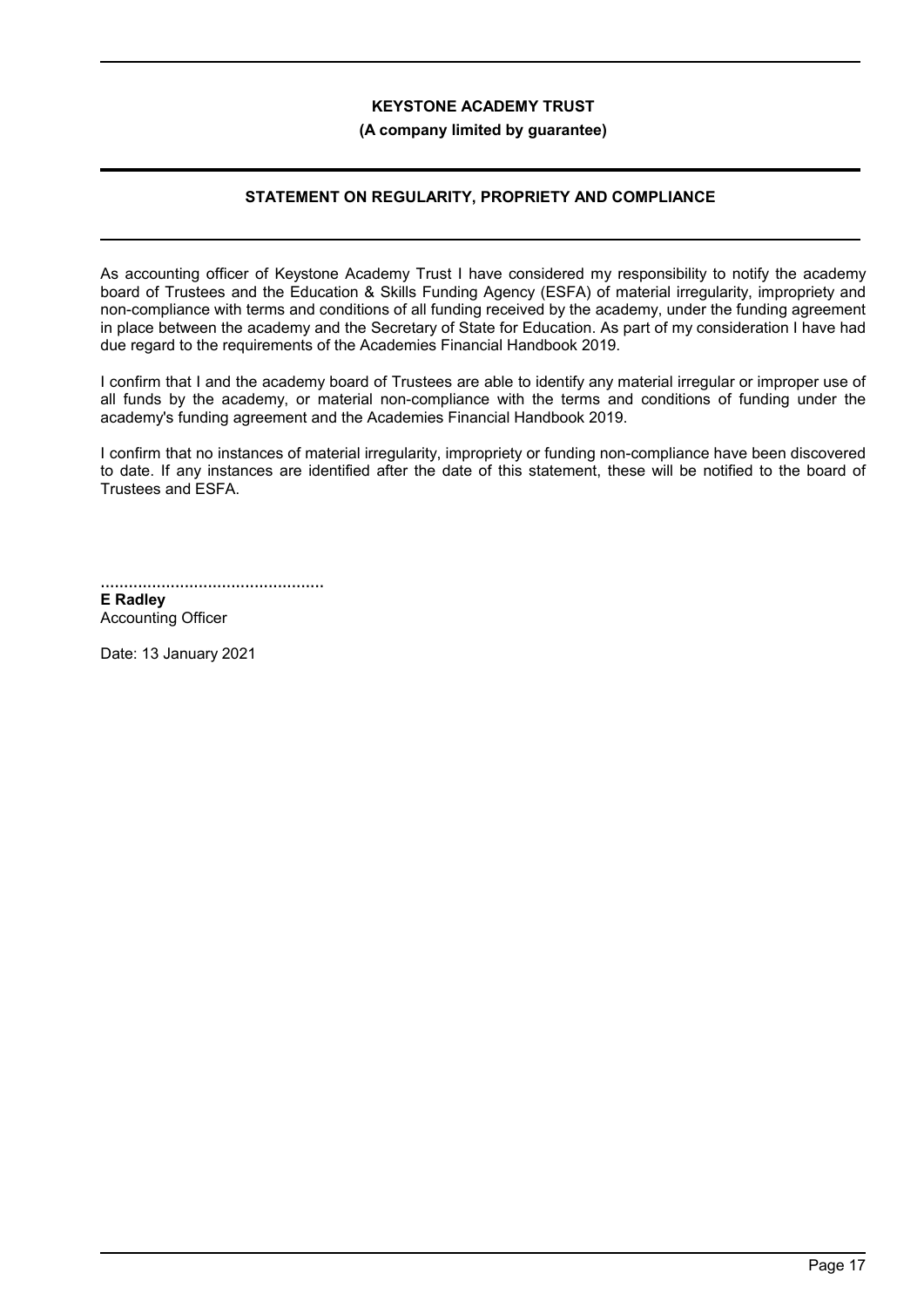**KEYSTONE ACADEMY TRUST**

**(A company limited by guarantee)**

## STATEMENT ON REGULARITY, PROPRIETY AND COMPLIANCE

As accounting officer of Keystone Academy Trust I have considered my responsibility to notify the academy board of Trustees and the Education & Skills Funding Agency (ESFA) of material irregularity, impropriety and non-compliance with terms and conditions of all funding received by the academy, under the funding agreement in place between the academy and the Secretary of State for Education. As part of my consideration I have had due regard to the requirements of the Academies Financial Handbook 2019.

I confirm that I and the academy board of Trustees are able to identify any material irregular or improper use of all funds by the academy, or material non-compliance with the terms and conditions of funding under the academy's funding agreement and the Academies Financial Handbook 2019.

I confirm that no instances of material irregularity, impropriety or funding non-compliance have been discovered to date. If any instances are identified after the date of this statement, these will be notified to the board of Trustees and ESFA.

................................................

**E Radley**
Accounting Officer

Date: 13 January 2021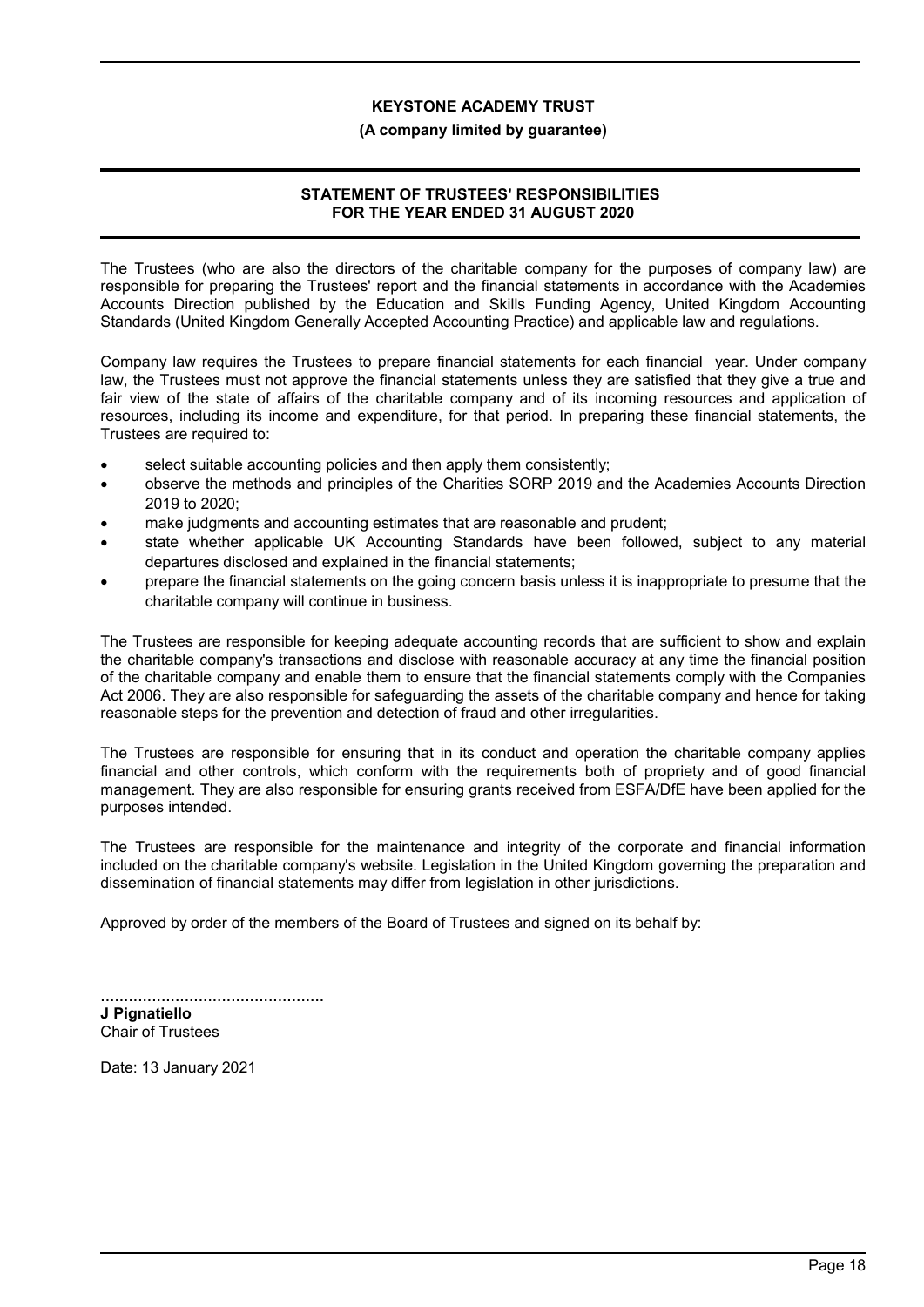# KEYSTONE ACADEMY TRUST

**(A company limited by guarantee)**

## STATEMENT OF TRUSTEES' RESPONSIBILITIES
## FOR THE YEAR ENDED 31 AUGUST 2020

The Trustees (who are also the directors of the charitable company for the purposes of company law) are responsible for preparing the Trustees' report and the financial statements in accordance with the Academies Accounts Direction published by the Education and Skills Funding Agency, United Kingdom Accounting Standards (United Kingdom Generally Accepted Accounting Practice) and applicable law and regulations.

Company law requires the Trustees to prepare financial statements for each financial year. Under company law, the Trustees must not approve the financial statements unless they are satisfied that they give a true and fair view of the state of affairs of the charitable company and of its incoming resources and application of resources, including its income and expenditure, for that period. In preparing these financial statements, the Trustees are required to:

- select suitable accounting policies and then apply them consistently;
- observe the methods and principles of the Charities SORP 2019 and the Academies Accounts Direction 2019 to 2020;
- make judgments and accounting estimates that are reasonable and prudent;
- state whether applicable UK Accounting Standards have been followed, subject to any material departures disclosed and explained in the financial statements;
- prepare the financial statements on the going concern basis unless it is inappropriate to presume that the charitable company will continue in business.

The Trustees are responsible for keeping adequate accounting records that are sufficient to show and explain the charitable company's transactions and disclose with reasonable accuracy at any time the financial position of the charitable company and enable them to ensure that the financial statements comply with the Companies Act 2006. They are also responsible for safeguarding the assets of the charitable company and hence for taking reasonable steps for the prevention and detection of fraud and other irregularities.

The Trustees are responsible for ensuring that in its conduct and operation the charitable company applies financial and other controls, which conform with the requirements both of propriety and of good financial management. They are also responsible for ensuring grants received from ESFA/DfE have been applied for the purposes intended.

The Trustees are responsible for the maintenance and integrity of the corporate and financial information included on the charitable company's website. Legislation in the United Kingdom governing the preparation and dissemination of financial statements may differ from legislation in other jurisdictions.

Approved by order of the members of the Board of Trustees and signed on its behalf by:

................................................

**J Pignatiello**
Chair of Trustees

Date: 13 January 2021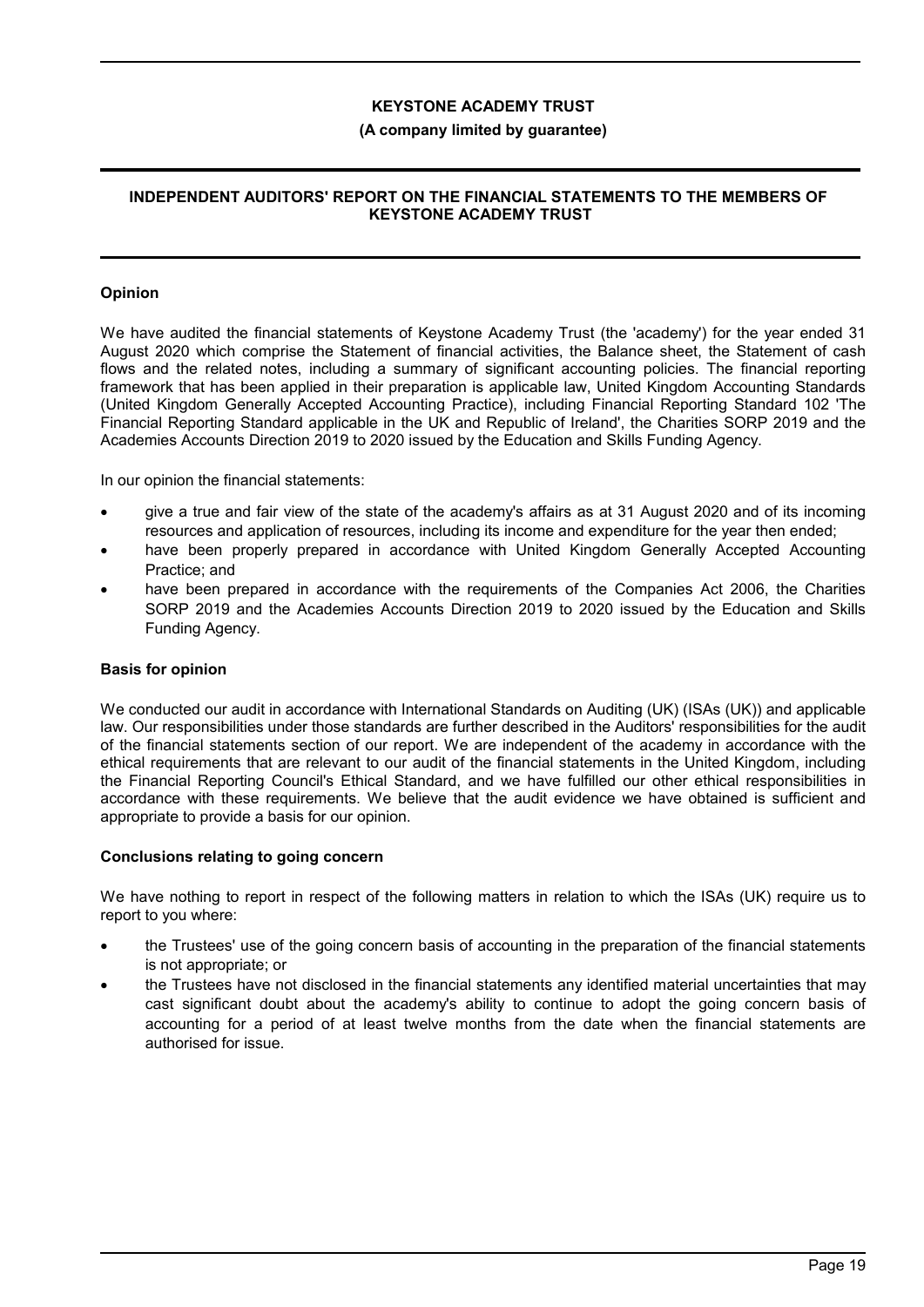**KEYSTONE ACADEMY TRUST**

**(A company limited by guarantee)**

## INDEPENDENT AUDITORS' REPORT ON THE FINANCIAL STATEMENTS TO THE MEMBERS OF KEYSTONE ACADEMY TRUST

### Opinion

We have audited the financial statements of Keystone Academy Trust (the 'academy') for the year ended 31 August 2020 which comprise the Statement of financial activities, the Balance sheet, the Statement of cash flows and the related notes, including a summary of significant accounting policies. The financial reporting framework that has been applied in their preparation is applicable law, United Kingdom Accounting Standards (United Kingdom Generally Accepted Accounting Practice), including Financial Reporting Standard 102 'The Financial Reporting Standard applicable in the UK and Republic of Ireland', the Charities SORP 2019 and the Academies Accounts Direction 2019 to 2020 issued by the Education and Skills Funding Agency.

In our opinion the financial statements:

- give a true and fair view of the state of the academy's affairs as at 31 August 2020 and of its incoming resources and application of resources, including its income and expenditure for the year then ended;
- have been properly prepared in accordance with United Kingdom Generally Accepted Accounting Practice; and
- have been prepared in accordance with the requirements of the Companies Act 2006, the Charities SORP 2019 and the Academies Accounts Direction 2019 to 2020 issued by the Education and Skills Funding Agency.

### Basis for opinion

We conducted our audit in accordance with International Standards on Auditing (UK) (ISAs (UK)) and applicable law. Our responsibilities under those standards are further described in the Auditors' responsibilities for the audit of the financial statements section of our report. We are independent of the academy in accordance with the ethical requirements that are relevant to our audit of the financial statements in the United Kingdom, including the Financial Reporting Council's Ethical Standard, and we have fulfilled our other ethical responsibilities in accordance with these requirements. We believe that the audit evidence we have obtained is sufficient and appropriate to provide a basis for our opinion.

### Conclusions relating to going concern

We have nothing to report in respect of the following matters in relation to which the ISAs (UK) require us to report to you where:

- the Trustees' use of the going concern basis of accounting in the preparation of the financial statements is not appropriate; or
- the Trustees have not disclosed in the financial statements any identified material uncertainties that may cast significant doubt about the academy's ability to continue to adopt the going concern basis of accounting for a period of at least twelve months from the date when the financial statements are authorised for issue.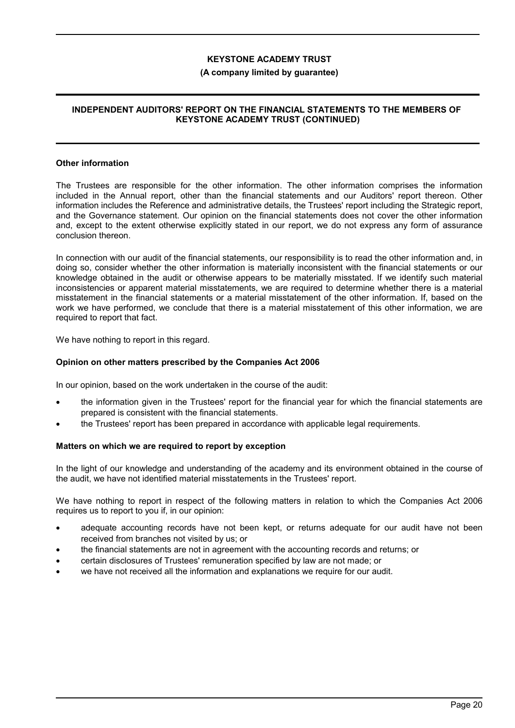**KEYSTONE ACADEMY TRUST**

**(A company limited by guarantee)**

**INDEPENDENT AUDITORS' REPORT ON THE FINANCIAL STATEMENTS TO THE MEMBERS OF KEYSTONE ACADEMY TRUST (CONTINUED)**

### Other information

The Trustees are responsible for the other information. The other information comprises the information included in the Annual report, other than the financial statements and our Auditors' report thereon. Other information includes the Reference and administrative details, the Trustees' report including the Strategic report, and the Governance statement. Our opinion on the financial statements does not cover the other information and, except to the extent otherwise explicitly stated in our report, we do not express any form of assurance conclusion thereon.

In connection with our audit of the financial statements, our responsibility is to read the other information and, in doing so, consider whether the other information is materially inconsistent with the financial statements or our knowledge obtained in the audit or otherwise appears to be materially misstated. If we identify such material inconsistencies or apparent material misstatements, we are required to determine whether there is a material misstatement in the financial statements or a material misstatement of the other information. If, based on the work we have performed, we conclude that there is a material misstatement of this other information, we are required to report that fact.

We have nothing to report in this regard.

### Opinion on other matters prescribed by the Companies Act 2006

In our opinion, based on the work undertaken in the course of the audit:

- the information given in the Trustees' report for the financial year for which the financial statements are prepared is consistent with the financial statements.
- the Trustees' report has been prepared in accordance with applicable legal requirements.

### Matters on which we are required to report by exception

In the light of our knowledge and understanding of the academy and its environment obtained in the course of the audit, we have not identified material misstatements in the Trustees' report.

We have nothing to report in respect of the following matters in relation to which the Companies Act 2006 requires us to report to you if, in our opinion:

- adequate accounting records have not been kept, or returns adequate for our audit have not been received from branches not visited by us; or
- the financial statements are not in agreement with the accounting records and returns; or
- certain disclosures of Trustees' remuneration specified by law are not made; or
- we have not received all the information and explanations we require for our audit.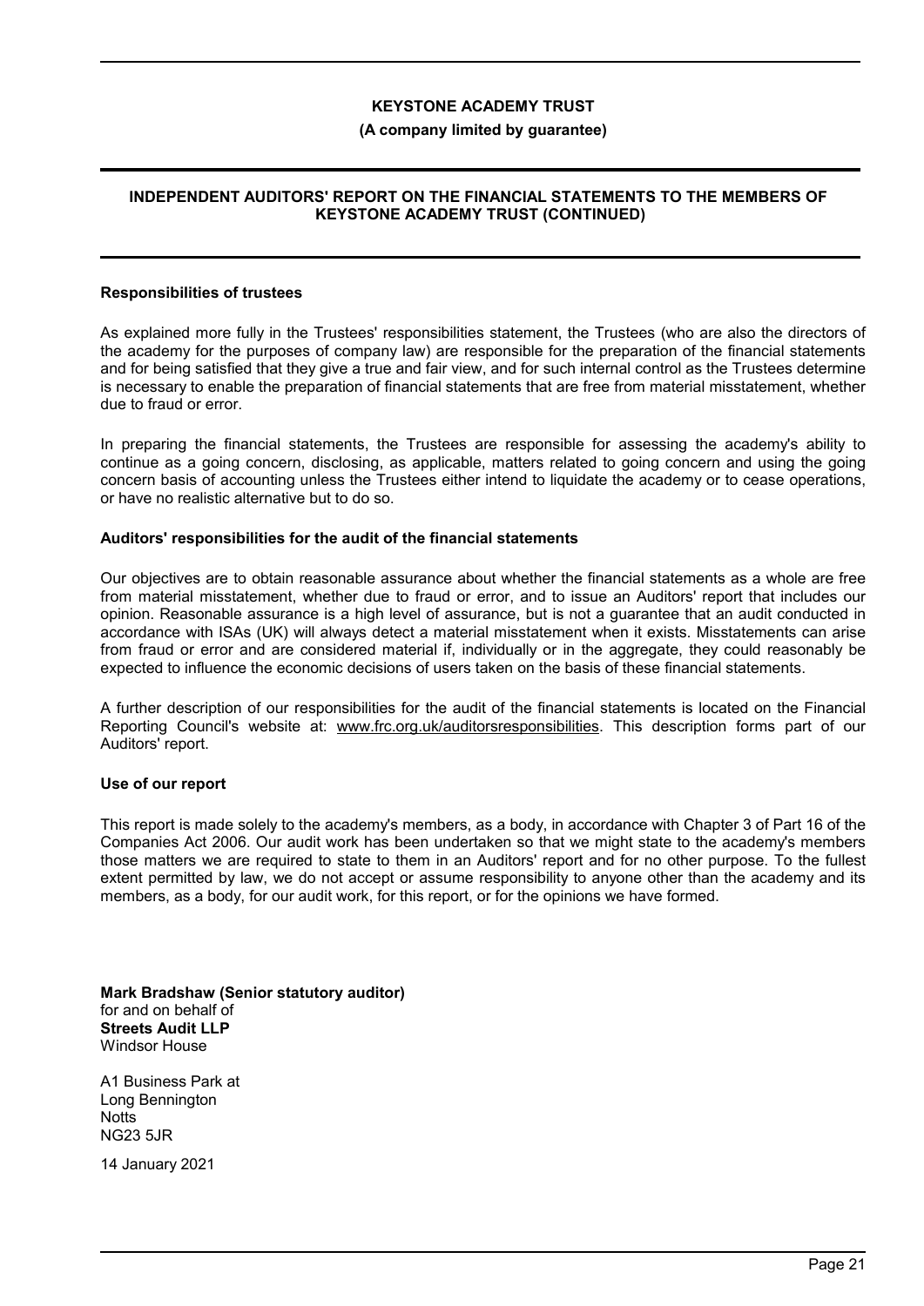**KEYSTONE ACADEMY TRUST**

**(A company limited by guarantee)**

**INDEPENDENT AUDITORS' REPORT ON THE FINANCIAL STATEMENTS TO THE MEMBERS OF KEYSTONE ACADEMY TRUST (CONTINUED)**

**Responsibilities of trustees**

As explained more fully in the Trustees' responsibilities statement, the Trustees (who are also the directors of the academy for the purposes of company law) are responsible for the preparation of the financial statements and for being satisfied that they give a true and fair view, and for such internal control as the Trustees determine is necessary to enable the preparation of financial statements that are free from material misstatement, whether due to fraud or error.

In preparing the financial statements, the Trustees are responsible for assessing the academy's ability to continue as a going concern, disclosing, as applicable, matters related to going concern and using the going concern basis of accounting unless the Trustees either intend to liquidate the academy or to cease operations, or have no realistic alternative but to do so.

**Auditors' responsibilities for the audit of the financial statements**

Our objectives are to obtain reasonable assurance about whether the financial statements as a whole are free from material misstatement, whether due to fraud or error, and to issue an Auditors' report that includes our opinion. Reasonable assurance is a high level of assurance, but is not a guarantee that an audit conducted in accordance with ISAs (UK) will always detect a material misstatement when it exists. Misstatements can arise from fraud or error and are considered material if, individually or in the aggregate, they could reasonably be expected to influence the economic decisions of users taken on the basis of these financial statements.

A further description of our responsibilities for the audit of the financial statements is located on the Financial Reporting Council's website at: www.frc.org.uk/auditorsresponsibilities. This description forms part of our Auditors' report.

**Use of our report**

This report is made solely to the academy's members, as a body, in accordance with Chapter 3 of Part 16 of the Companies Act 2006. Our audit work has been undertaken so that we might state to the academy's members those matters we are required to state to them in an Auditors' report and for no other purpose. To the fullest extent permitted by law, we do not accept or assume responsibility to anyone other than the academy and its members, as a body, for our audit work, for this report, or for the opinions we have formed.

**Mark Bradshaw (Senior statutory auditor)**
for and on behalf of
**Streets Audit LLP**
Windsor House

A1 Business Park at
Long Bennington
Notts
NG23 5JR

14 January 2021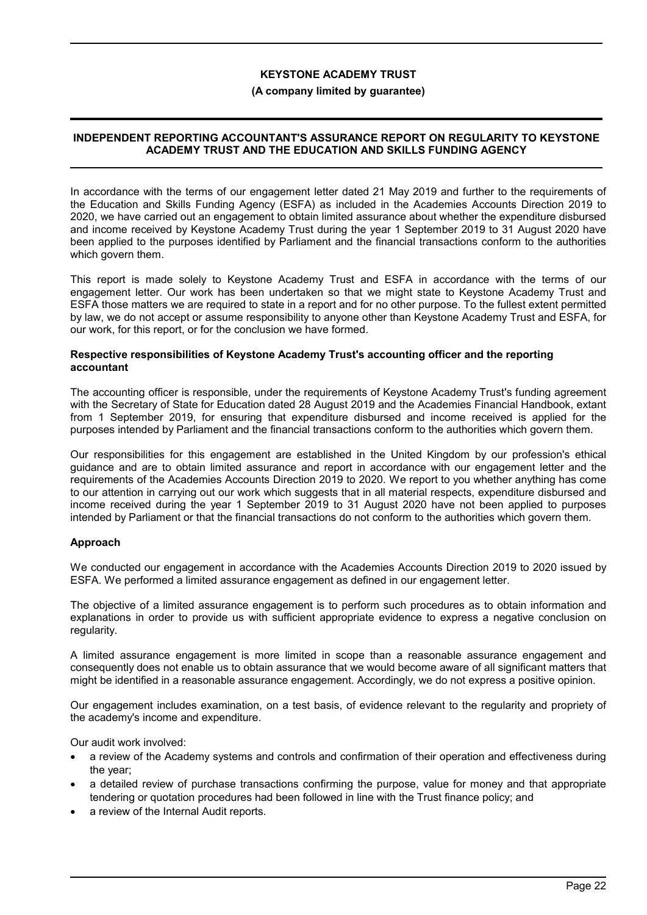# KEYSTONE ACADEMY TRUST

**(A company limited by guarantee)**

## INDEPENDENT REPORTING ACCOUNTANT'S ASSURANCE REPORT ON REGULARITY TO KEYSTONE ACADEMY TRUST AND THE EDUCATION AND SKILLS FUNDING AGENCY

In accordance with the terms of our engagement letter dated 21 May 2019 and further to the requirements of the Education and Skills Funding Agency (ESFA) as included in the Academies Accounts Direction 2019 to 2020, we have carried out an engagement to obtain limited assurance about whether the expenditure disbursed and income received by Keystone Academy Trust during the year 1 September 2019 to 31 August 2020 have been applied to the purposes identified by Parliament and the financial transactions conform to the authorities which govern them.

This report is made solely to Keystone Academy Trust and ESFA in accordance with the terms of our engagement letter. Our work has been undertaken so that we might state to Keystone Academy Trust and ESFA those matters we are required to state in a report and for no other purpose. To the fullest extent permitted by law, we do not accept or assume responsibility to anyone other than Keystone Academy Trust and ESFA, for our work, for this report, or for the conclusion we have formed.

### Respective responsibilities of Keystone Academy Trust's accounting officer and the reporting accountant

The accounting officer is responsible, under the requirements of Keystone Academy Trust's funding agreement with the Secretary of State for Education dated 28 August 2019 and the Academies Financial Handbook, extant from 1 September 2019, for ensuring that expenditure disbursed and income received is applied for the purposes intended by Parliament and the financial transactions conform to the authorities which govern them.

Our responsibilities for this engagement are established in the United Kingdom by our profession's ethical guidance and are to obtain limited assurance and report in accordance with our engagement letter and the requirements of the Academies Accounts Direction 2019 to 2020. We report to you whether anything has come to our attention in carrying out our work which suggests that in all material respects, expenditure disbursed and income received during the year 1 September 2019 to 31 August 2020 have not been applied to purposes intended by Parliament or that the financial transactions do not conform to the authorities which govern them.

### Approach

We conducted our engagement in accordance with the Academies Accounts Direction 2019 to 2020 issued by ESFA. We performed a limited assurance engagement as defined in our engagement letter.

The objective of a limited assurance engagement is to perform such procedures as to obtain information and explanations in order to provide us with sufficient appropriate evidence to express a negative conclusion on regularity.

A limited assurance engagement is more limited in scope than a reasonable assurance engagement and consequently does not enable us to obtain assurance that we would become aware of all significant matters that might be identified in a reasonable assurance engagement. Accordingly, we do not express a positive opinion.

Our engagement includes examination, on a test basis, of evidence relevant to the regularity and propriety of the academy's income and expenditure.

Our audit work involved:

- a review of the Academy systems and controls and confirmation of their operation and effectiveness during the year;
- a detailed review of purchase transactions confirming the purpose, value for money and that appropriate tendering or quotation procedures had been followed in line with the Trust finance policy; and
- a review of the Internal Audit reports.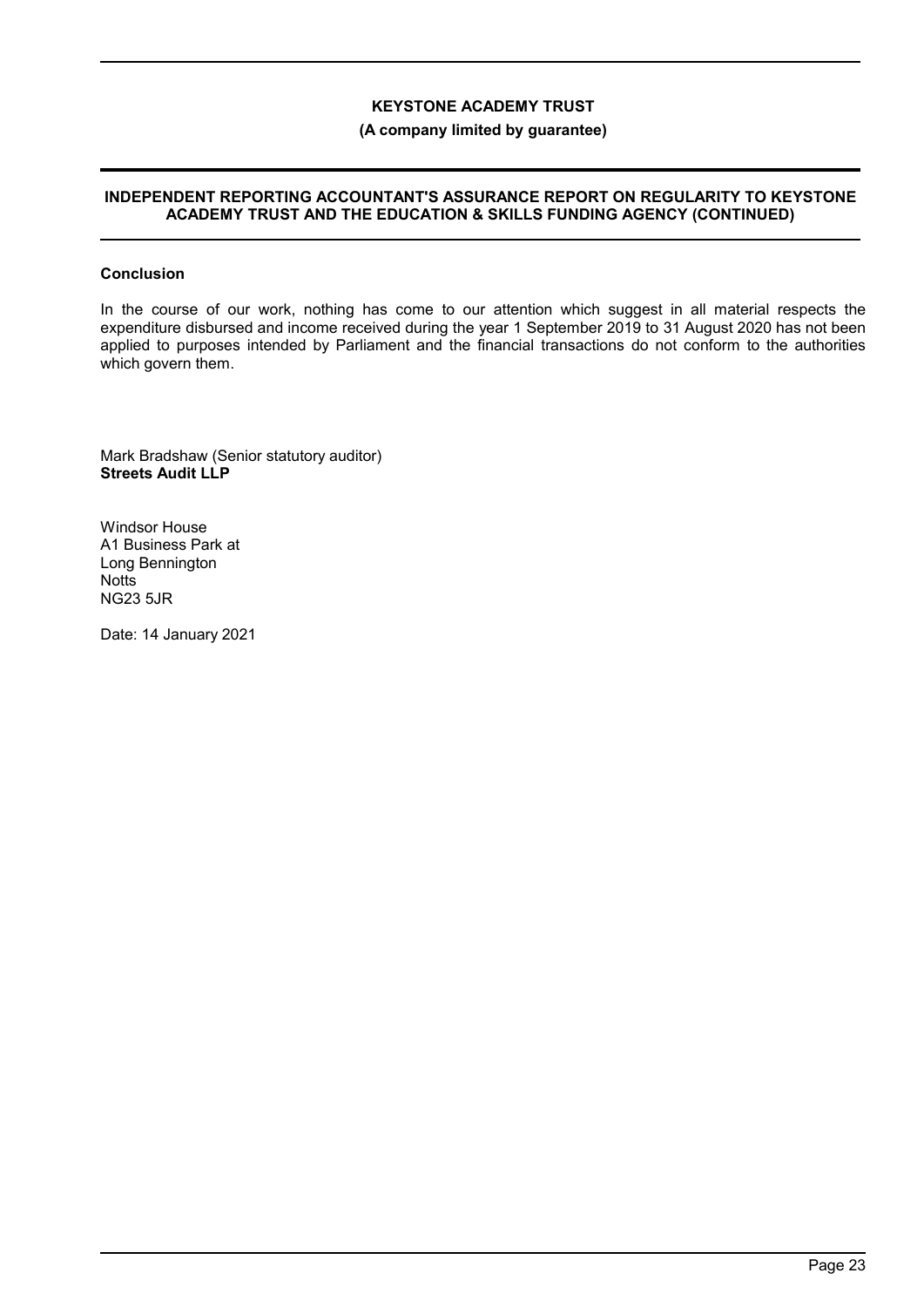**KEYSTONE ACADEMY TRUST**

**(A company limited by guarantee)**

**INDEPENDENT REPORTING ACCOUNTANT'S ASSURANCE REPORT ON REGULARITY TO KEYSTONE ACADEMY TRUST AND THE EDUCATION & SKILLS FUNDING AGENCY (CONTINUED)**

**Conclusion**

In the course of our work, nothing has come to our attention which suggest in all material respects the expenditure disbursed and income received during the year 1 September 2019 to 31 August 2020 has not been applied to purposes intended by Parliament and the financial transactions do not conform to the authorities which govern them.

Mark Bradshaw (Senior statutory auditor)
**Streets Audit LLP**

Windsor House
A1 Business Park at
Long Bennington
Notts
NG23 5JR

Date: 14 January 2021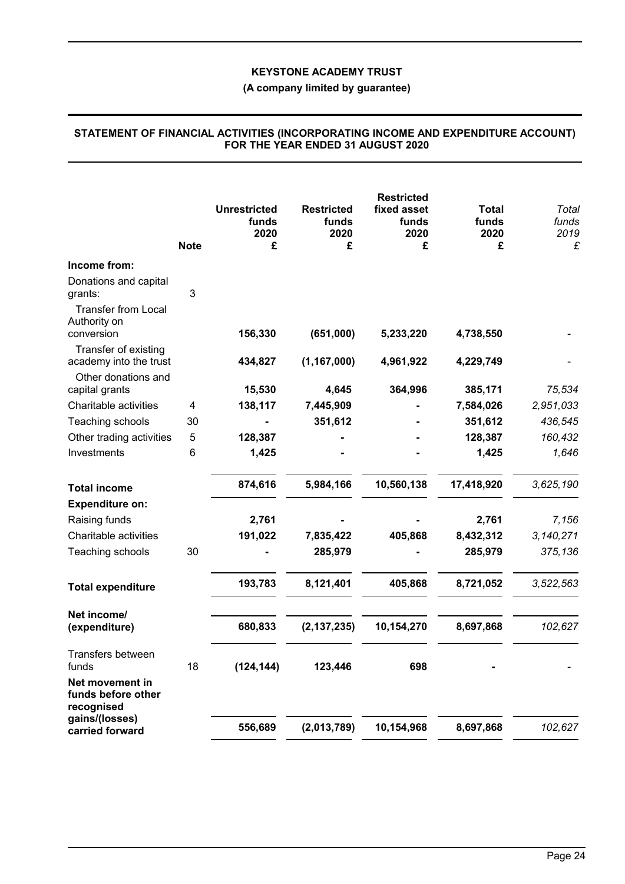**KEYSTONE ACADEMY TRUST**

**(A company limited by guarantee)**

**STATEMENT OF FINANCIAL ACTIVITIES (INCORPORATING INCOME AND EXPENDITURE ACCOUNT) FOR THE YEAR ENDED 31 AUGUST 2020**

| | Note | Unrestricted funds 2020 £ | Restricted funds 2020 £ | Restricted fixed asset funds 2020 £ | Total funds 2020 £ | *Total funds 2019 £* |
|---|---|---|---|---|---|---|
| **Income from:** | | | | | | |
| Donations and capital grants: | 3 | | | | | |
| Transfer from Local Authority on conversion | | **156,330** | **(651,000)** | **5,233,220** | **4,738,550** | *-* |
| Transfer of existing academy into the trust | | **434,827** | **(1,167,000)** | **4,961,922** | **4,229,749** | *-* |
| Other donations and capital grants | | **15,530** | **4,645** | **364,996** | **385,171** | *75,534* |
| Charitable activities | 4 | **138,117** | **7,445,909** | **-** | **7,584,026** | *2,951,033* |
| Teaching schools | 30 | **-** | **351,612** | **-** | **351,612** | *436,545* |
| Other trading activities | 5 | **128,387** | **-** | **-** | **128,387** | *160,432* |
| Investments | 6 | **1,425** | **-** | **-** | **1,425** | *1,646* |
| **Total income** | | **874,616** | **5,984,166** | **10,560,138** | **17,418,920** | *3,625,190* |
| **Expenditure on:** | | | | | | |
| Raising funds | | **2,761** | **-** | **-** | **2,761** | *7,156* |
| Charitable activities | | **191,022** | **7,835,422** | **405,868** | **8,432,312** | *3,140,271* |
| Teaching schools | 30 | **-** | **285,979** | **-** | **285,979** | *375,136* |
| **Total expenditure** | | **193,783** | **8,121,401** | **405,868** | **8,721,052** | *3,522,563* |
| **Net income/(expenditure)** | | **680,833** | **(2,137,235)** | **10,154,270** | **8,697,868** | *102,627* |
| Transfers between funds | 18 | **(124,144)** | **123,446** | **698** | **-** | *-* |
| **Net movement in funds before other recognised gains/(losses) carried forward** | | **556,689** | **(2,013,789)** | **10,154,968** | **8,697,868** | *102,627* |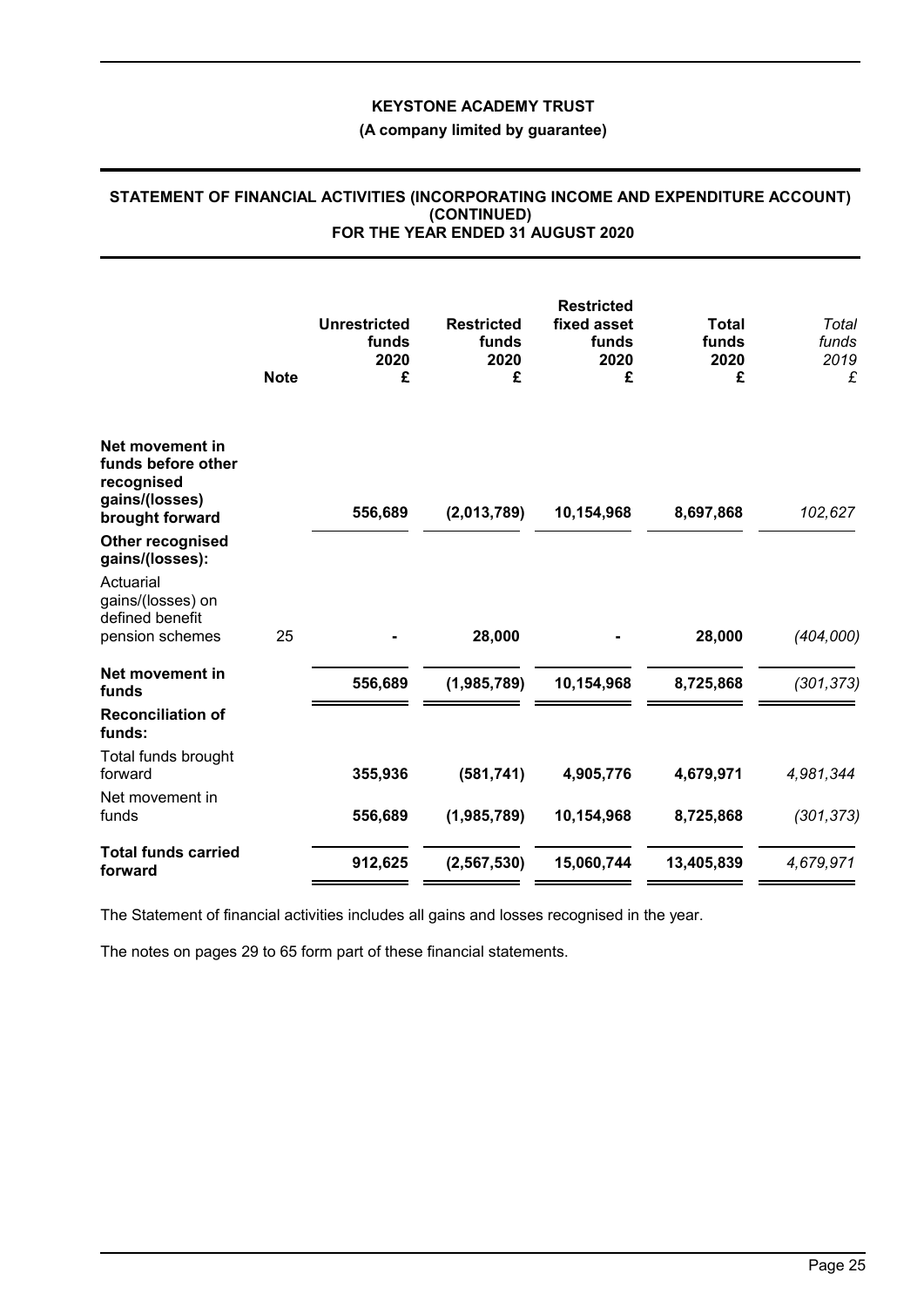**KEYSTONE ACADEMY TRUST**

**(A company limited by guarantee)**

**STATEMENT OF FINANCIAL ACTIVITIES (INCORPORATING INCOME AND EXPENDITURE ACCOUNT) (CONTINUED) FOR THE YEAR ENDED 31 AUGUST 2020**

| | Note | Unrestricted funds 2020 £ | Restricted funds 2020 £ | Restricted fixed asset funds 2020 £ | Total funds 2020 £ | *Total funds 2019 £* |
|---|---|---|---|---|---|---|
| **Net movement in funds before other recognised gains/(losses) brought forward** | | **556,689** | **(2,013,789)** | **10,154,968** | **8,697,868** | *102,627* |
| **Other recognised gains/(losses):** | | | | | | |
| Actuarial gains/(losses) on defined benefit pension schemes | 25 | **-** | **28,000** | **-** | **28,000** | *(404,000)* |
| **Net movement in funds** | | **556,689** | **(1,985,789)** | **10,154,968** | **8,725,868** | *(301,373)* |
| **Reconciliation of funds:** | | | | | | |
| Total funds brought forward | | **355,936** | **(581,741)** | **4,905,776** | **4,679,971** | *4,981,344* |
| Net movement in funds | | **556,689** | **(1,985,789)** | **10,154,968** | **8,725,868** | *(301,373)* |
| **Total funds carried forward** | | **912,625** | **(2,567,530)** | **15,060,744** | **13,405,839** | *4,679,971* |

The Statement of financial activities includes all gains and losses recognised in the year.

The notes on pages 29 to 65 form part of these financial statements.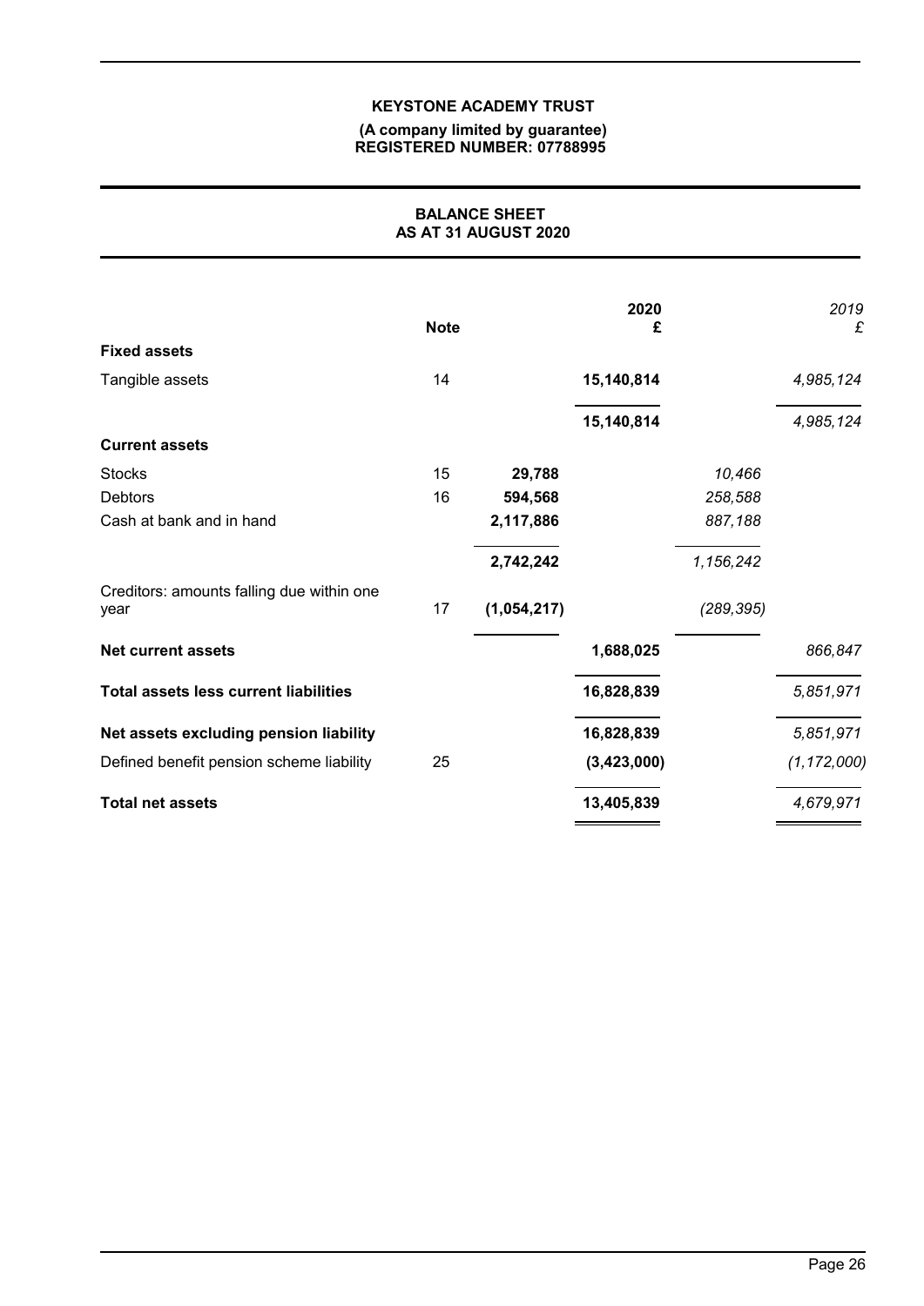**KEYSTONE ACADEMY TRUST**

**(A company limited by guarantee)**
**REGISTERED NUMBER: 07788995**

# BALANCE SHEET
## AS AT 31 AUGUST 2020

| | Note | | 2020 £ | | *2019 £* |
|---|---|---|---|---|---|
| **Fixed assets** | | | | | |
| Tangible assets | 14 | | 15,140,814 | | *4,985,124* |
| | | | 15,140,814 | | *4,985,124* |
| **Current assets** | | | | | |
| Stocks | 15 | 29,788 | | *10,466* | |
| Debtors | 16 | 594,568 | | *258,588* | |
| Cash at bank and in hand | | 2,117,886 | | *887,188* | |
| | | 2,742,242 | | *1,156,242* | |
| Creditors: amounts falling due within one year | 17 | (1,054,217) | | *(289,395)* | |
| **Net current assets** | | | 1,688,025 | | *866,847* |
| **Total assets less current liabilities** | | | 16,828,839 | | *5,851,971* |
| **Net assets excluding pension liability** | | | 16,828,839 | | *5,851,971* |
| Defined benefit pension scheme liability | 25 | | (3,423,000) | | *(1,172,000)* |
| **Total net assets** | | | 13,405,839 | | *4,679,971* |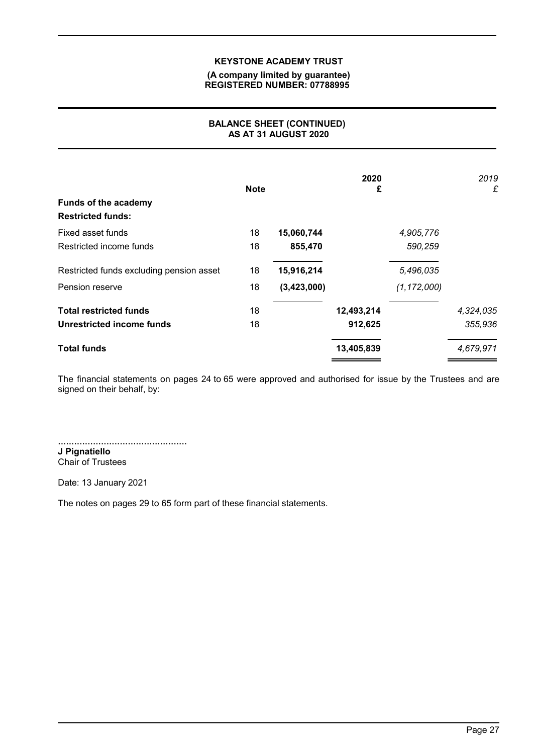**KEYSTONE ACADEMY TRUST**
**(A company limited by guarantee)**
**REGISTERED NUMBER: 07788995**

## BALANCE SHEET (CONTINUED)
## AS AT 31 AUGUST 2020

| | Note | | 2020 £ | | 2019 £ |
|---|---|---|---|---|---|
| **Funds of the academy** | | | | | |
| **Restricted funds:** | | | | | |
| Fixed asset funds | 18 | **15,060,744** | | *4,905,776* | |
| Restricted income funds | 18 | **855,470** | | *590,259* | |
| Restricted funds excluding pension asset | 18 | **15,916,214** | | *5,496,035* | |
| Pension reserve | 18 | **(3,423,000)** | | *(1,172,000)* | |
| **Total restricted funds** | 18 | | **12,493,214** | | *4,324,035* |
| **Unrestricted income funds** | 18 | | **912,625** | | *355,936* |
| **Total funds** | | | **13,405,839** | | *4,679,971* |

The financial statements on pages 24 to 65 were approved and authorised for issue by the Trustees and are signed on their behalf, by:

................................................
**J Pignatiello**
Chair of Trustees

Date: 13 January 2021

The notes on pages 29 to 65 form part of these financial statements.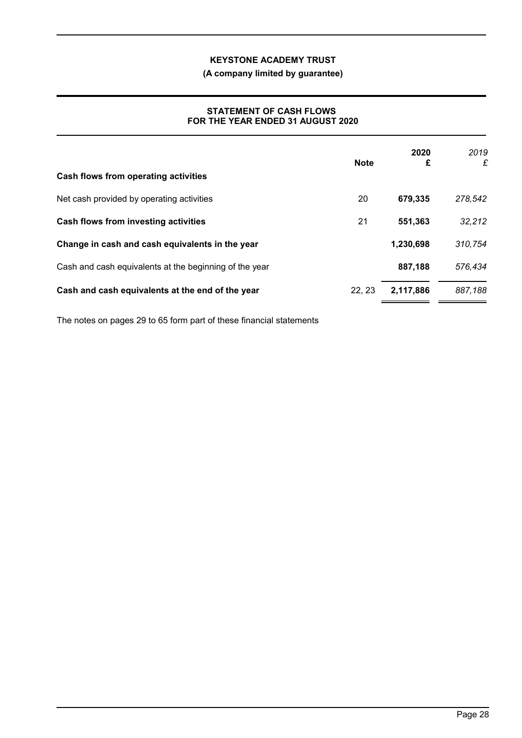**KEYSTONE ACADEMY TRUST**

**(A company limited by guarantee)**

## STATEMENT OF CASH FLOWS
## FOR THE YEAR ENDED 31 AUGUST 2020

| | Note | 2020<br>£ | *2019*<br>*£* |
|---|---|---|---|
| **Cash flows from operating activities** | | | |
| Net cash provided by operating activities | 20 | **679,335** | *278,542* |
| **Cash flows from investing activities** | 21 | **551,363** | *32,212* |
| **Change in cash and cash equivalents in the year** | | **1,230,698** | *310,754* |
| Cash and cash equivalents at the beginning of the year | | **887,188** | *576,434* |
| **Cash and cash equivalents at the end of the year** | 22, 23 | **2,117,886** | *887,188* |

The notes on pages 29 to 65 form part of these financial statements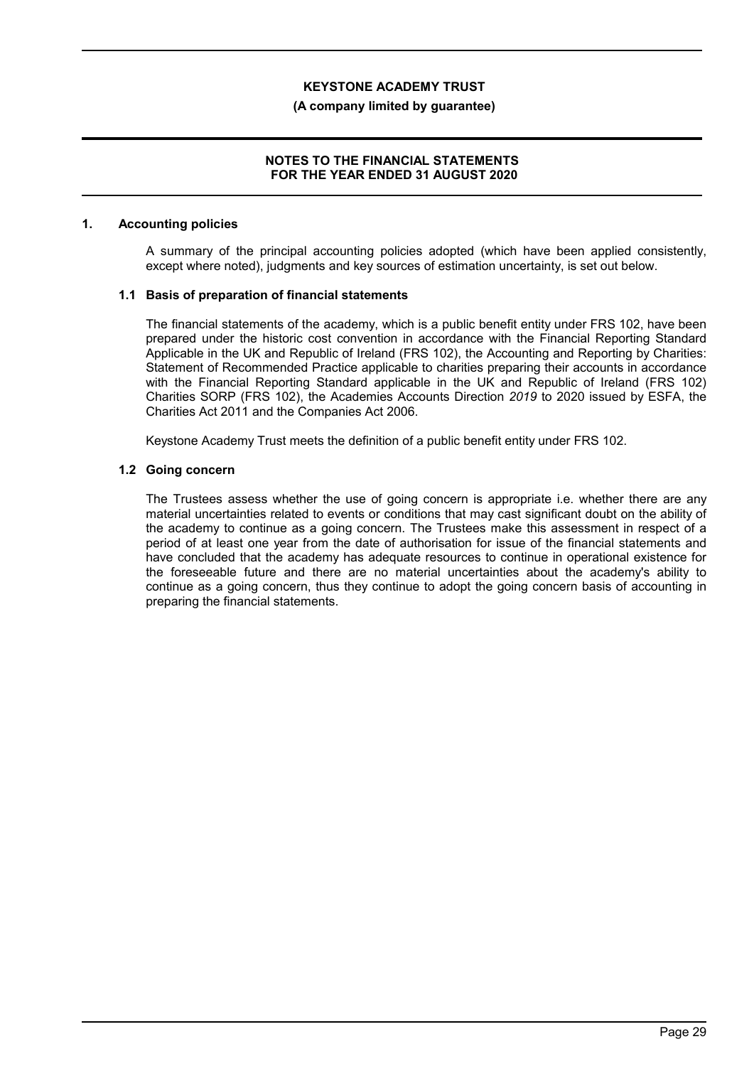**KEYSTONE ACADEMY TRUST**

**(A company limited by guarantee)**

**NOTES TO THE FINANCIAL STATEMENTS FOR THE YEAR ENDED 31 AUGUST 2020**

## 1. Accounting policies

A summary of the principal accounting policies adopted (which have been applied consistently, except where noted), judgments and key sources of estimation uncertainty, is set out below.

### 1.1 Basis of preparation of financial statements

The financial statements of the academy, which is a public benefit entity under FRS 102, have been prepared under the historic cost convention in accordance with the Financial Reporting Standard Applicable in the UK and Republic of Ireland (FRS 102), the Accounting and Reporting by Charities: Statement of Recommended Practice applicable to charities preparing their accounts in accordance with the Financial Reporting Standard applicable in the UK and Republic of Ireland (FRS 102) Charities SORP (FRS 102), the Academies Accounts Direction *2019* to 2020 issued by ESFA, the Charities Act 2011 and the Companies Act 2006.

Keystone Academy Trust meets the definition of a public benefit entity under FRS 102.

### 1.2 Going concern

The Trustees assess whether the use of going concern is appropriate i.e. whether there are any material uncertainties related to events or conditions that may cast significant doubt on the ability of the academy to continue as a going concern. The Trustees make this assessment in respect of a period of at least one year from the date of authorisation for issue of the financial statements and have concluded that the academy has adequate resources to continue in operational existence for the foreseeable future and there are no material uncertainties about the academy's ability to continue as a going concern, thus they continue to adopt the going concern basis of accounting in preparing the financial statements.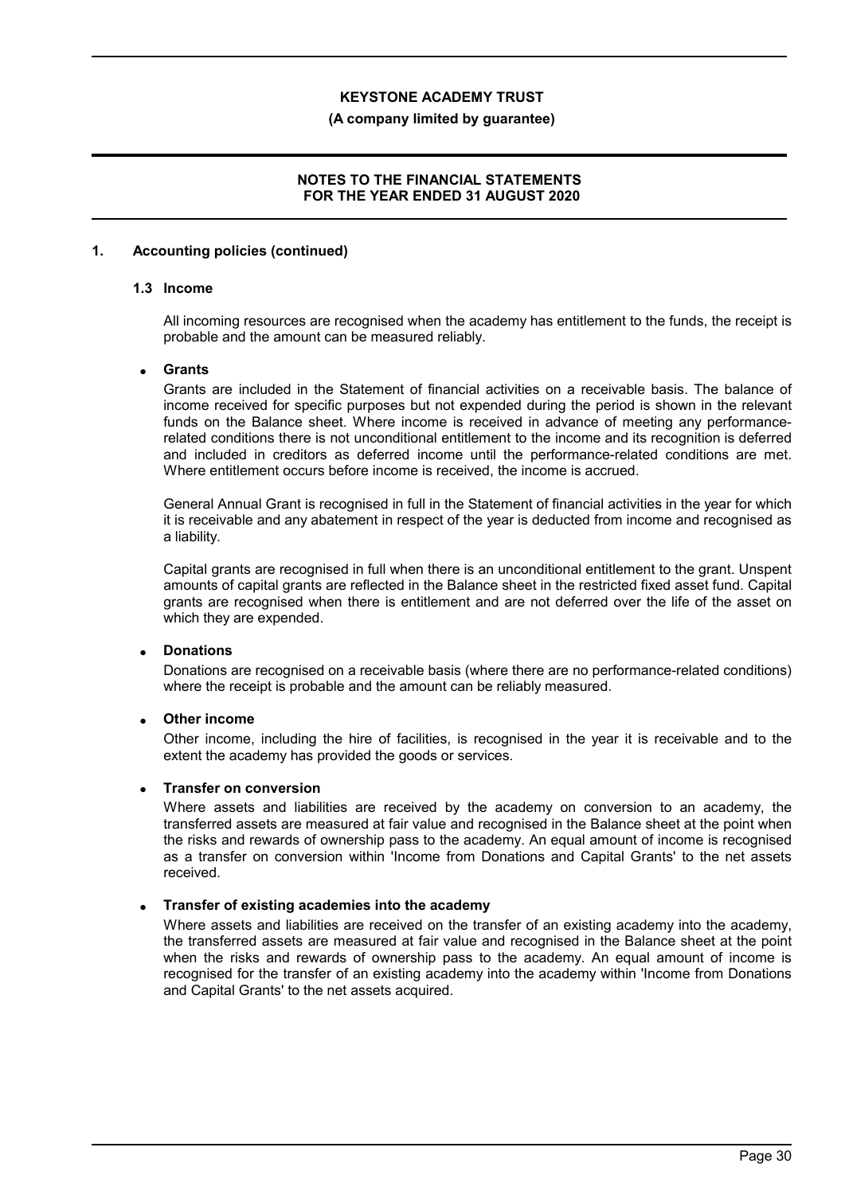## 1. Accounting policies (continued)

### 1.3 Income

All incoming resources are recognised when the academy has entitlement to the funds, the receipt is probable and the amount can be measured reliably.

- **Grants**

  Grants are included in the Statement of financial activities on a receivable basis. The balance of income received for specific purposes but not expended during the period is shown in the relevant funds on the Balance sheet. Where income is received in advance of meeting any performance-related conditions there is not unconditional entitlement to the income and its recognition is deferred and included in creditors as deferred income until the performance-related conditions are met. Where entitlement occurs before income is received, the income is accrued.

  General Annual Grant is recognised in full in the Statement of financial activities in the year for which it is receivable and any abatement in respect of the year is deducted from income and recognised as a liability.

  Capital grants are recognised in full when there is an unconditional entitlement to the grant. Unspent amounts of capital grants are reflected in the Balance sheet in the restricted fixed asset fund. Capital grants are recognised when there is entitlement and are not deferred over the life of the asset on which they are expended.

- **Donations**

  Donations are recognised on a receivable basis (where there are no performance-related conditions) where the receipt is probable and the amount can be reliably measured.

- **Other income**

  Other income, including the hire of facilities, is recognised in the year it is receivable and to the extent the academy has provided the goods or services.

- **Transfer on conversion**

  Where assets and liabilities are received by the academy on conversion to an academy, the transferred assets are measured at fair value and recognised in the Balance sheet at the point when the risks and rewards of ownership pass to the academy. An equal amount of income is recognised as a transfer on conversion within 'Income from Donations and Capital Grants' to the net assets received.

- **Transfer of existing academies into the academy**

  Where assets and liabilities are received on the transfer of an existing academy into the academy, the transferred assets are measured at fair value and recognised in the Balance sheet at the point when the risks and rewards of ownership pass to the academy. An equal amount of income is recognised for the transfer of an existing academy into the academy within 'Income from Donations and Capital Grants' to the net assets acquired.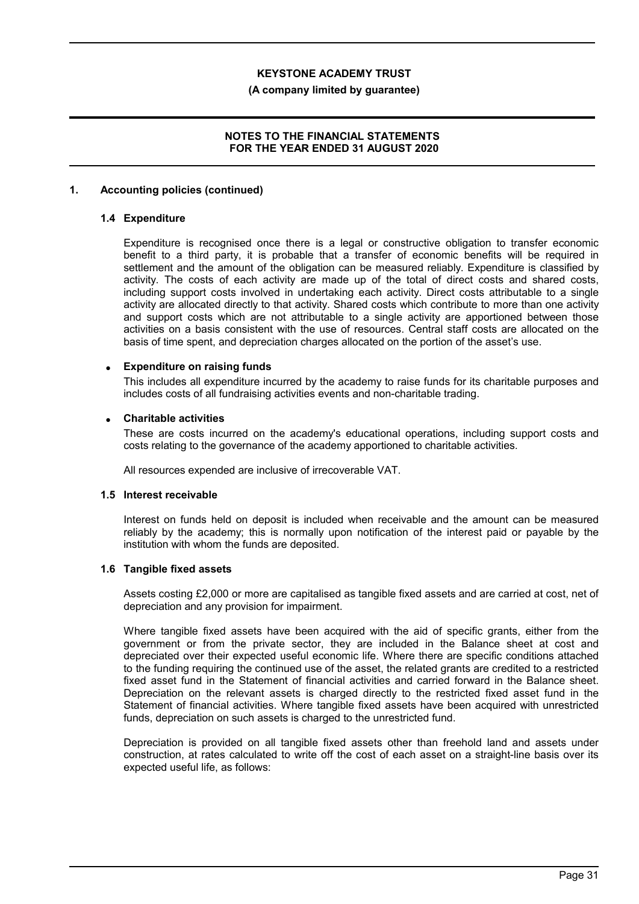## 1. Accounting policies (continued)

### 1.4 Expenditure

Expenditure is recognised once there is a legal or constructive obligation to transfer economic benefit to a third party, it is probable that a transfer of economic benefits will be required in settlement and the amount of the obligation can be measured reliably. Expenditure is classified by activity. The costs of each activity are made up of the total of direct costs and shared costs, including support costs involved in undertaking each activity. Direct costs attributable to a single activity are allocated directly to that activity. Shared costs which contribute to more than one activity and support costs which are not attributable to a single activity are apportioned between those activities on a basis consistent with the use of resources. Central staff costs are allocated on the basis of time spent, and depreciation charges allocated on the portion of the asset's use.

- **Expenditure on raising funds**

  This includes all expenditure incurred by the academy to raise funds for its charitable purposes and includes costs of all fundraising activities events and non-charitable trading.

- **Charitable activities**

  These are costs incurred on the academy's educational operations, including support costs and costs relating to the governance of the academy apportioned to charitable activities.

All resources expended are inclusive of irrecoverable VAT.

### 1.5 Interest receivable

Interest on funds held on deposit is included when receivable and the amount can be measured reliably by the academy; this is normally upon notification of the interest paid or payable by the institution with whom the funds are deposited.

### 1.6 Tangible fixed assets

Assets costing £2,000 or more are capitalised as tangible fixed assets and are carried at cost, net of depreciation and any provision for impairment.

Where tangible fixed assets have been acquired with the aid of specific grants, either from the government or from the private sector, they are included in the Balance sheet at cost and depreciated over their expected useful economic life. Where there are specific conditions attached to the funding requiring the continued use of the asset, the related grants are credited to a restricted fixed asset fund in the Statement of financial activities and carried forward in the Balance sheet. Depreciation on the relevant assets is charged directly to the restricted fixed asset fund in the Statement of financial activities. Where tangible fixed assets have been acquired with unrestricted funds, depreciation on such assets is charged to the unrestricted fund.

Depreciation is provided on all tangible fixed assets other than freehold land and assets under construction, at rates calculated to write off the cost of each asset on a straight-line basis over its expected useful life, as follows: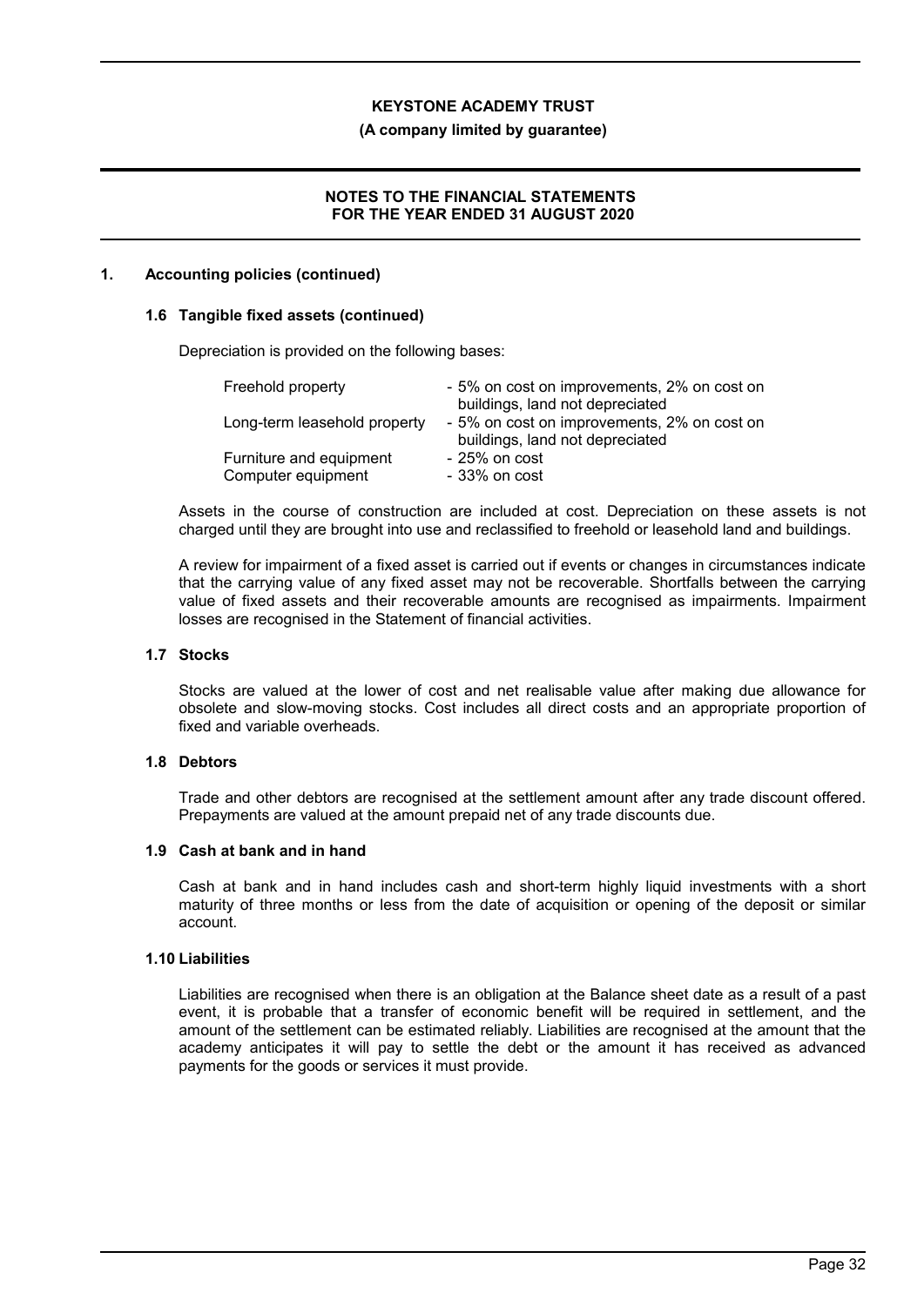## 1. Accounting policies (continued)

### 1.6 Tangible fixed assets (continued)

Depreciation is provided on the following bases:

| | |
|---|---|
| Freehold property | - 5% on cost on improvements, 2% on cost on buildings, land not depreciated |
| Long-term leasehold property | - 5% on cost on improvements, 2% on cost on buildings, land not depreciated |
| Furniture and equipment | - 25% on cost |
| Computer equipment | - 33% on cost |

Assets in the course of construction are included at cost. Depreciation on these assets is not charged until they are brought into use and reclassified to freehold or leasehold land and buildings.

A review for impairment of a fixed asset is carried out if events or changes in circumstances indicate that the carrying value of any fixed asset may not be recoverable. Shortfalls between the carrying value of fixed assets and their recoverable amounts are recognised as impairments. Impairment losses are recognised in the Statement of financial activities.

### 1.7 Stocks

Stocks are valued at the lower of cost and net realisable value after making due allowance for obsolete and slow-moving stocks. Cost includes all direct costs and an appropriate proportion of fixed and variable overheads.

### 1.8 Debtors

Trade and other debtors are recognised at the settlement amount after any trade discount offered. Prepayments are valued at the amount prepaid net of any trade discounts due.

### 1.9 Cash at bank and in hand

Cash at bank and in hand includes cash and short-term highly liquid investments with a short maturity of three months or less from the date of acquisition or opening of the deposit or similar account.

### 1.10 Liabilities

Liabilities are recognised when there is an obligation at the Balance sheet date as a result of a past event, it is probable that a transfer of economic benefit will be required in settlement, and the amount of the settlement can be estimated reliably. Liabilities are recognised at the amount that the academy anticipates it will pay to settle the debt or the amount it has received as advanced payments for the goods or services it must provide.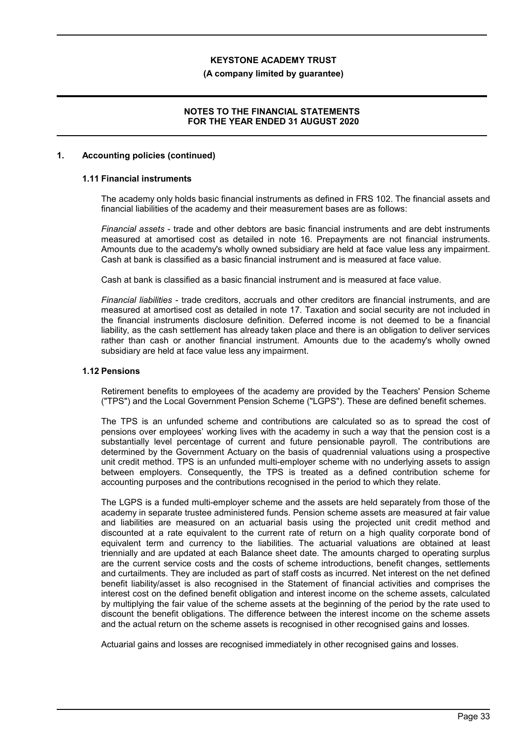## 1. Accounting policies (continued)

### 1.11 Financial instruments

The academy only holds basic financial instruments as defined in FRS 102. The financial assets and financial liabilities of the academy and their measurement bases are as follows:

*Financial assets* - trade and other debtors are basic financial instruments and are debt instruments measured at amortised cost as detailed in note 16. Prepayments are not financial instruments. Amounts due to the academy's wholly owned subsidiary are held at face value less any impairment. Cash at bank is classified as a basic financial instrument and is measured at face value.

Cash at bank is classified as a basic financial instrument and is measured at face value.

*Financial liabilities* - trade creditors, accruals and other creditors are financial instruments, and are measured at amortised cost as detailed in note 17. Taxation and social security are not included in the financial instruments disclosure definition. Deferred income is not deemed to be a financial liability, as the cash settlement has already taken place and there is an obligation to deliver services rather than cash or another financial instrument. Amounts due to the academy's wholly owned subsidiary are held at face value less any impairment.

### 1.12 Pensions

Retirement benefits to employees of the academy are provided by the Teachers' Pension Scheme ("TPS") and the Local Government Pension Scheme ("LGPS"). These are defined benefit schemes.

The TPS is an unfunded scheme and contributions are calculated so as to spread the cost of pensions over employees' working lives with the academy in such a way that the pension cost is a substantially level percentage of current and future pensionable payroll. The contributions are determined by the Government Actuary on the basis of quadrennial valuations using a prospective unit credit method. TPS is an unfunded multi-employer scheme with no underlying assets to assign between employers. Consequently, the TPS is treated as a defined contribution scheme for accounting purposes and the contributions recognised in the period to which they relate.

The LGPS is a funded multi-employer scheme and the assets are held separately from those of the academy in separate trustee administered funds. Pension scheme assets are measured at fair value and liabilities are measured on an actuarial basis using the projected unit credit method and discounted at a rate equivalent to the current rate of return on a high quality corporate bond of equivalent term and currency to the liabilities. The actuarial valuations are obtained at least triennially and are updated at each Balance sheet date. The amounts charged to operating surplus are the current service costs and the costs of scheme introductions, benefit changes, settlements and curtailments. They are included as part of staff costs as incurred. Net interest on the net defined benefit liability/asset is also recognised in the Statement of financial activities and comprises the interest cost on the defined benefit obligation and interest income on the scheme assets, calculated by multiplying the fair value of the scheme assets at the beginning of the period by the rate used to discount the benefit obligations. The difference between the interest income on the scheme assets and the actual return on the scheme assets is recognised in other recognised gains and losses.

Actuarial gains and losses are recognised immediately in other recognised gains and losses.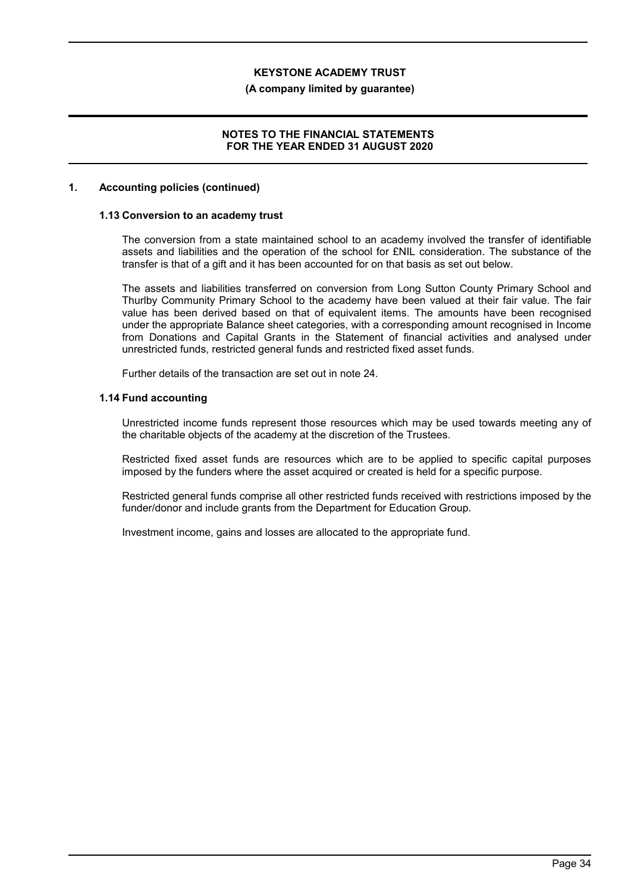## 1. Accounting policies (continued)

### 1.13 Conversion to an academy trust

The conversion from a state maintained school to an academy involved the transfer of identifiable assets and liabilities and the operation of the school for £NIL consideration. The substance of the transfer is that of a gift and it has been accounted for on that basis as set out below.

The assets and liabilities transferred on conversion from Long Sutton County Primary School and Thurlby Community Primary School to the academy have been valued at their fair value. The fair value has been derived based on that of equivalent items. The amounts have been recognised under the appropriate Balance sheet categories, with a corresponding amount recognised in Income from Donations and Capital Grants in the Statement of financial activities and analysed under unrestricted funds, restricted general funds and restricted fixed asset funds.

Further details of the transaction are set out in note 24.

### 1.14 Fund accounting

Unrestricted income funds represent those resources which may be used towards meeting any of the charitable objects of the academy at the discretion of the Trustees.

Restricted fixed asset funds are resources which are to be applied to specific capital purposes imposed by the funders where the asset acquired or created is held for a specific purpose.

Restricted general funds comprise all other restricted funds received with restrictions imposed by the funder/donor and include grants from the Department for Education Group.

Investment income, gains and losses are allocated to the appropriate fund.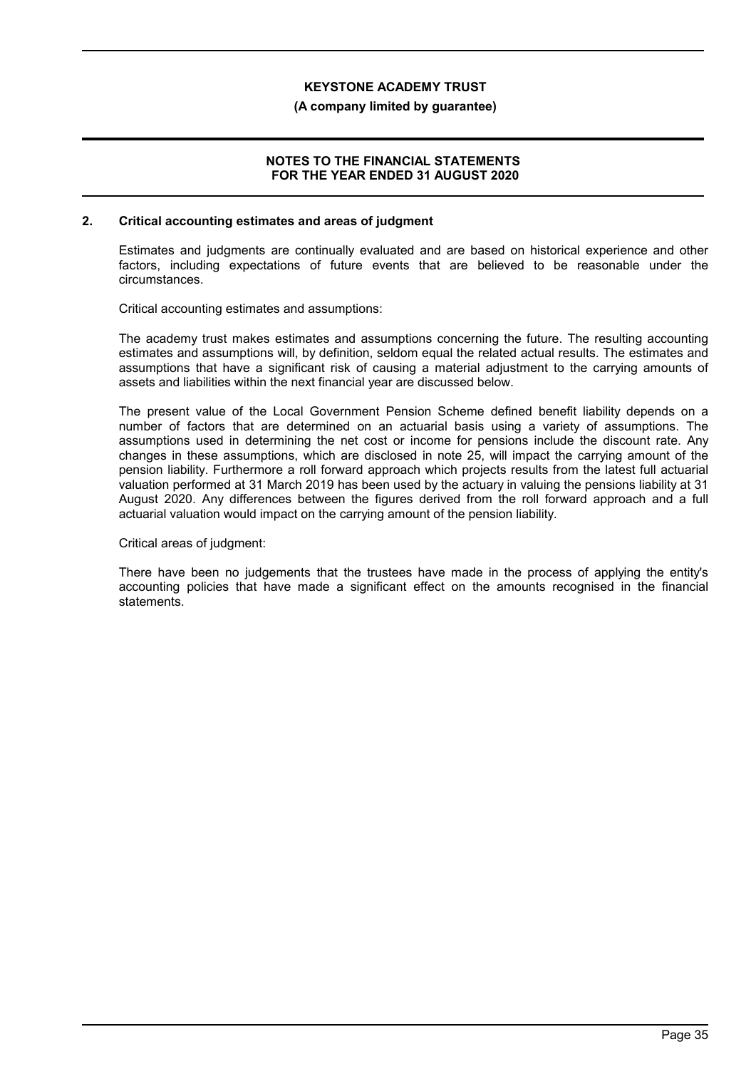## 2. Critical accounting estimates and areas of judgment

Estimates and judgments are continually evaluated and are based on historical experience and other factors, including expectations of future events that are believed to be reasonable under the circumstances.

Critical accounting estimates and assumptions:

The academy trust makes estimates and assumptions concerning the future. The resulting accounting estimates and assumptions will, by definition, seldom equal the related actual results. The estimates and assumptions that have a significant risk of causing a material adjustment to the carrying amounts of assets and liabilities within the next financial year are discussed below.

The present value of the Local Government Pension Scheme defined benefit liability depends on a number of factors that are determined on an actuarial basis using a variety of assumptions. The assumptions used in determining the net cost or income for pensions include the discount rate. Any changes in these assumptions, which are disclosed in note 25, will impact the carrying amount of the pension liability. Furthermore a roll forward approach which projects results from the latest full actuarial valuation performed at 31 March 2019 has been used by the actuary in valuing the pensions liability at 31 August 2020. Any differences between the figures derived from the roll forward approach and a full actuarial valuation would impact on the carrying amount of the pension liability.

Critical areas of judgment:

There have been no judgements that the trustees have made in the process of applying the entity's accounting policies that have made a significant effect on the amounts recognised in the financial statements.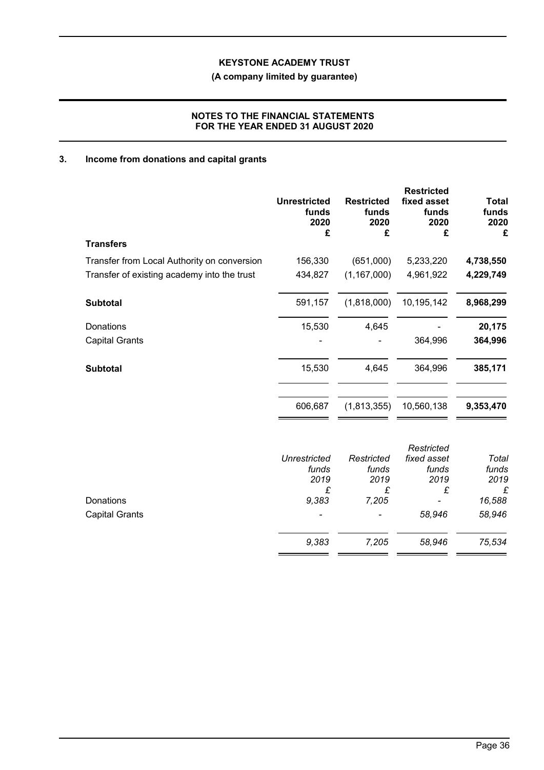## 3. Income from donations and capital grants

| | Unrestricted funds 2020 £ | Restricted funds 2020 £ | Restricted fixed asset funds 2020 £ | Total funds 2020 £ |
|---|---|---|---|---|
| **Transfers** | | | | |
| Transfer from Local Authority on conversion | 156,330 | (651,000) | 5,233,220 | **4,738,550** |
| Transfer of existing academy into the trust | 434,827 | (1,167,000) | 4,961,922 | **4,229,749** |
| **Subtotal** | 591,157 | (1,818,000) | 10,195,142 | **8,968,299** |
| Donations | 15,530 | 4,645 | - | **20,175** |
| Capital Grants | - | - | 364,996 | **364,996** |
| **Subtotal** | 15,530 | 4,645 | 364,996 | **385,171** |
| | 606,687 | (1,813,355) | 10,560,138 | **9,353,470** |

| | *Unrestricted funds 2019 £* | *Restricted funds 2019 £* | *Restricted fixed asset funds 2019 £* | *Total funds 2019 £* |
|---|---|---|---|---|
| Donations | *9,383* | *7,205* | - | *16,588* |
| Capital Grants | - | - | *58,946* | *58,946* |
| | *9,383* | *7,205* | *58,946* | *75,534* |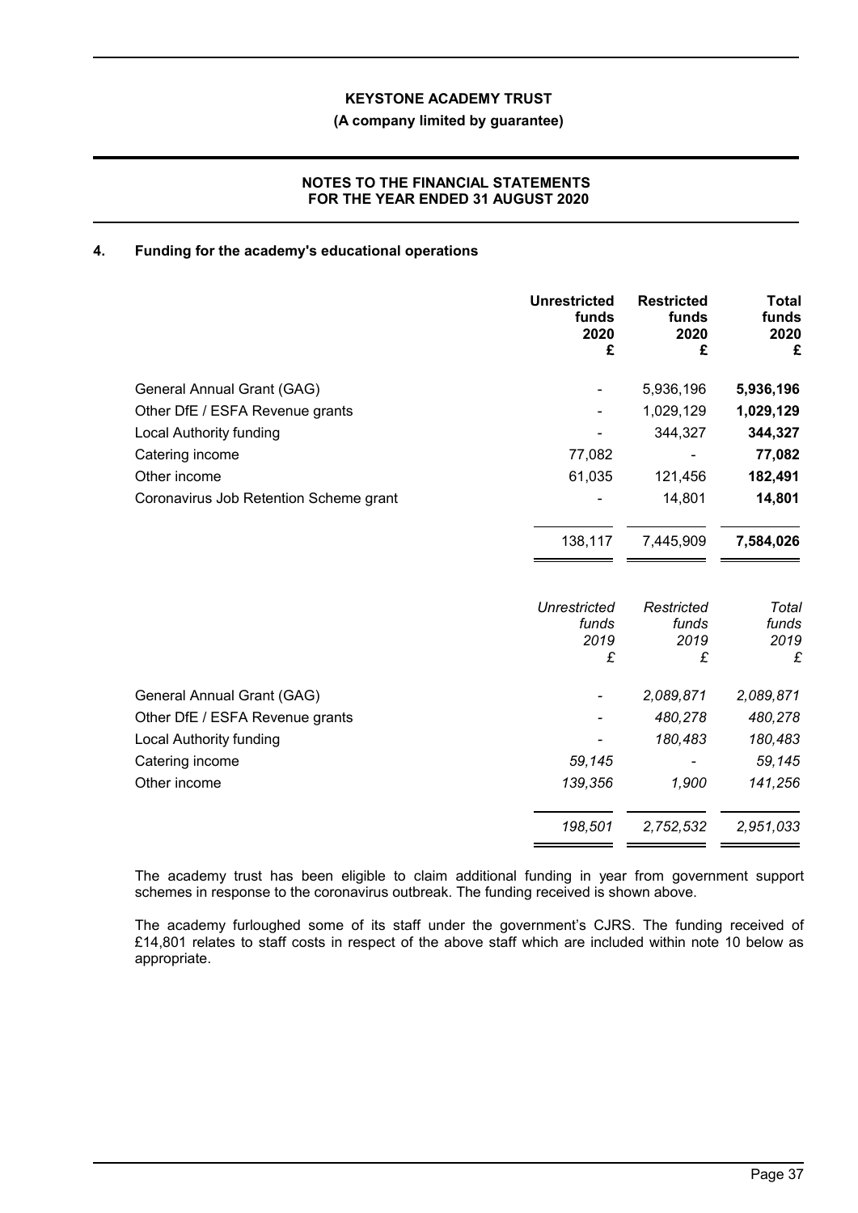## 4. Funding for the academy's educational operations

| | Unrestricted funds 2020 £ | Restricted funds 2020 £ | Total funds 2020 £ |
|---|---|---|---|
| General Annual Grant (GAG) | - | 5,936,196 | **5,936,196** |
| Other DfE / ESFA Revenue grants | - | 1,029,129 | **1,029,129** |
| Local Authority funding | - | 344,327 | **344,327** |
| Catering income | 77,082 | - | **77,082** |
| Other income | 61,035 | 121,456 | **182,491** |
| Coronavirus Job Retention Scheme grant | - | 14,801 | **14,801** |
| | 138,117 | 7,445,909 | **7,584,026** |

| | *Unrestricted funds 2019 £* | *Restricted funds 2019 £* | *Total funds 2019 £* |
|---|---|---|---|
| General Annual Grant (GAG) | - | *2,089,871* | *2,089,871* |
| Other DfE / ESFA Revenue grants | - | *480,278* | *480,278* |
| Local Authority funding | - | *180,483* | *180,483* |
| Catering income | *59,145* | - | *59,145* |
| Other income | *139,356* | *1,900* | *141,256* |
| | *198,501* | *2,752,532* | *2,951,033* |

The academy trust has been eligible to claim additional funding in year from government support schemes in response to the coronavirus outbreak. The funding received is shown above.

The academy furloughed some of its staff under the government's CJRS. The funding received of £14,801 relates to staff costs in respect of the above staff which are included within note 10 below as appropriate.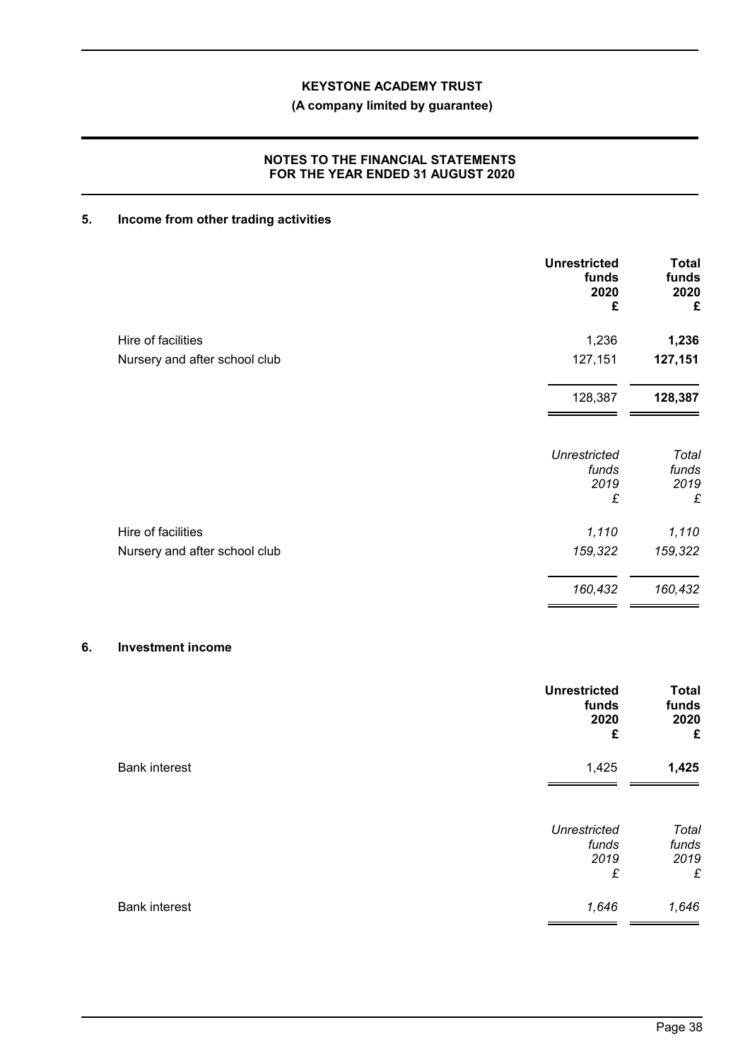# KEYSTONE ACADEMY TRUST

**(A company limited by guarantee)**

**NOTES TO THE FINANCIAL STATEMENTS FOR THE YEAR ENDED 31 AUGUST 2020**

## 5. Income from other trading activities

| | Unrestricted funds 2020 £ | Total funds 2020 £ |
|---|---|---|
| Hire of facilities | 1,236 | **1,236** |
| Nursery and after school club | 127,151 | **127,151** |
| | 128,387 | **128,387** |

| | *Unrestricted funds 2019 £* | *Total funds 2019 £* |
|---|---|---|
| Hire of facilities | *1,110* | *1,110* |
| Nursery and after school club | *159,322* | *159,322* |
| | *160,432* | *160,432* |

## 6. Investment income

| | Unrestricted funds 2020 £ | Total funds 2020 £ |
|---|---|---|
| Bank interest | 1,425 | **1,425** |

| | *Unrestricted funds 2019 £* | *Total funds 2019 £* |
|---|---|---|
| Bank interest | *1,646* | *1,646* |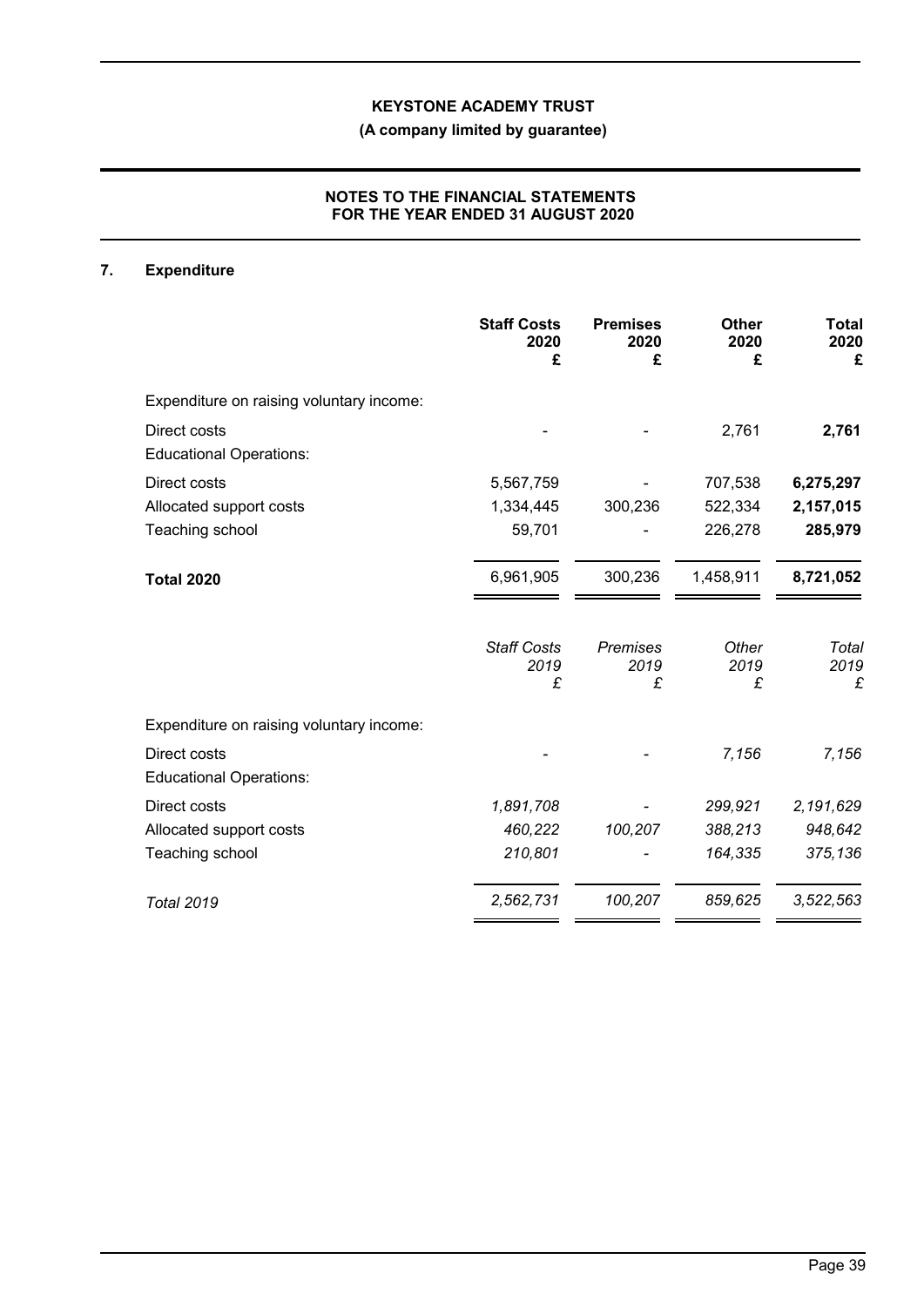**KEYSTONE ACADEMY TRUST**

**(A company limited by guarantee)**

**NOTES TO THE FINANCIAL STATEMENTS FOR THE YEAR ENDED 31 AUGUST 2020**

## 7. Expenditure

| | **Staff Costs 2020 £** | **Premises 2020 £** | **Other 2020 £** | **Total 2020 £** |
|---|---|---|---|---|
| Expenditure on raising voluntary income: | | | | |
| Direct costs | - | - | 2,761 | **2,761** |
| Educational Operations: | | | | |
| Direct costs | 5,567,759 | - | 707,538 | **6,275,297** |
| Allocated support costs | 1,334,445 | 300,236 | 522,334 | **2,157,015** |
| Teaching school | 59,701 | - | 226,278 | **285,979** |
| **Total 2020** | 6,961,905 | 300,236 | 1,458,911 | 8,721,052 |

| | *Staff Costs 2019 £* | *Premises 2019 £* | *Other 2019 £* | *Total 2019 £* |
|---|---|---|---|---|
| Expenditure on raising voluntary income: | | | | |
| Direct costs | - | - | *7,156* | *7,156* |
| Educational Operations: | | | | |
| Direct costs | *1,891,708* | - | *299,921* | *2,191,629* |
| Allocated support costs | *460,222* | *100,207* | *388,213* | *948,642* |
| Teaching school | *210,801* | - | *164,335* | *375,136* |
| *Total 2019* | *2,562,731* | *100,207* | *859,625* | *3,522,563* |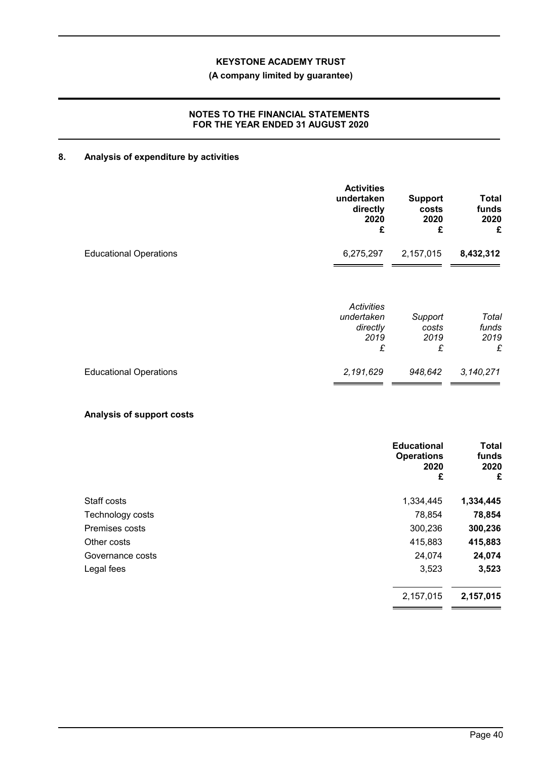## 8. Analysis of expenditure by activities

| | Activities undertaken directly 2020 £ | Support costs 2020 £ | Total funds 2020 £ |
|---|---|---|---|
| Educational Operations | 6,275,297 | 2,157,015 | **8,432,312** |

| | *Activities undertaken directly 2019 £* | *Support costs 2019 £* | *Total funds 2019 £* |
|---|---|---|---|
| Educational Operations | *2,191,629* | *948,642* | *3,140,271* |

### Analysis of support costs

| | Educational Operations 2020 £ | Total funds 2020 £ |
|---|---|---|
| Staff costs | 1,334,445 | **1,334,445** |
| Technology costs | 78,854 | **78,854** |
| Premises costs | 300,236 | **300,236** |
| Other costs | 415,883 | **415,883** |
| Governance costs | 24,074 | **24,074** |
| Legal fees | 3,523 | **3,523** |
| | 2,157,015 | **2,157,015** |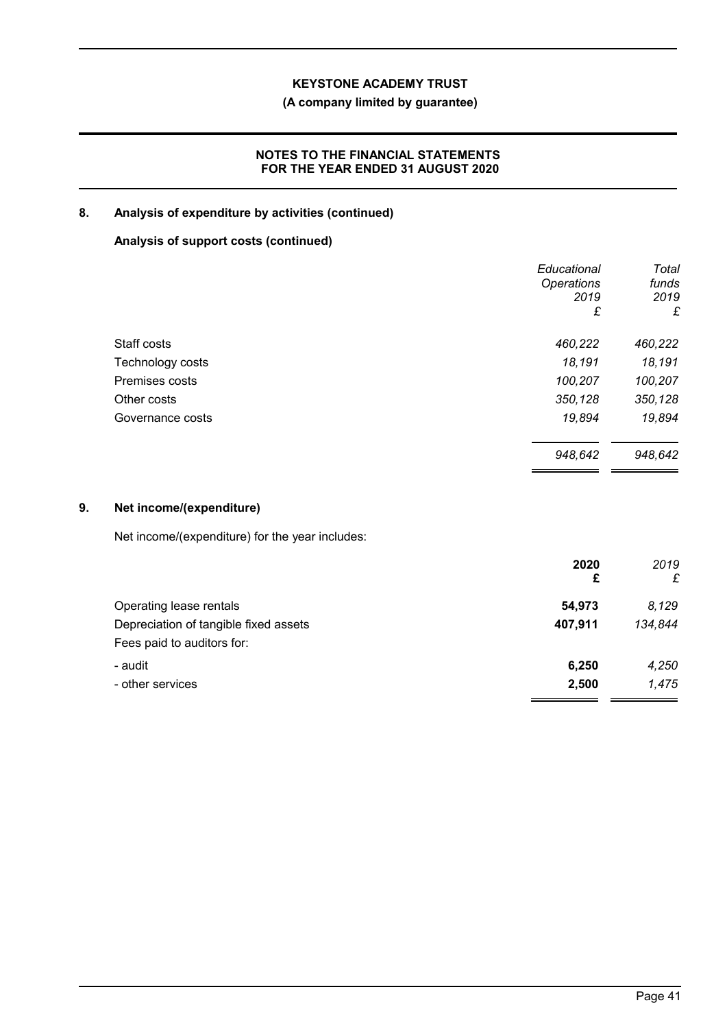## 8. Analysis of expenditure by activities (continued)

### Analysis of support costs (continued)

| | *Educational Operations 2019 £* | *Total funds 2019 £* |
|---|---|---|
| Staff costs | *460,222* | *460,222* |
| Technology costs | *18,191* | *18,191* |
| Premises costs | *100,207* | *100,207* |
| Other costs | *350,128* | *350,128* |
| Governance costs | *19,894* | *19,894* |
| | *948,642* | *948,642* |

## 9. Net income/(expenditure)

Net income/(expenditure) for the year includes:

| | **2020 £** | *2019 £* |
|---|---|---|
| Operating lease rentals | **54,973** | *8,129* |
| Depreciation of tangible fixed assets | **407,911** | *134,844* |
| Fees paid to auditors for: | | |
| - audit | **6,250** | *4,250* |
| - other services | **2,500** | *1,475* |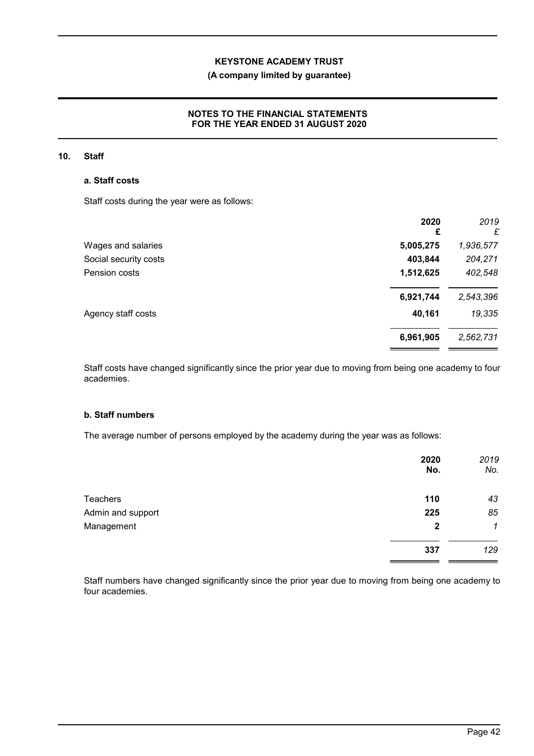## 10. Staff

### a. Staff costs

Staff costs during the year were as follows:

| | 2020<br>£ | *2019*<br>*£* |
|---|---|---|
| Wages and salaries | **5,005,275** | *1,936,577* |
| Social security costs | **403,844** | *204,271* |
| Pension costs | **1,512,625** | *402,548* |
| | **6,921,744** | *2,543,396* |
| Agency staff costs | **40,161** | *19,335* |
| | **6,961,905** | *2,562,731* |

Staff costs have changed significantly since the prior year due to moving from being one academy to four academies.

### b. Staff numbers

The average number of persons employed by the academy during the year was as follows:

| | 2020<br>No. | *2019*<br>*No.* |
|---|---|---|
| Teachers | **110** | *43* |
| Admin and support | **225** | *85* |
| Management | **2** | *1* |
| | **337** | *129* |

Staff numbers have changed significantly since the prior year due to moving from being one academy to four academies.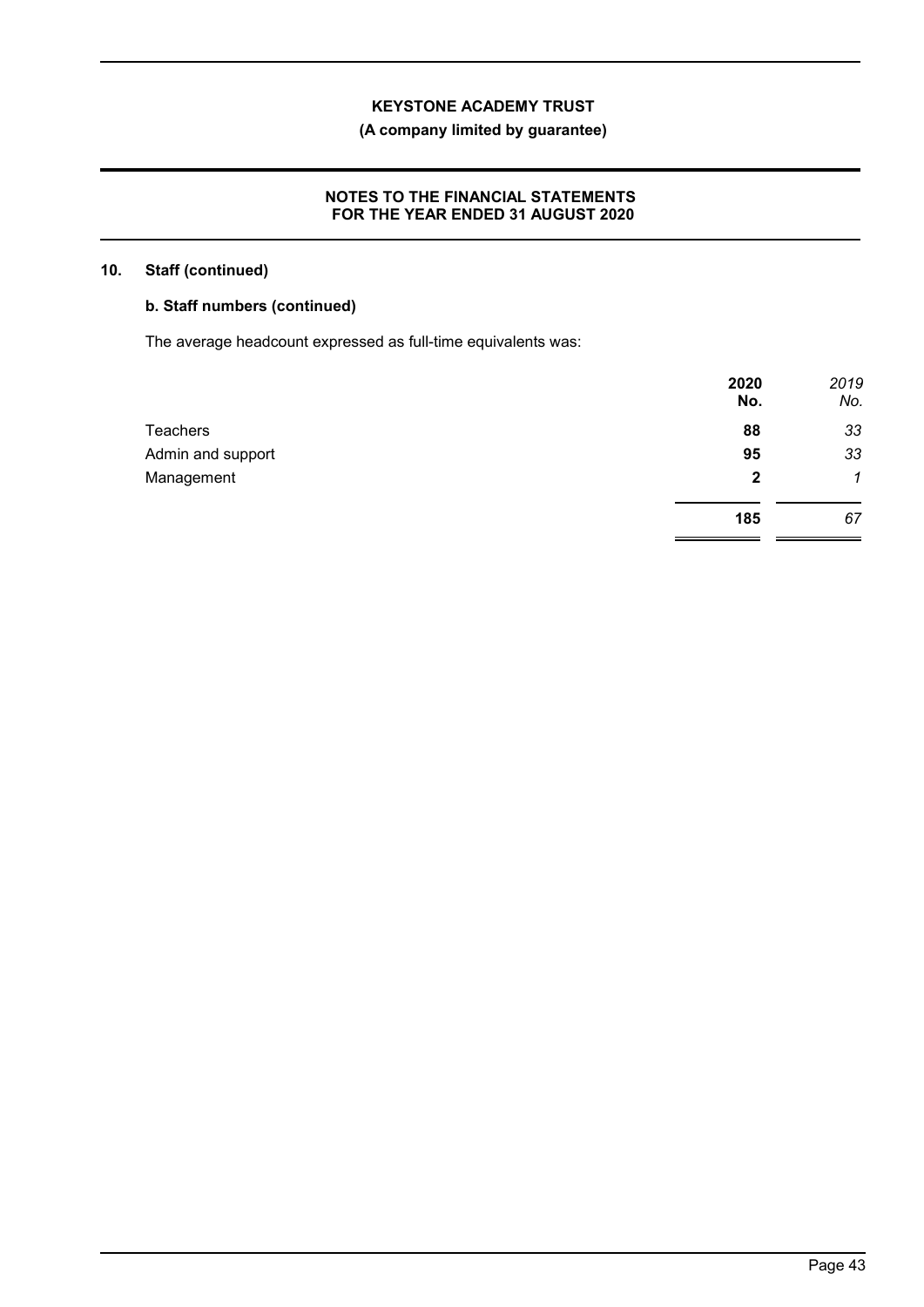## 10. Staff (continued)

### b. Staff numbers (continued)

The average headcount expressed as full-time equivalents was:

| | **2020** **No.** | *2019* *No.* |
|---|---|---|
| Teachers | **88** | *33* |
| Admin and support | **95** | *33* |
| Management | **2** | *1* |
| | **185** | *67* |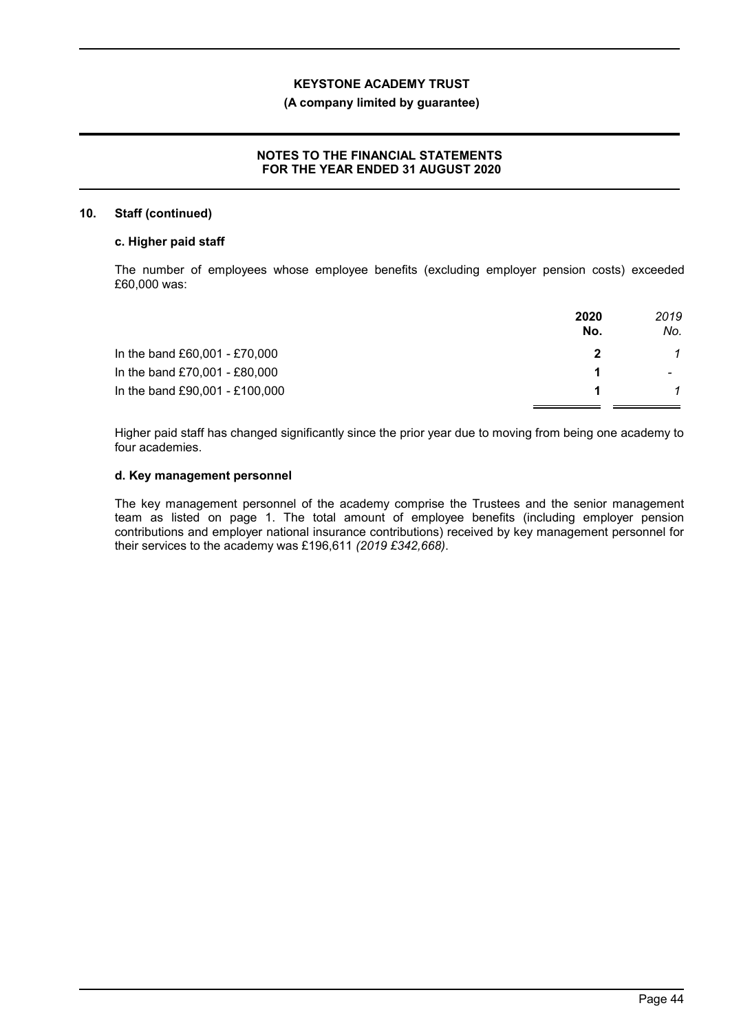## 10. Staff (continued)

### c. Higher paid staff

The number of employees whose employee benefits (excluding employer pension costs) exceeded £60,000 was:

| | **2020 No.** | *2019 No.* |
|---|---|---|
| In the band £60,001 - £70,000 | **2** | *1* |
| In the band £70,001 - £80,000 | **1** | - |
| In the band £90,001 - £100,000 | **1** | *1* |

Higher paid staff has changed significantly since the prior year due to moving from being one academy to four academies.

### d. Key management personnel

The key management personnel of the academy comprise the Trustees and the senior management team as listed on page 1. The total amount of employee benefits (including employer pension contributions and employer national insurance contributions) received by key management personnel for their services to the academy was £196,611 *(2019 £342,668)*.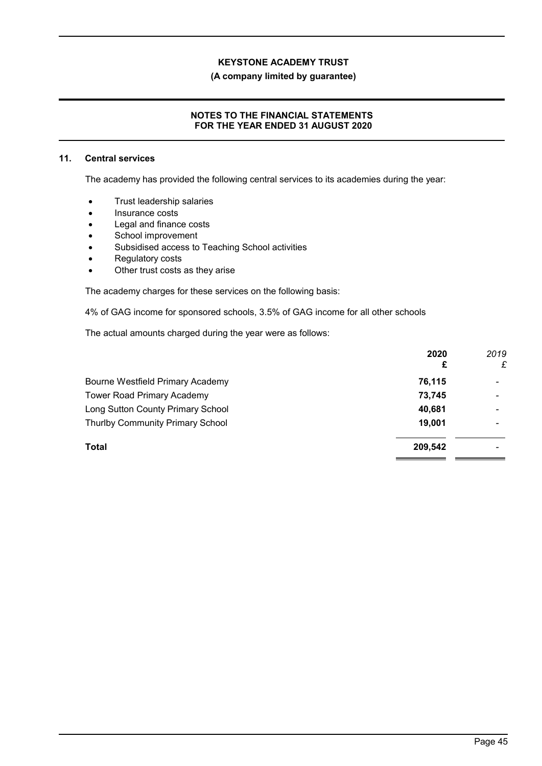## 11. Central services

The academy has provided the following central services to its academies during the year:

- Trust leadership salaries
- Insurance costs
- Legal and finance costs
- School improvement
- Subsidised access to Teaching School activities
- Regulatory costs
- Other trust costs as they arise

The academy charges for these services on the following basis:

4% of GAG income for sponsored schools, 3.5% of GAG income for all other schools

The actual amounts charged during the year were as follows:

| | 2020 £ | *2019 £* |
|---|---|---|
| Bourne Westfield Primary Academy | 76,115 | - |
| Tower Road Primary Academy | 73,745 | - |
| Long Sutton County Primary School | 40,681 | - |
| Thurlby Community Primary School | 19,001 | - |
| **Total** | **209,542** | - |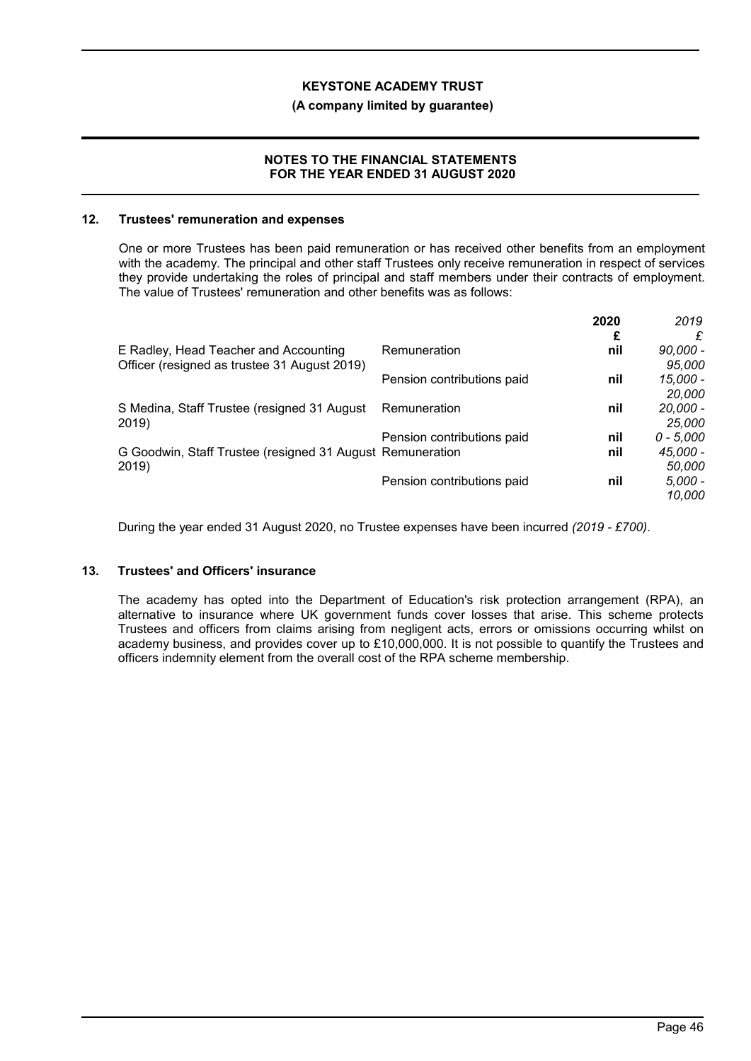## 12. Trustees' remuneration and expenses

One or more Trustees has been paid remuneration or has received other benefits from an employment with the academy. The principal and other staff Trustees only receive remuneration in respect of services they provide undertaking the roles of principal and staff members under their contracts of employment. The value of Trustees' remuneration and other benefits was as follows:

| | | 2020 | 2019 |
|---|---|---|---|
| | | £ | £ |
| E Radley, Head Teacher and Accounting Officer (resigned as trustee 31 August 2019) | Remuneration | nil | 90,000 - 95,000 |
| | Pension contributions paid | nil | 15,000 - 20,000 |
| S Medina, Staff Trustee (resigned 31 August 2019) | Remuneration | nil | 20,000 - 25,000 |
| | Pension contributions paid | nil | 0 - 5,000 |
| G Goodwin, Staff Trustee (resigned 31 August 2019) | Remuneration | nil | 45,000 - 50,000 |
| | Pension contributions paid | nil | 5,000 - 10,000 |

During the year ended 31 August 2020, no Trustee expenses have been incurred *(2019 - £700)*.

## 13. Trustees' and Officers' insurance

The academy has opted into the Department of Education's risk protection arrangement (RPA), an alternative to insurance where UK government funds cover losses that arise. This scheme protects Trustees and officers from claims arising from negligent acts, errors or omissions occurring whilst on academy business, and provides cover up to £10,000,000. It is not possible to quantify the Trustees and officers indemnity element from the overall cost of the RPA scheme membership.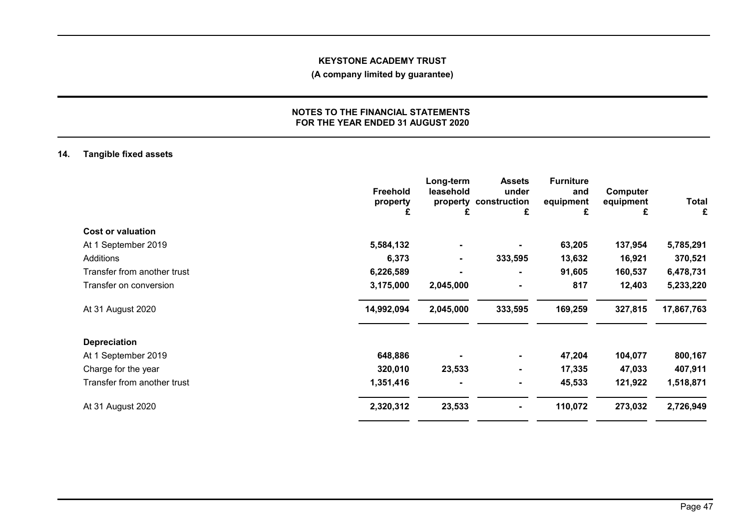**KEYSTONE ACADEMY TRUST**

**(A company limited by guarantee)**

**NOTES TO THE FINANCIAL STATEMENTS FOR THE YEAR ENDED 31 AUGUST 2020**

## 14. Tangible fixed assets

| | Freehold property £ | Long-term leasehold property £ | Assets under construction £ | Furniture and equipment £ | Computer equipment £ | Total £ |
|---|---|---|---|---|---|---|
| **Cost or valuation** | | | | | | |
| At 1 September 2019 | 5,584,132 | - | - | 63,205 | 137,954 | 5,785,291 |
| Additions | 6,373 | - | 333,595 | 13,632 | 16,921 | 370,521 |
| Transfer from another trust | 6,226,589 | - | - | 91,605 | 160,537 | 6,478,731 |
| Transfer on conversion | 3,175,000 | 2,045,000 | - | 817 | 12,403 | 5,233,220 |
| At 31 August 2020 | 14,992,094 | 2,045,000 | 333,595 | 169,259 | 327,815 | 17,867,763 |
| **Depreciation** | | | | | | |
| At 1 September 2019 | 648,886 | - | - | 47,204 | 104,077 | 800,167 |
| Charge for the year | 320,010 | 23,533 | - | 17,335 | 47,033 | 407,911 |
| Transfer from another trust | 1,351,416 | - | - | 45,533 | 121,922 | 1,518,871 |
| At 31 August 2020 | 2,320,312 | 23,533 | - | 110,072 | 273,032 | 2,726,949 |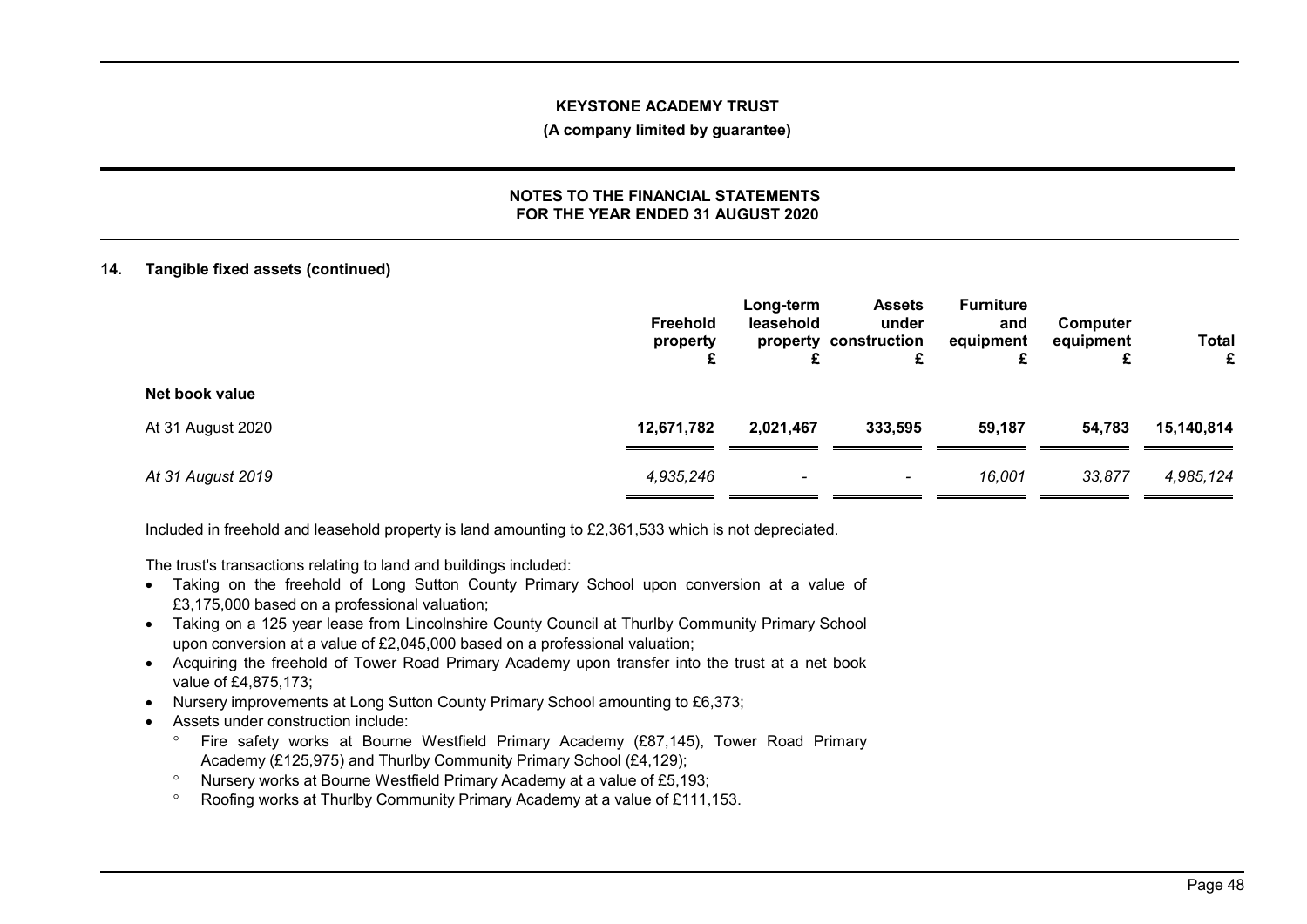### 14. Tangible fixed assets (continued)

| | Freehold property £ | Long-term leasehold property £ | Assets under construction £ | Furniture and equipment £ | Computer equipment £ | Total £ |
|---|---|---|---|---|---|---|
| **Net book value** | | | | | | |
| At 31 August 2020 | **12,671,782** | **2,021,467** | **333,595** | **59,187** | **54,783** | **15,140,814** |
| *At 31 August 2019* | *4,935,246* | - | - | *16,001* | *33,877* | *4,985,124* |

Included in freehold and leasehold property is land amounting to £2,361,533 which is not depreciated.

The trust's transactions relating to land and buildings included:

- Taking on the freehold of Long Sutton County Primary School upon conversion at a value of £3,175,000 based on a professional valuation;
- Taking on a 125 year lease from Lincolnshire County Council at Thurlby Community Primary School upon conversion at a value of £2,045,000 based on a professional valuation;
- Acquiring the freehold of Tower Road Primary Academy upon transfer into the trust at a net book value of £4,875,173;
- Nursery improvements at Long Sutton County Primary School amounting to £6,373;
- Assets under construction include:
  - Fire safety works at Bourne Westfield Primary Academy (£87,145), Tower Road Primary Academy (£125,975) and Thurlby Community Primary School (£4,129);
  - Nursery works at Bourne Westfield Primary Academy at a value of £5,193;
  - Roofing works at Thurlby Community Primary Academy at a value of £111,153.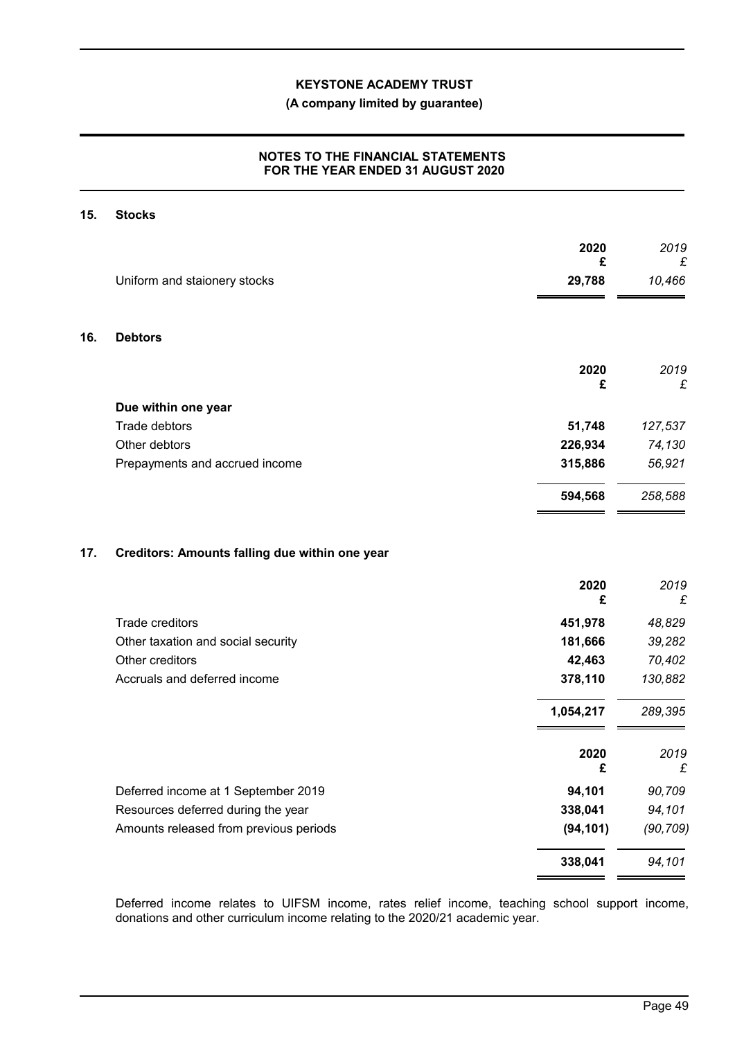## 15. Stocks

| | 2020 £ | *2019 £* |
|---|---|---|
| Uniform and staionery stocks | **29,788** | *10,466* |

## 16. Debtors

| | 2020 £ | *2019 £* |
|---|---|---|
| **Due within one year** | | |
| Trade debtors | **51,748** | *127,537* |
| Other debtors | **226,934** | *74,130* |
| Prepayments and accrued income | **315,886** | *56,921* |
| | **594,568** | *258,588* |

## 17. Creditors: Amounts falling due within one year

| | 2020 £ | *2019 £* |
|---|---|---|
| Trade creditors | **451,978** | *48,829* |
| Other taxation and social security | **181,666** | *39,282* |
| Other creditors | **42,463** | *70,402* |
| Accruals and deferred income | **378,110** | *130,882* |
| | **1,054,217** | *289,395* |

| | 2020 £ | *2019 £* |
|---|---|---|
| Deferred income at 1 September 2019 | **94,101** | *90,709* |
| Resources deferred during the year | **338,041** | *94,101* |
| Amounts released from previous periods | **(94,101)** | *(90,709)* |
| | **338,041** | *94,101* |

Deferred income relates to UIFSM income, rates relief income, teaching school support income, donations and other curriculum income relating to the 2020/21 academic year.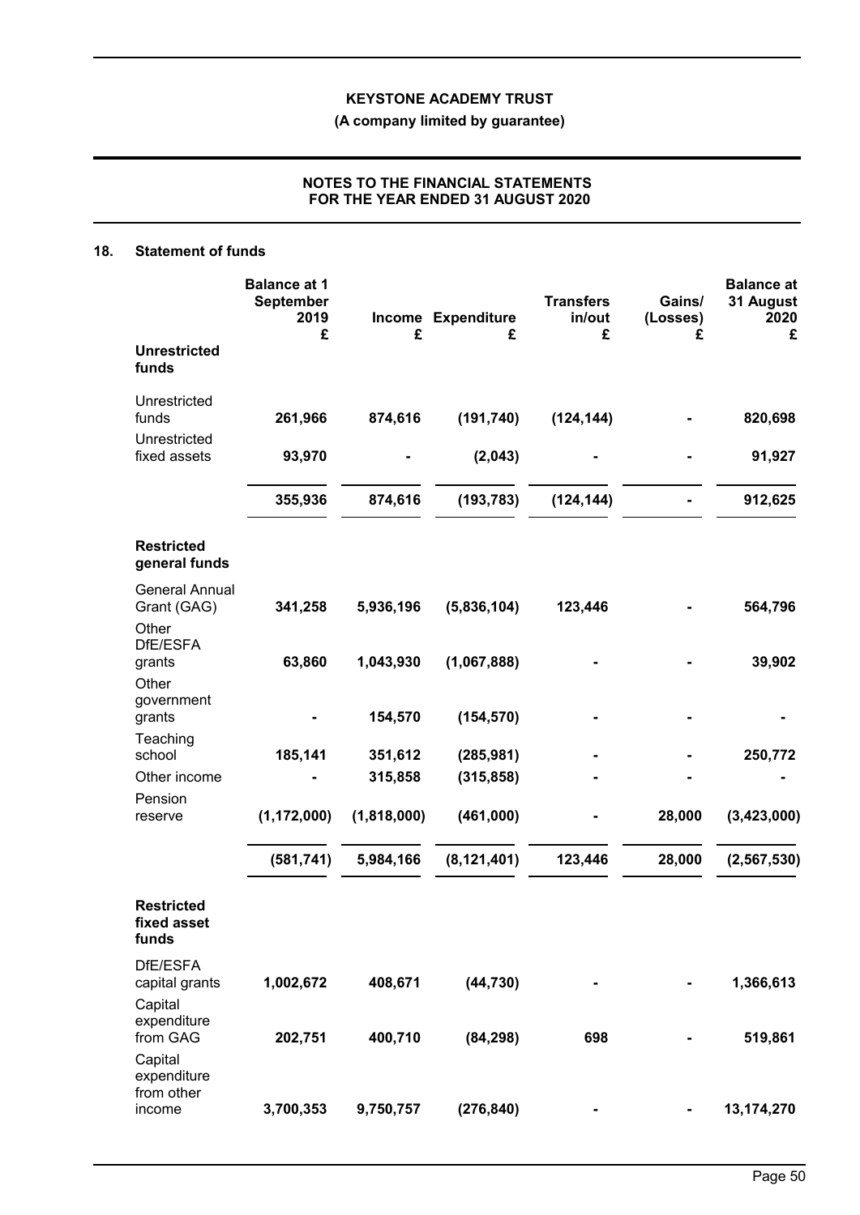## 18. Statement of funds

| | Balance at 1 September 2019 £ | Income £ | Expenditure £ | Transfers in/out £ | Gains/ (Losses) £ | Balance at 31 August 2020 £ |
|---|---|---|---|---|---|---|
| **Unrestricted funds** | | | | | | |
| Unrestricted funds | **261,966** | **874,616** | **(191,740)** | **(124,144)** | **-** | **820,698** |
| Unrestricted fixed assets | **93,970** | **-** | **(2,043)** | **-** | **-** | **91,927** |
| | **355,936** | **874,616** | **(193,783)** | **(124,144)** | **-** | **912,625** |
| **Restricted general funds** | | | | | | |
| General Annual Grant (GAG) | **341,258** | **5,936,196** | **(5,836,104)** | **123,446** | **-** | **564,796** |
| Other DfE/ESFA grants | **63,860** | **1,043,930** | **(1,067,888)** | **-** | **-** | **39,902** |
| Other government grants | **-** | **154,570** | **(154,570)** | **-** | **-** | **-** |
| Teaching school | **185,141** | **351,612** | **(285,981)** | **-** | **-** | **250,772** |
| Other income | **-** | **315,858** | **(315,858)** | **-** | **-** | **-** |
| Pension reserve | **(1,172,000)** | **(1,818,000)** | **(461,000)** | **-** | **28,000** | **(3,423,000)** |
| | **(581,741)** | **5,984,166** | **(8,121,401)** | **123,446** | **28,000** | **(2,567,530)** |
| **Restricted fixed asset funds** | | | | | | |
| DfE/ESFA capital grants | **1,002,672** | **408,671** | **(44,730)** | **-** | **-** | **1,366,613** |
| Capital expenditure from GAG | **202,751** | **400,710** | **(84,298)** | **698** | **-** | **519,861** |
| Capital expenditure from other income | **3,700,353** | **9,750,757** | **(276,840)** | **-** | **-** | **13,174,270** |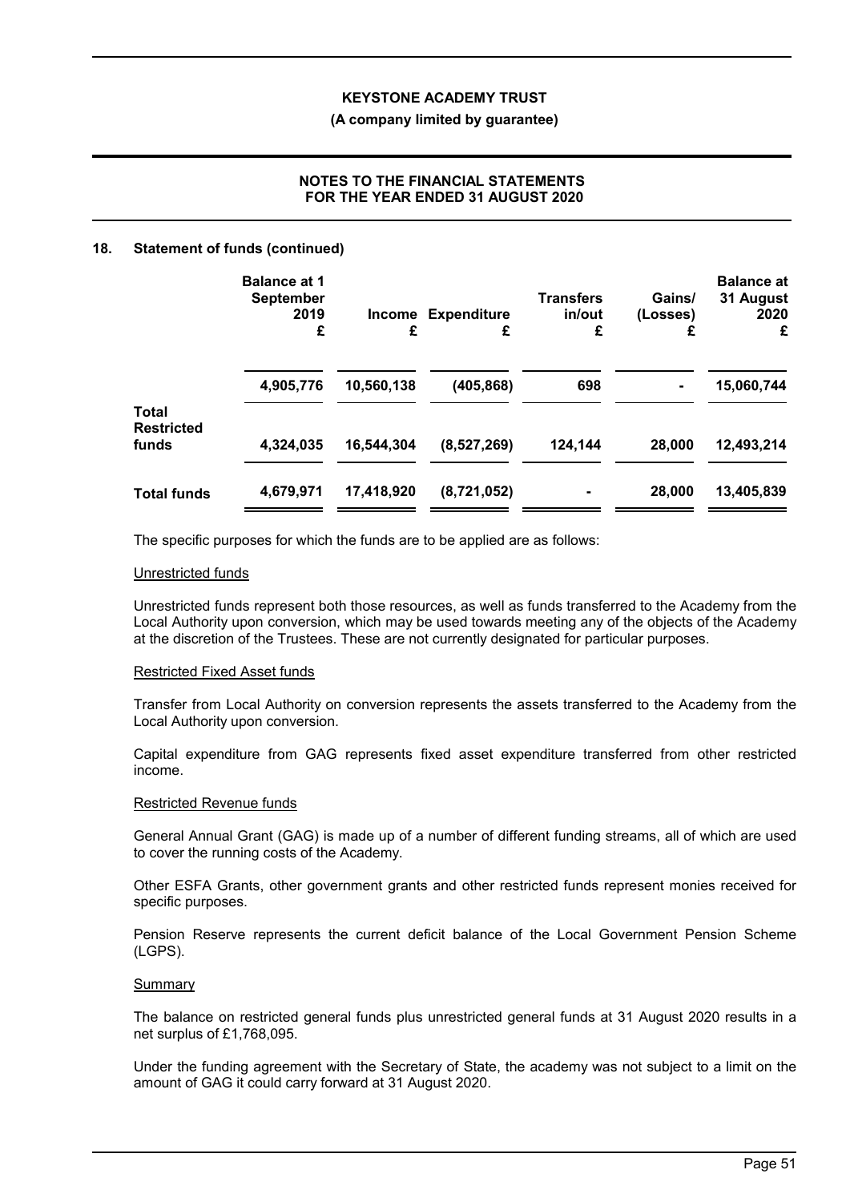## 18. Statement of funds (continued)

| | Balance at 1 September 2019 £ | Income £ | Expenditure £ | Transfers in/out £ | Gains/ (Losses) £ | Balance at 31 August 2020 £ |
|---|---|---|---|---|---|---|
| | 4,905,776 | 10,560,138 | (405,868) | 698 | - | 15,060,744 |
| **Total Restricted funds** | 4,324,035 | 16,544,304 | (8,527,269) | 124,144 | 28,000 | 12,493,214 |
| **Total funds** | 4,679,971 | 17,418,920 | (8,721,052) | - | 28,000 | 13,405,839 |

The specific purposes for which the funds are to be applied are as follows:

Unrestricted funds

Unrestricted funds represent both those resources, as well as funds transferred to the Academy from the Local Authority upon conversion, which may be used towards meeting any of the objects of the Academy at the discretion of the Trustees. These are not currently designated for particular purposes.

Restricted Fixed Asset funds

Transfer from Local Authority on conversion represents the assets transferred to the Academy from the Local Authority upon conversion.

Capital expenditure from GAG represents fixed asset expenditure transferred from other restricted income.

Restricted Revenue funds

General Annual Grant (GAG) is made up of a number of different funding streams, all of which are used to cover the running costs of the Academy.

Other ESFA Grants, other government grants and other restricted funds represent monies received for specific purposes.

Pension Reserve represents the current deficit balance of the Local Government Pension Scheme (LGPS).

Summary

The balance on restricted general funds plus unrestricted general funds at 31 August 2020 results in a net surplus of £1,768,095.

Under the funding agreement with the Secretary of State, the academy was not subject to a limit on the amount of GAG it could carry forward at 31 August 2020.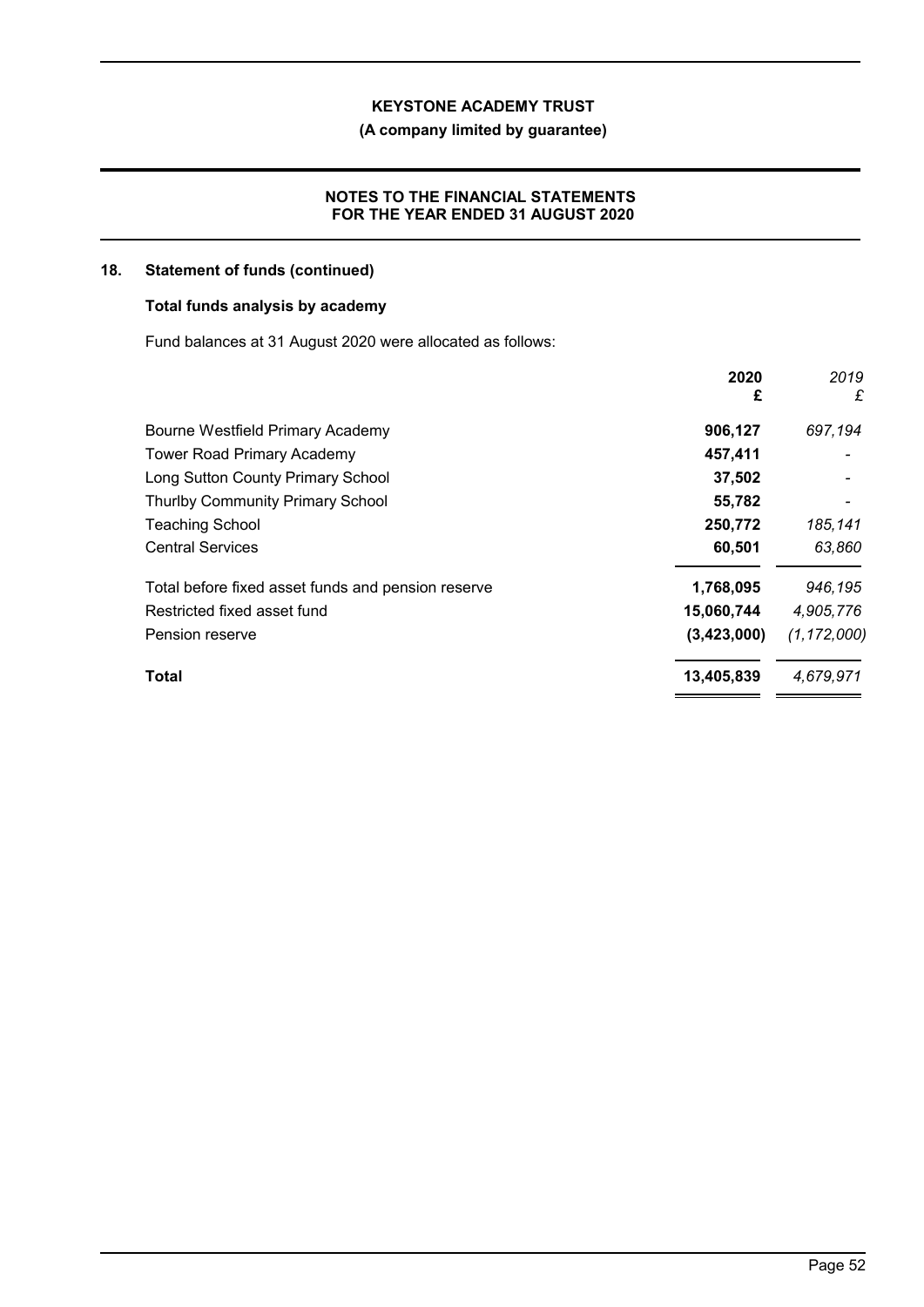## 18. Statement of funds (continued)

### Total funds analysis by academy

Fund balances at 31 August 2020 were allocated as follows:

| | **2020** **£** | *2019* *£* |
|---|---|---|
| Bourne Westfield Primary Academy | **906,127** | *697,194* |
| Tower Road Primary Academy | **457,411** | - |
| Long Sutton County Primary School | **37,502** | - |
| Thurlby Community Primary School | **55,782** | - |
| Teaching School | **250,772** | *185,141* |
| Central Services | **60,501** | *63,860* |
| Total before fixed asset funds and pension reserve | **1,768,095** | *946,195* |
| Restricted fixed asset fund | **15,060,744** | *4,905,776* |
| Pension reserve | **(3,423,000)** | *(1,172,000)* |
| **Total** | **13,405,839** | *4,679,971* |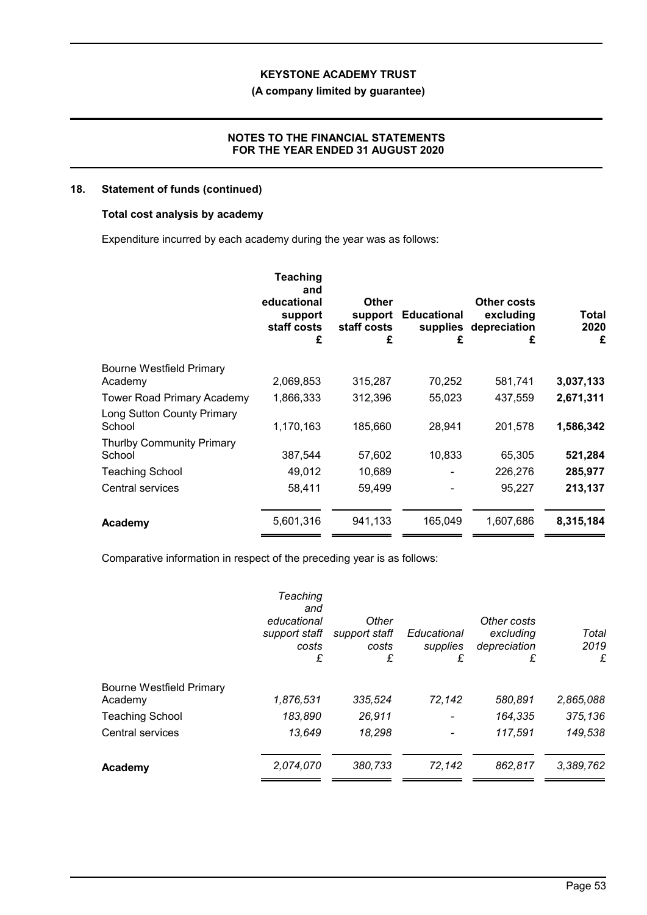## 18. Statement of funds (continued)

### Total cost analysis by academy

Expenditure incurred by each academy during the year was as follows:

| | Teaching and educational support staff costs £ | Other support staff costs £ | Educational supplies £ | Other costs excluding depreciation £ | Total 2020 £ |
|---|---|---|---|---|---|
| Bourne Westfield Primary Academy | 2,069,853 | 315,287 | 70,252 | 581,741 | **3,037,133** |
| Tower Road Primary Academy | 1,866,333 | 312,396 | 55,023 | 437,559 | **2,671,311** |
| Long Sutton County Primary School | 1,170,163 | 185,660 | 28,941 | 201,578 | **1,586,342** |
| Thurlby Community Primary School | 387,544 | 57,602 | 10,833 | 65,305 | **521,284** |
| Teaching School | 49,012 | 10,689 | - | 226,276 | **285,977** |
| Central services | 58,411 | 59,499 | - | 95,227 | **213,137** |
| **Academy** | 5,601,316 | 941,133 | 165,049 | 1,607,686 | **8,315,184** |

Comparative information in respect of the preceding year is as follows:

| | *Teaching and educational support staff costs £* | *Other support staff costs £* | *Educational supplies £* | *Other costs excluding depreciation £* | *Total 2019 £* |
|---|---|---|---|---|---|
| Bourne Westfield Primary Academy | *1,876,531* | *335,524* | *72,142* | *580,891* | *2,865,088* |
| Teaching School | *183,890* | *26,911* | *-* | *164,335* | *375,136* |
| Central services | *13,649* | *18,298* | *-* | *117,591* | *149,538* |
| **Academy** | *2,074,070* | *380,733* | *72,142* | *862,817* | *3,389,762* |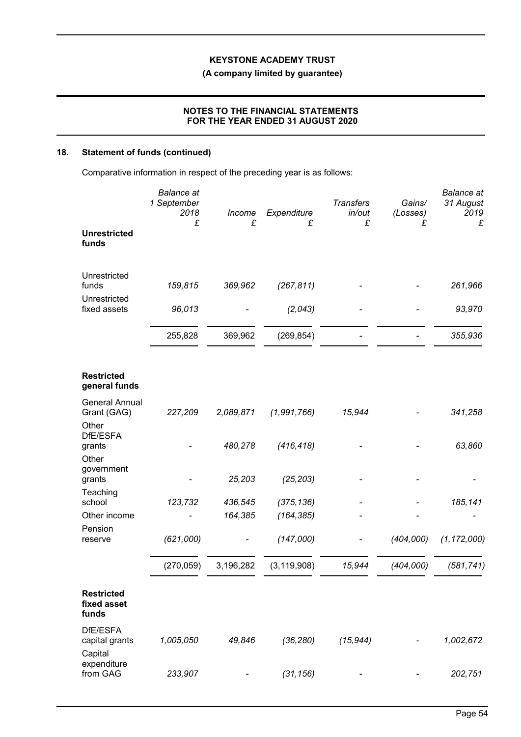## 18. Statement of funds (continued)

Comparative information in respect of the preceding year is as follows:

| | *Balance at 1 September 2018* | *Income* | *Expenditure* | *Transfers in/out* | *Gains/ (Losses)* | *Balance at 31 August 2019* |
|---|---|---|---|---|---|---|
| | *£* | *£* | *£* | *£* | *£* | *£* |
| **Unrestricted funds** | | | | | | |
| Unrestricted funds | *159,815* | *369,962* | *(267,811)* | *-* | *-* | *261,966* |
| Unrestricted fixed assets | *96,013* | *-* | *(2,043)* | *-* | *-* | *93,970* |
| | 255,828 | 369,962 | (269,854) | - | - | *355,936* |
| **Restricted general funds** | | | | | | |
| General Annual Grant (GAG) | *227,209* | *2,089,871* | *(1,991,766)* | *15,944* | *-* | *341,258* |
| Other DfE/ESFA grants | *-* | *480,278* | *(416,418)* | *-* | *-* | *63,860* |
| Other government grants | *-* | *25,203* | *(25,203)* | *-* | *-* | *-* |
| Teaching school | *123,732* | *436,545* | *(375,136)* | *-* | *-* | *185,141* |
| Other income | *-* | *164,385* | *(164,385)* | *-* | *-* | *-* |
| Pension reserve | *(621,000)* | *-* | *(147,000)* | *-* | *(404,000)* | *(1,172,000)* |
| | (270,059) | 3,196,282 | (3,119,908) | *15,944* | *(404,000)* | *(581,741)* |
| **Restricted fixed asset funds** | | | | | | |
| DfE/ESFA capital grants | *1,005,050* | *49,846* | *(36,280)* | *(15,944)* | *-* | *1,002,672* |
| Capital expenditure from GAG | *233,907* | *-* | *(31,156)* | *-* | *-* | *202,751* |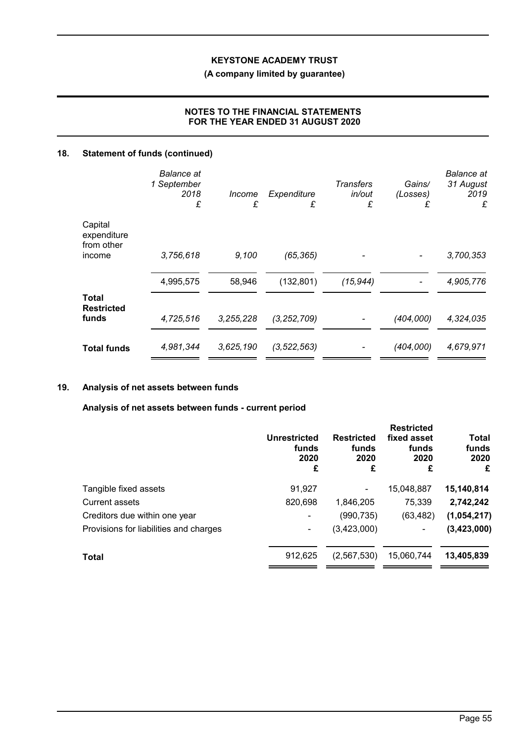## 18. Statement of funds (continued)

| | *Balance at 1 September 2018 £* | *Income £* | *Expenditure £* | *Transfers in/out £* | *Gains/ (Losses) £* | *Balance at 31 August 2019 £* |
|---|---|---|---|---|---|---|
| Capital expenditure from other income | *3,756,618* | *9,100* | *(65,365)* | *-* | *-* | *3,700,353* |
| | 4,995,575 | 58,946 | (132,801) | *(15,944)* | - | *4,905,776* |
| **Total Restricted funds** | *4,725,516* | *3,255,228* | *(3,252,709)* | *-* | *(404,000)* | *4,324,035* |
| **Total funds** | *4,981,344* | *3,625,190* | *(3,522,563)* | *-* | *(404,000)* | *4,679,971* |

## 19. Analysis of net assets between funds

### Analysis of net assets between funds - current period

| | **Unrestricted funds 2020 £** | **Restricted funds 2020 £** | **Restricted fixed asset funds 2020 £** | **Total funds 2020 £** |
|---|---|---|---|---|
| Tangible fixed assets | 91,927 | - | 15,048,887 | **15,140,814** |
| Current assets | 820,698 | 1,846,205 | 75,339 | **2,742,242** |
| Creditors due within one year | - | (990,735) | (63,482) | **(1,054,217)** |
| Provisions for liabilities and charges | - | (3,423,000) | - | **(3,423,000)** |
| **Total** | 912,625 | (2,567,530) | 15,060,744 | **13,405,839** |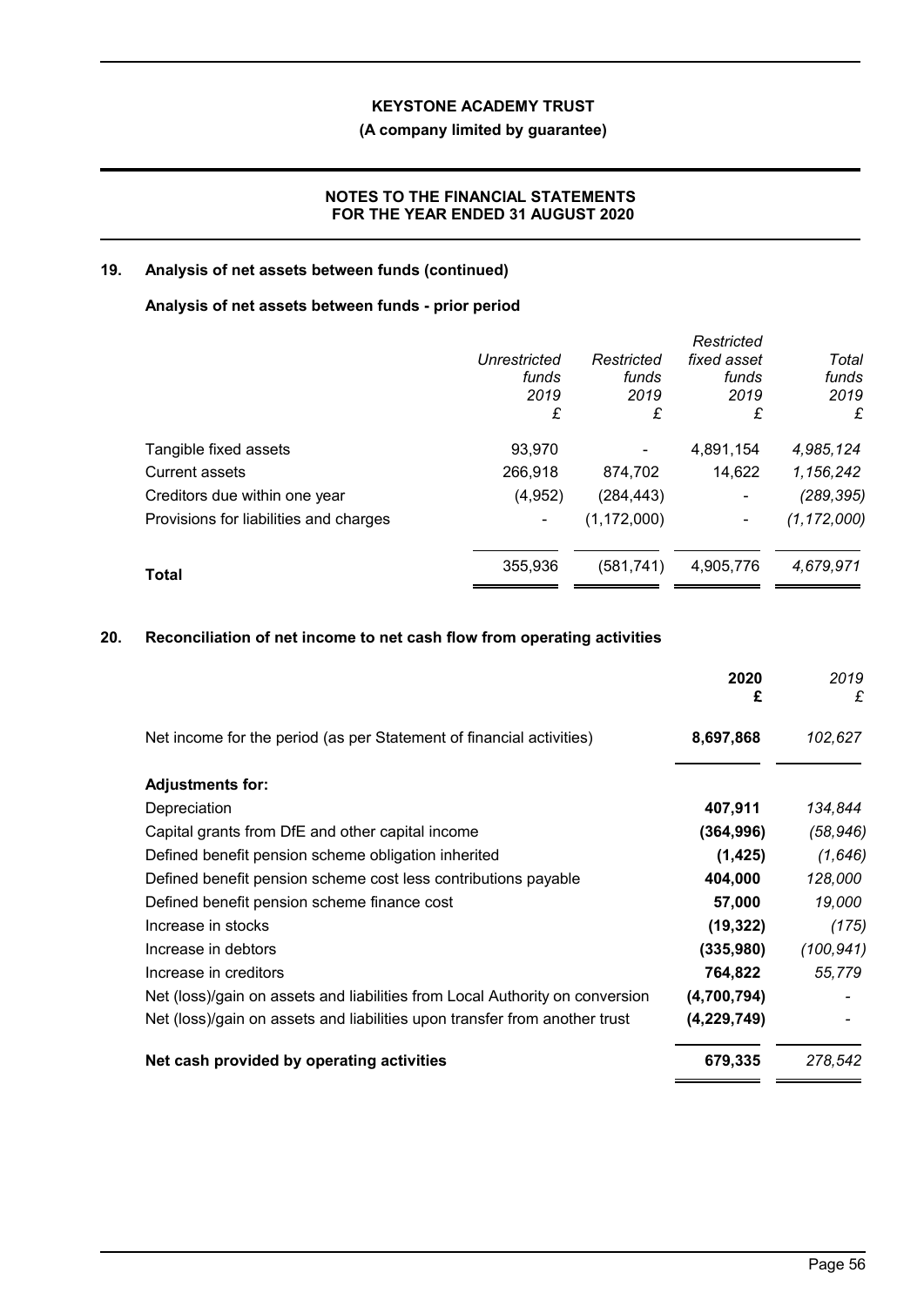## 19. Analysis of net assets between funds (continued)

### Analysis of net assets between funds - prior period

| | *Unrestricted funds 2019 £* | *Restricted funds 2019 £* | *Restricted fixed asset funds 2019 £* | *Total funds 2019 £* |
|---|---|---|---|---|
| Tangible fixed assets | 93,970 | - | 4,891,154 | *4,985,124* |
| Current assets | 266,918 | 874,702 | 14,622 | *1,156,242* |
| Creditors due within one year | (4,952) | (284,443) | - | *(289,395)* |
| Provisions for liabilities and charges | - | (1,172,000) | - | *(1,172,000)* |
| **Total** | 355,936 | (581,741) | 4,905,776 | *4,679,971* |

## 20. Reconciliation of net income to net cash flow from operating activities

| | **2020 £** | *2019 £* |
|---|---|---|
| Net income for the period (as per Statement of financial activities) | **8,697,868** | *102,627* |
| **Adjustments for:** | | |
| Depreciation | **407,911** | *134,844* |
| Capital grants from DfE and other capital income | **(364,996)** | *(58,946)* |
| Defined benefit pension scheme obligation inherited | **(1,425)** | *(1,646)* |
| Defined benefit pension scheme cost less contributions payable | **404,000** | *128,000* |
| Defined benefit pension scheme finance cost | **57,000** | *19,000* |
| Increase in stocks | **(19,322)** | *(175)* |
| Increase in debtors | **(335,980)** | *(100,941)* |
| Increase in creditors | **764,822** | *55,779* |
| Net (loss)/gain on assets and liabilities from Local Authority on conversion | **(4,700,794)** | *-* |
| Net (loss)/gain on assets and liabilities upon transfer from another trust | **(4,229,749)** | *-* |
| **Net cash provided by operating activities** | **679,335** | *278,542* |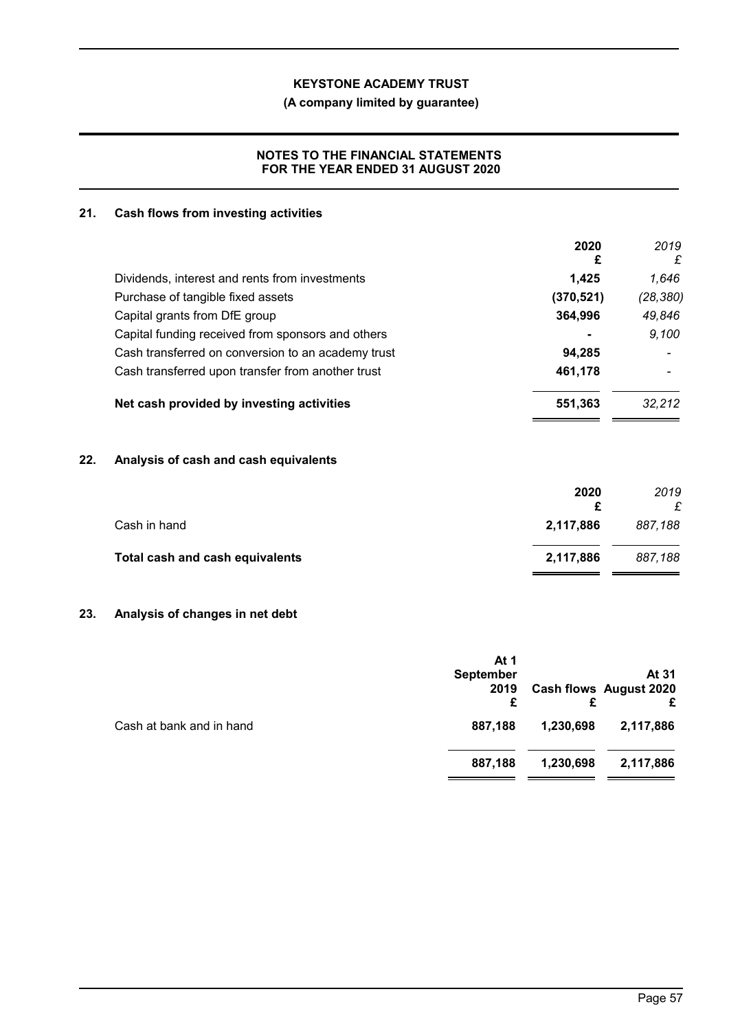## 21. Cash flows from investing activities

| | 2020 £ | *2019 £* |
|---|---|---|
| Dividends, interest and rents from investments | **1,425** | *1,646* |
| Purchase of tangible fixed assets | **(370,521)** | *(28,380)* |
| Capital grants from DfE group | **364,996** | *49,846* |
| Capital funding received from sponsors and others | **-** | *9,100* |
| Cash transferred on conversion to an academy trust | **94,285** | *-* |
| Cash transferred upon transfer from another trust | **461,178** | *-* |
| **Net cash provided by investing activities** | **551,363** | *32,212* |

## 22. Analysis of cash and cash equivalents

| | 2020 £ | *2019 £* |
|---|---|---|
| Cash in hand | **2,117,886** | *887,188* |
| **Total cash and cash equivalents** | **2,117,886** | *887,188* |

## 23. Analysis of changes in net debt

| | At 1 September 2019 £ | Cash flows £ | At 31 August 2020 £ |
|---|---|---|---|
| Cash at bank and in hand | **887,188** | **1,230,698** | **2,117,886** |
| | **887,188** | **1,230,698** | **2,117,886** |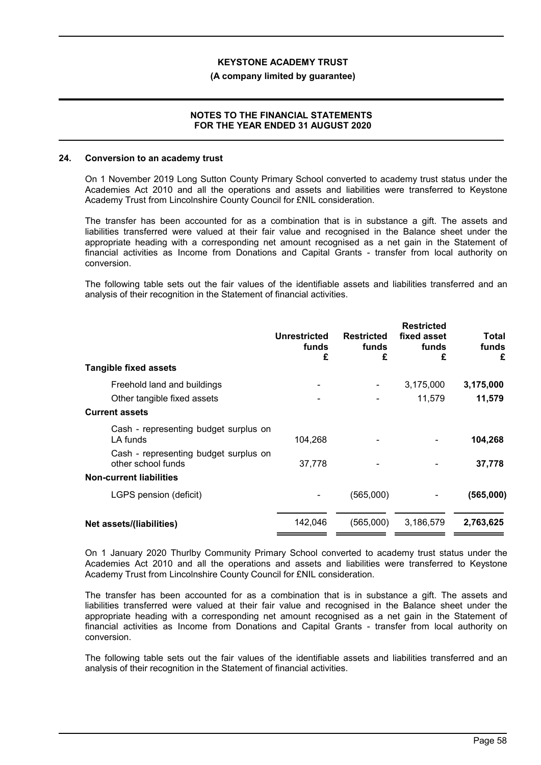## 24. Conversion to an academy trust

On 1 November 2019 Long Sutton County Primary School converted to academy trust status under the Academies Act 2010 and all the operations and assets and liabilities were transferred to Keystone Academy Trust from Lincolnshire County Council for £NIL consideration.

The transfer has been accounted for as a combination that is in substance a gift. The assets and liabilities transferred were valued at their fair value and recognised in the Balance sheet under the appropriate heading with a corresponding net amount recognised as a net gain in the Statement of financial activities as Income from Donations and Capital Grants - transfer from local authority on conversion.

The following table sets out the fair values of the identifiable assets and liabilities transferred and an analysis of their recognition in the Statement of financial activities.

| | Unrestricted funds £ | Restricted funds £ | Restricted fixed asset funds £ | Total funds £ |
|---|---|---|---|---|
| **Tangible fixed assets** | | | | |
| Freehold land and buildings | - | - | 3,175,000 | **3,175,000** |
| Other tangible fixed assets | - | - | 11,579 | **11,579** |
| **Current assets** | | | | |
| Cash - representing budget surplus on LA funds | 104,268 | - | - | **104,268** |
| Cash - representing budget surplus on other school funds | 37,778 | - | - | **37,778** |
| **Non-current liabilities** | | | | |
| LGPS pension (deficit) | - | (565,000) | - | **(565,000)** |
| **Net assets/(liabilities)** | 142,046 | (565,000) | 3,186,579 | **2,763,625** |

On 1 January 2020 Thurlby Community Primary School converted to academy trust status under the Academies Act 2010 and all the operations and assets and liabilities were transferred to Keystone Academy Trust from Lincolnshire County Council for £NIL consideration.

The transfer has been accounted for as a combination that is in substance a gift. The assets and liabilities transferred were valued at their fair value and recognised in the Balance sheet under the appropriate heading with a corresponding net amount recognised as a net gain in the Statement of financial activities as Income from Donations and Capital Grants - transfer from local authority on conversion.

The following table sets out the fair values of the identifiable assets and liabilities transferred and an analysis of their recognition in the Statement of financial activities.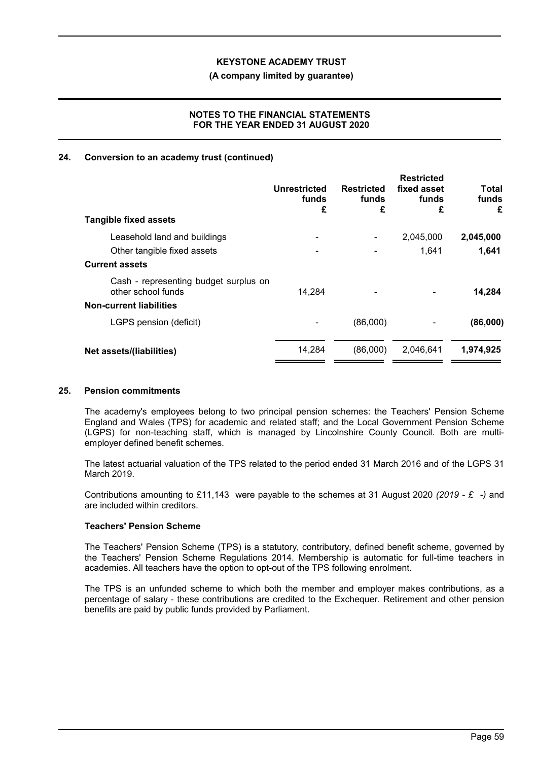## 24. Conversion to an academy trust (continued)

| | Unrestricted funds £ | Restricted funds £ | Restricted fixed asset funds £ | Total funds £ |
|---|---|---|---|---|
| **Tangible fixed assets** | | | | |
| Leasehold land and buildings | - | - | 2,045,000 | **2,045,000** |
| Other tangible fixed assets | - | - | 1,641 | **1,641** |
| **Current assets** | | | | |
| Cash - representing budget surplus on other school funds | 14,284 | - | - | **14,284** |
| **Non-current liabilities** | | | | |
| LGPS pension (deficit) | - | (86,000) | - | **(86,000)** |
| **Net assets/(liabilities)** | 14,284 | (86,000) | 2,046,641 | **1,974,925** |

## 25. Pension commitments

The academy's employees belong to two principal pension schemes: the Teachers' Pension Scheme England and Wales (TPS) for academic and related staff; and the Local Government Pension Scheme (LGPS) for non-teaching staff, which is managed by Lincolnshire County Council. Both are multi-employer defined benefit schemes.

The latest actuarial valuation of the TPS related to the period ended 31 March 2016 and of the LGPS 31 March 2019.

Contributions amounting to £11,143 were payable to the schemes at 31 August 2020 *(2019 - £ -)* and are included within creditors.

### Teachers' Pension Scheme

The Teachers' Pension Scheme (TPS) is a statutory, contributory, defined benefit scheme, governed by the Teachers' Pension Scheme Regulations 2014. Membership is automatic for full-time teachers in academies. All teachers have the option to opt-out of the TPS following enrolment.

The TPS is an unfunded scheme to which both the member and employer makes contributions, as a percentage of salary - these contributions are credited to the Exchequer. Retirement and other pension benefits are paid by public funds provided by Parliament.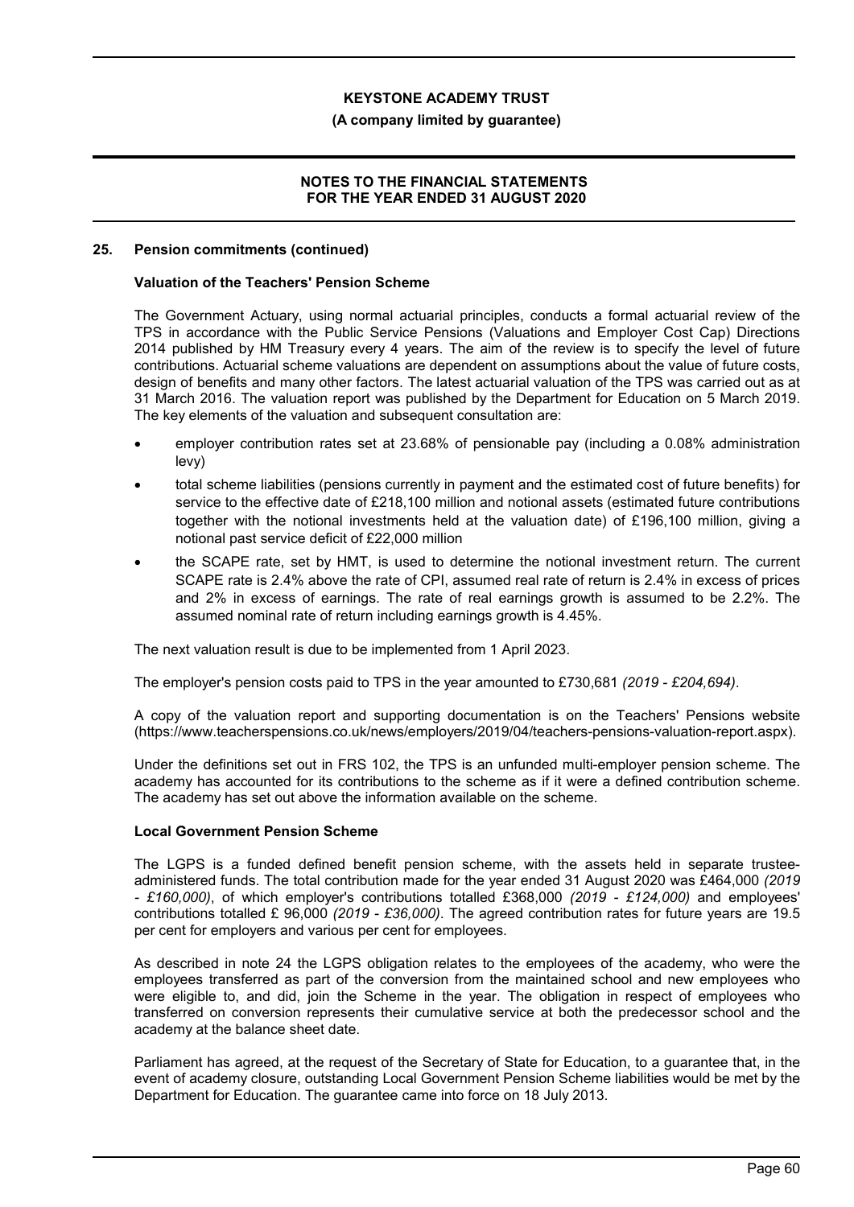## 25. Pension commitments (continued)

### Valuation of the Teachers' Pension Scheme

The Government Actuary, using normal actuarial principles, conducts a formal actuarial review of the TPS in accordance with the Public Service Pensions (Valuations and Employer Cost Cap) Directions 2014 published by HM Treasury every 4 years. The aim of the review is to specify the level of future contributions. Actuarial scheme valuations are dependent on assumptions about the value of future costs, design of benefits and many other factors. The latest actuarial valuation of the TPS was carried out as at 31 March 2016. The valuation report was published by the Department for Education on 5 March 2019. The key elements of the valuation and subsequent consultation are:

- employer contribution rates set at 23.68% of pensionable pay (including a 0.08% administration levy)
- total scheme liabilities (pensions currently in payment and the estimated cost of future benefits) for service to the effective date of £218,100 million and notional assets (estimated future contributions together with the notional investments held at the valuation date) of £196,100 million, giving a notional past service deficit of £22,000 million
- the SCAPE rate, set by HMT, is used to determine the notional investment return. The current SCAPE rate is 2.4% above the rate of CPI, assumed real rate of return is 2.4% in excess of prices and 2% in excess of earnings. The rate of real earnings growth is assumed to be 2.2%. The assumed nominal rate of return including earnings growth is 4.45%.

The next valuation result is due to be implemented from 1 April 2023.

The employer's pension costs paid to TPS in the year amounted to £730,681 *(2019 - £204,694)*.

A copy of the valuation report and supporting documentation is on the Teachers' Pensions website (https://www.teacherspensions.co.uk/news/employers/2019/04/teachers-pensions-valuation-report.aspx).

Under the definitions set out in FRS 102, the TPS is an unfunded multi-employer pension scheme. The academy has accounted for its contributions to the scheme as if it were a defined contribution scheme. The academy has set out above the information available on the scheme.

### Local Government Pension Scheme

The LGPS is a funded defined benefit pension scheme, with the assets held in separate trustee-administered funds. The total contribution made for the year ended 31 August 2020 was £464,000 *(2019 - £160,000)*, of which employer's contributions totalled £368,000 *(2019 - £124,000)* and employees' contributions totalled £ 96,000 *(2019 - £36,000)*. The agreed contribution rates for future years are 19.5 per cent for employers and various per cent for employees.

As described in note 24 the LGPS obligation relates to the employees of the academy, who were the employees transferred as part of the conversion from the maintained school and new employees who were eligible to, and did, join the Scheme in the year. The obligation in respect of employees who transferred on conversion represents their cumulative service at both the predecessor school and the academy at the balance sheet date.

Parliament has agreed, at the request of the Secretary of State for Education, to a guarantee that, in the event of academy closure, outstanding Local Government Pension Scheme liabilities would be met by the Department for Education. The guarantee came into force on 18 July 2013.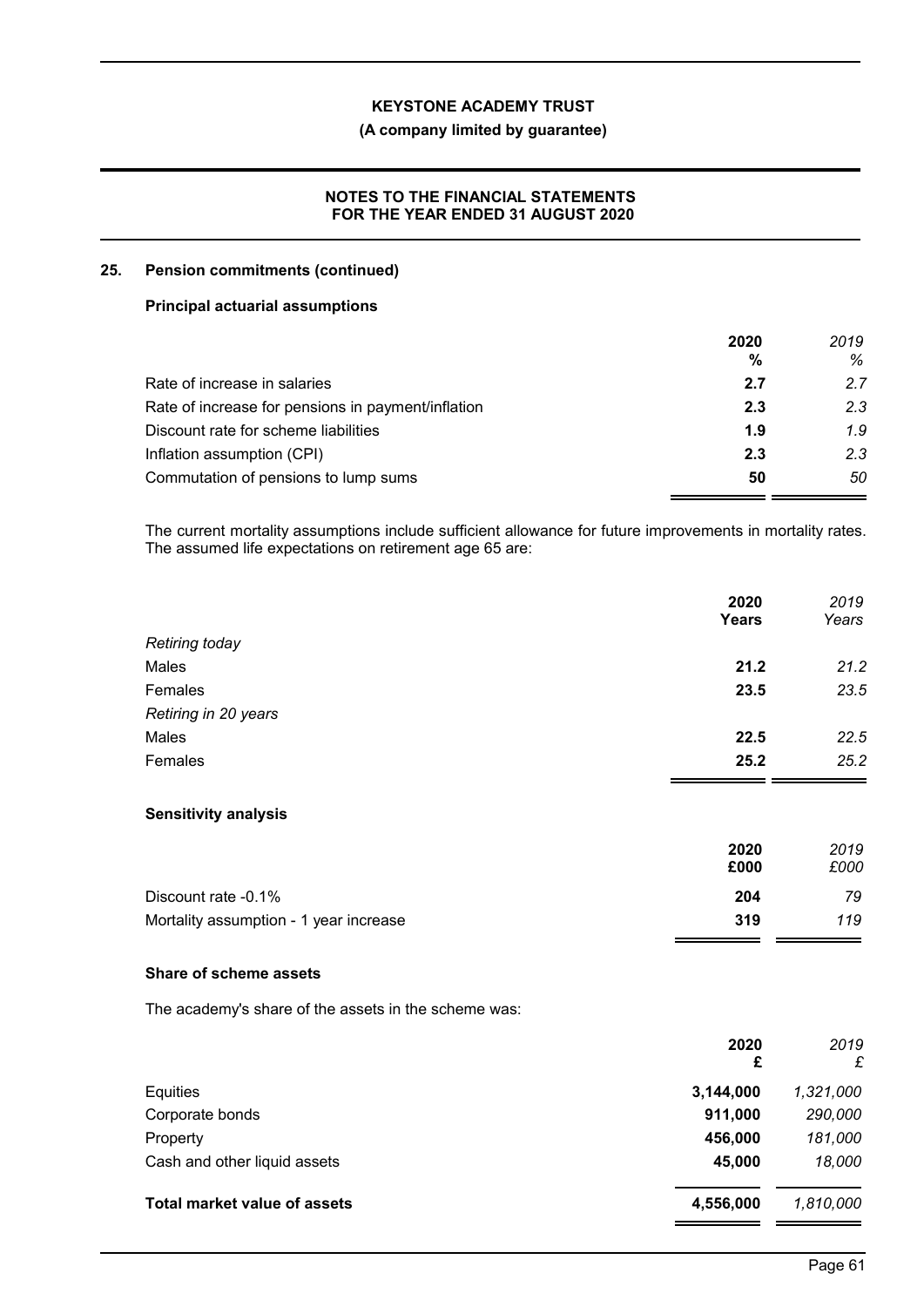## 25. Pension commitments (continued)

### Principal actuarial assumptions

| | 2020 % | *2019 %* |
|---|---|---|
| Rate of increase in salaries | **2.7** | *2.7* |
| Rate of increase for pensions in payment/inflation | **2.3** | *2.3* |
| Discount rate for scheme liabilities | **1.9** | *1.9* |
| Inflation assumption (CPI) | **2.3** | *2.3* |
| Commutation of pensions to lump sums | **50** | *50* |

The current mortality assumptions include sufficient allowance for future improvements in mortality rates. The assumed life expectations on retirement age 65 are:

| | 2020 Years | *2019 Years* |
|---|---|---|
| *Retiring today* | | |
| Males | **21.2** | *21.2* |
| Females | **23.5** | *23.5* |
| *Retiring in 20 years* | | |
| Males | **22.5** | *22.5* |
| Females | **25.2** | *25.2* |

### Sensitivity analysis

| | 2020 £000 | *2019 £000* |
|---|---|---|
| Discount rate -0.1% | **204** | *79* |
| Mortality assumption - 1 year increase | **319** | *119* |

### Share of scheme assets

The academy's share of the assets in the scheme was:

| | 2020 £ | *2019 £* |
|---|---|---|
| Equities | **3,144,000** | *1,321,000* |
| Corporate bonds | **911,000** | *290,000* |
| Property | **456,000** | *181,000* |
| Cash and other liquid assets | **45,000** | *18,000* |
| **Total market value of assets** | **4,556,000** | *1,810,000* |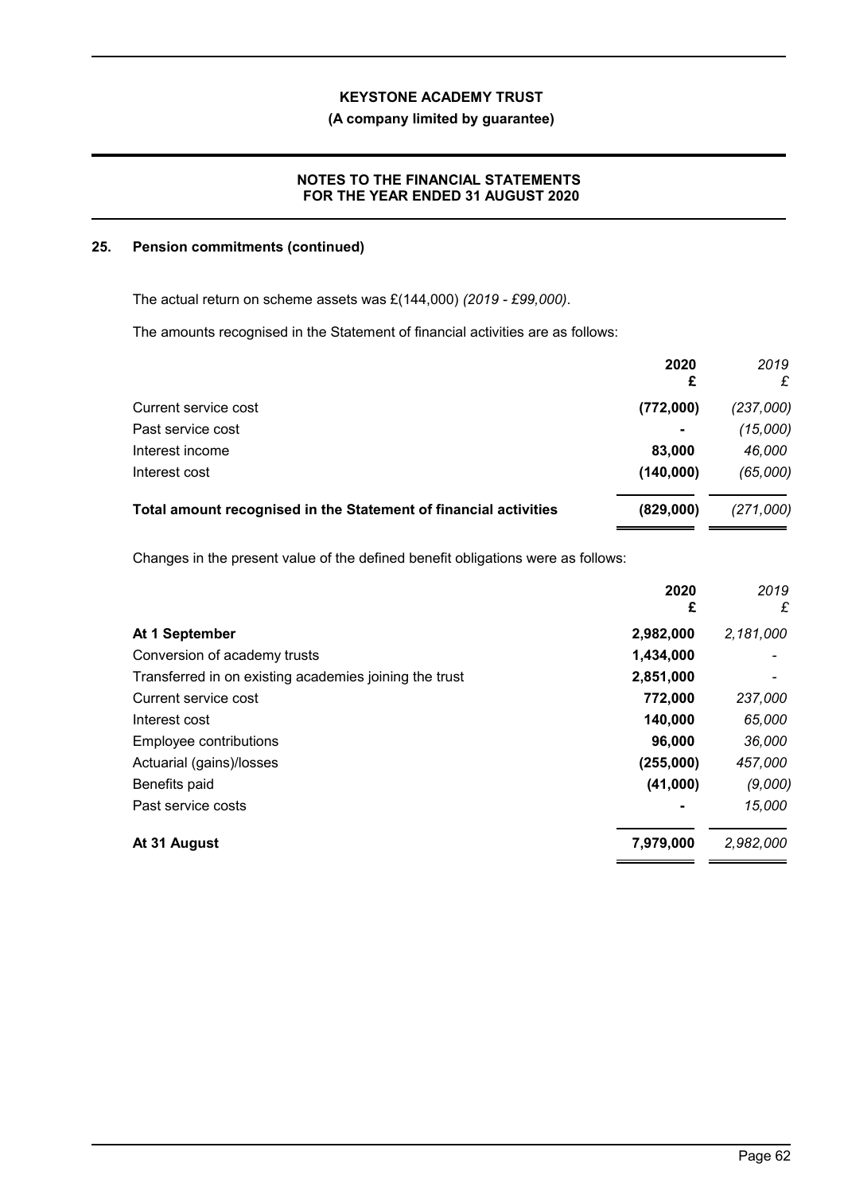## 25. Pension commitments (continued)

The actual return on scheme assets was £(144,000) *(2019 - £99,000)*.

The amounts recognised in the Statement of financial activities are as follows:

| | 2020<br>£ | *2019*<br>*£* |
|---|---|---|
| Current service cost | **(772,000)** | *(237,000)* |
| Past service cost | **-** | *(15,000)* |
| Interest income | **83,000** | *46,000* |
| Interest cost | **(140,000)** | *(65,000)* |
| **Total amount recognised in the Statement of financial activities** | **(829,000)** | *(271,000)* |

Changes in the present value of the defined benefit obligations were as follows:

| | 2020<br>£ | *2019*<br>*£* |
|---|---|---|
| **At 1 September** | **2,982,000** | *2,181,000* |
| Conversion of academy trusts | **1,434,000** | *-* |
| Transferred in on existing academies joining the trust | **2,851,000** | *-* |
| Current service cost | **772,000** | *237,000* |
| Interest cost | **140,000** | *65,000* |
| Employee contributions | **96,000** | *36,000* |
| Actuarial (gains)/losses | **(255,000)** | *457,000* |
| Benefits paid | **(41,000)** | *(9,000)* |
| Past service costs | **-** | *15,000* |
| **At 31 August** | **7,979,000** | *2,982,000* |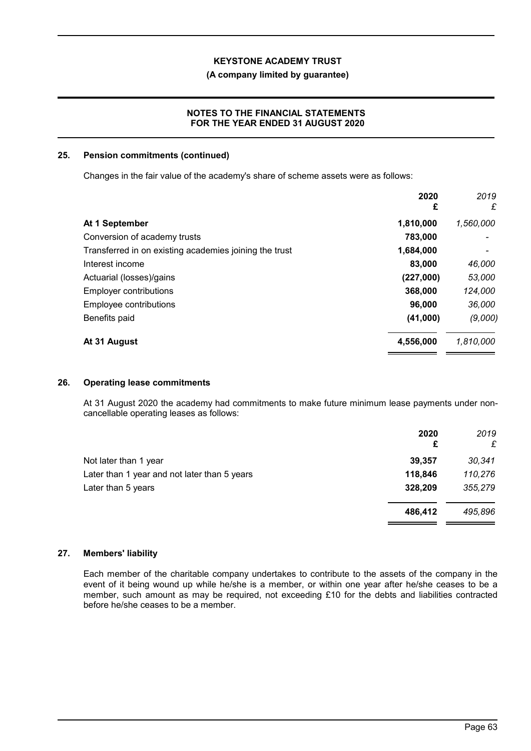## 25. Pension commitments (continued)

Changes in the fair value of the academy's share of scheme assets were as follows:

| | 2020<br>£ | *2019*<br>*£* |
|---|---|---|
| **At 1 September** | **1,810,000** | *1,560,000* |
| Conversion of academy trusts | **783,000** | *-* |
| Transferred in on existing academies joining the trust | **1,684,000** | *-* |
| Interest income | **83,000** | *46,000* |
| Actuarial (losses)/gains | **(227,000)** | *53,000* |
| Employer contributions | **368,000** | *124,000* |
| Employee contributions | **96,000** | *36,000* |
| Benefits paid | **(41,000)** | *(9,000)* |
| **At 31 August** | **4,556,000** | *1,810,000* |

## 26. Operating lease commitments

At 31 August 2020 the academy had commitments to make future minimum lease payments under non-cancellable operating leases as follows:

| | 2020<br>£ | *2019*<br>*£* |
|---|---|---|
| Not later than 1 year | **39,357** | *30,341* |
| Later than 1 year and not later than 5 years | **118,846** | *110,276* |
| Later than 5 years | **328,209** | *355,279* |
| | **486,412** | *495,896* |

## 27. Members' liability

Each member of the charitable company undertakes to contribute to the assets of the company in the event of it being wound up while he/she is a member, or within one year after he/she ceases to be a member, such amount as may be required, not exceeding £10 for the debts and liabilities contracted before he/she ceases to be a member.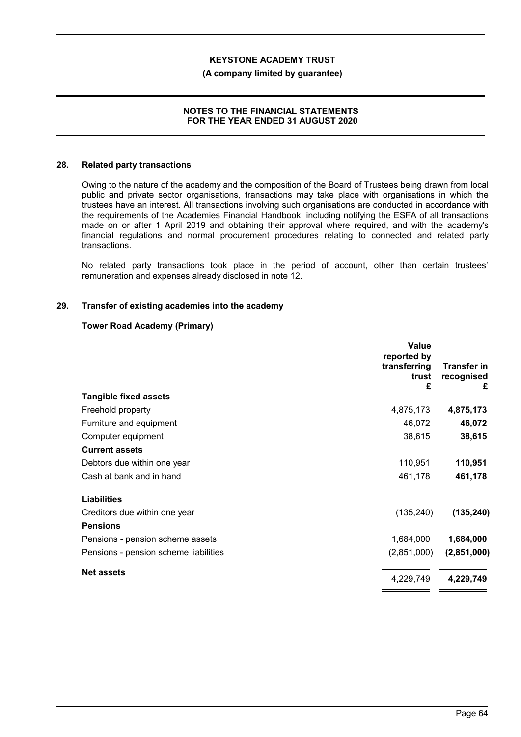## 28. Related party transactions

Owing to the nature of the academy and the composition of the Board of Trustees being drawn from local public and private sector organisations, transactions may take place with organisations in which the trustees have an interest. All transactions involving such organisations are conducted in accordance with the requirements of the Academies Financial Handbook, including notifying the ESFA of all transactions made on or after 1 April 2019 and obtaining their approval where required, and with the academy's financial regulations and normal procurement procedures relating to connected and related party transactions.

No related party transactions took place in the period of account, other than certain trustees' remuneration and expenses already disclosed in note 12.

## 29. Transfer of existing academies into the academy

**Tower Road Academy (Primary)**

| | Value reported by transferring trust £ | Transfer in recognised £ |
|---|---|---|
| **Tangible fixed assets** | | |
| Freehold property | 4,875,173 | **4,875,173** |
| Furniture and equipment | 46,072 | **46,072** |
| Computer equipment | 38,615 | **38,615** |
| **Current assets** | | |
| Debtors due within one year | 110,951 | **110,951** |
| Cash at bank and in hand | 461,178 | **461,178** |
| **Liabilities** | | |
| Creditors due within one year | (135,240) | **(135,240)** |
| **Pensions** | | |
| Pensions - pension scheme assets | 1,684,000 | **1,684,000** |
| Pensions - pension scheme liabilities | (2,851,000) | **(2,851,000)** |
| **Net assets** | 4,229,749 | **4,229,749** |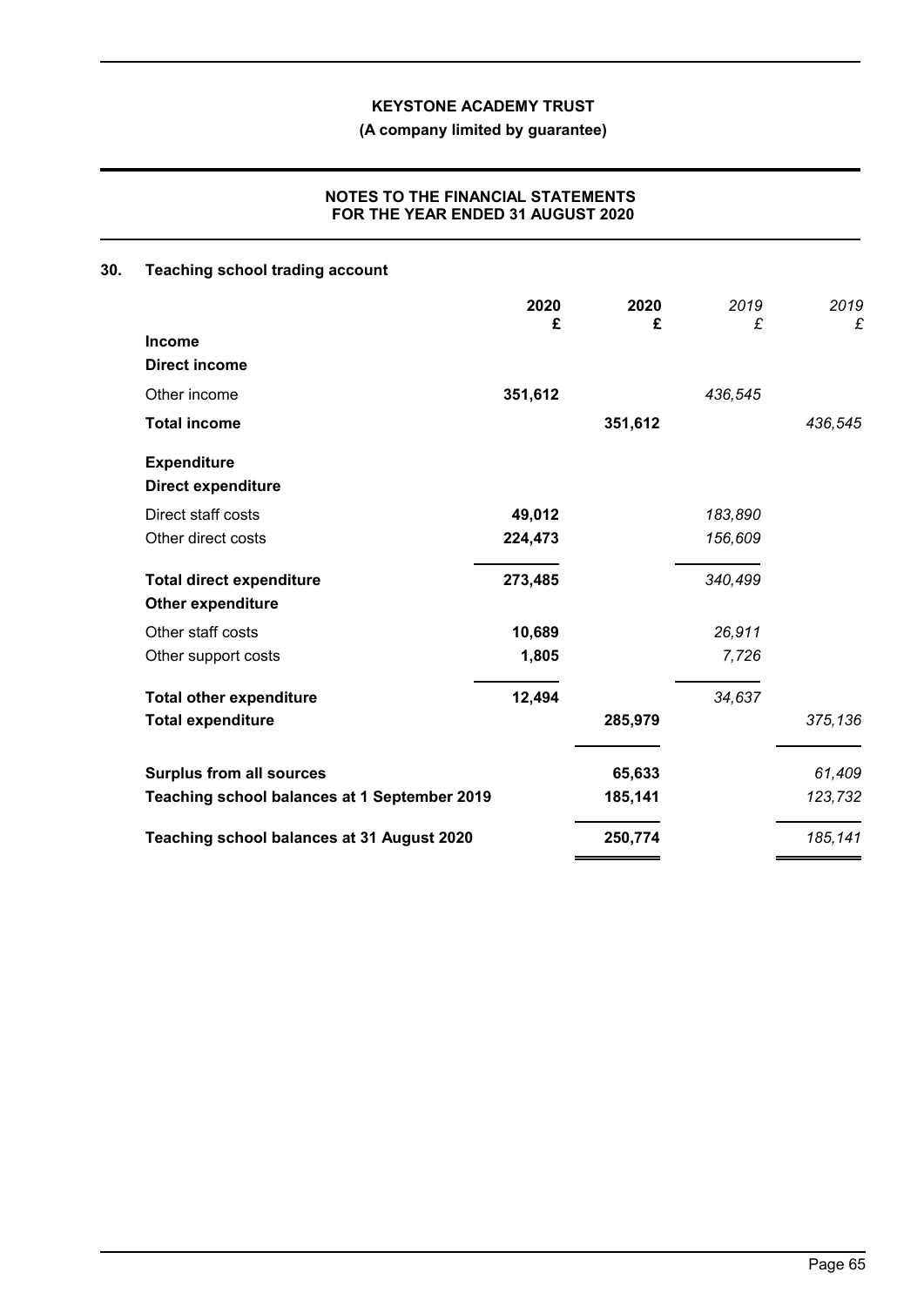**KEYSTONE ACADEMY TRUST**

**(A company limited by guarantee)**

**NOTES TO THE FINANCIAL STATEMENTS FOR THE YEAR ENDED 31 AUGUST 2020**

## 30. Teaching school trading account

| | 2020 £ | 2020 £ | *2019 £* | *2019 £* |
|---|---|---|---|---|
| **Income** | | | | |
| **Direct income** | | | | |
| Other income | **351,612** | | *436,545* | |
| **Total income** | | **351,612** | | *436,545* |
| **Expenditure** | | | | |
| **Direct expenditure** | | | | |
| Direct staff costs | **49,012** | | *183,890* | |
| Other direct costs | **224,473** | | *156,609* | |
| **Total direct expenditure** | **273,485** | | *340,499* | |
| **Other expenditure** | | | | |
| Other staff costs | **10,689** | | *26,911* | |
| Other support costs | **1,805** | | *7,726* | |
| **Total other expenditure** | **12,494** | | *34,637* | |
| **Total expenditure** | | **285,979** | | *375,136* |
| **Surplus from all sources** | | **65,633** | | *61,409* |
| **Teaching school balances at 1 September 2019** | | **185,141** | | *123,732* |
| **Teaching school balances at 31 August 2020** | | **250,774** | | *185,141* |